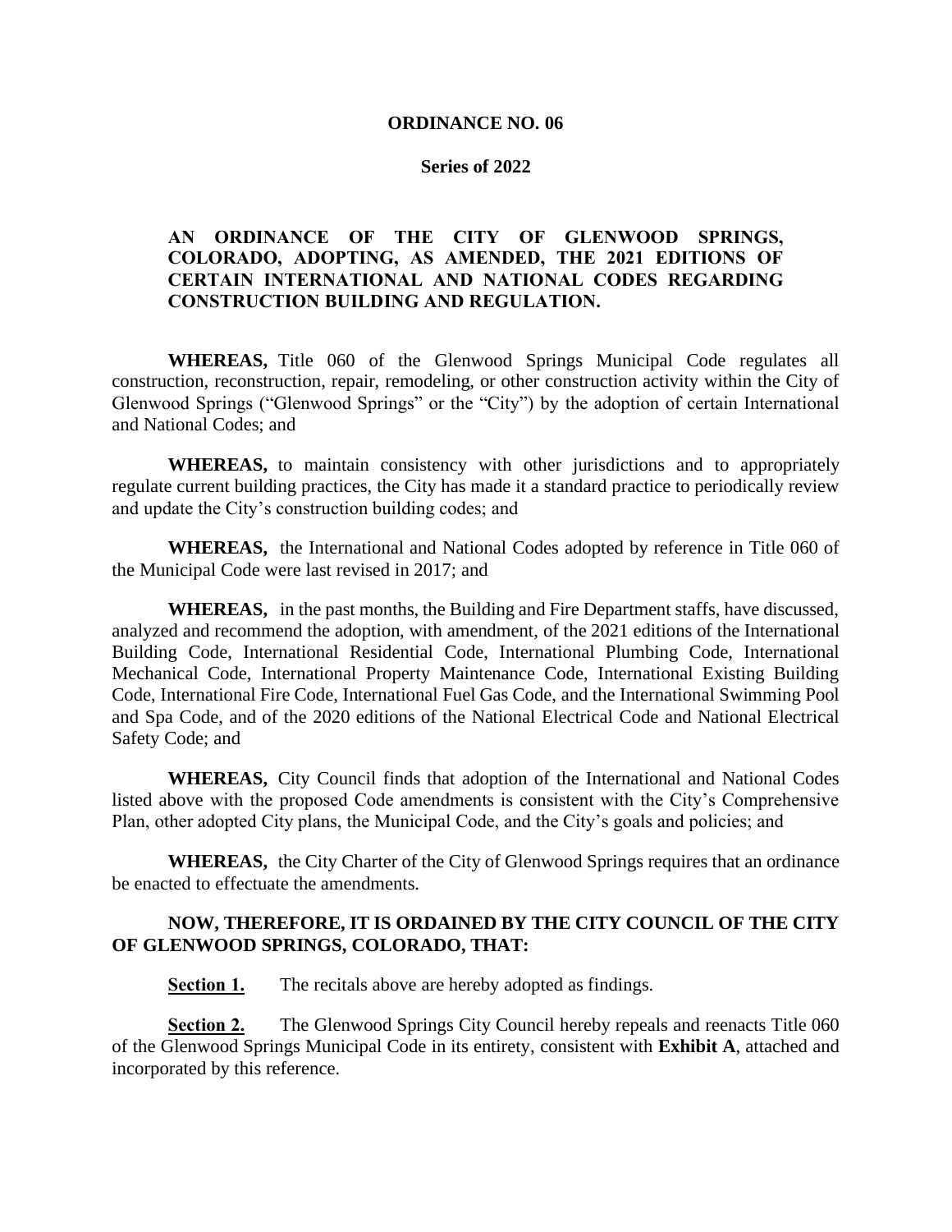**ORDINANCE NO. 06**

**Series of 2022**

**AN ORDINANCE OF THE CITY OF GLENWOOD SPRINGS, COLORADO, ADOPTING, AS AMENDED, THE 2021 EDITIONS OF CERTAIN INTERNATIONAL AND NATIONAL CODES REGARDING CONSTRUCTION BUILDING AND REGULATION.**

**WHEREAS,** Title 060 of the Glenwood Springs Municipal Code regulates all construction, reconstruction, repair, remodeling, or other construction activity within the City of Glenwood Springs ("Glenwood Springs" or the "City") by the adoption of certain International and National Codes; and

**WHEREAS,** to maintain consistency with other jurisdictions and to appropriately regulate current building practices, the City has made it a standard practice to periodically review and update the City's construction building codes; and

**WHEREAS,** the International and National Codes adopted by reference in Title 060 of the Municipal Code were last revised in 2017; and

**WHEREAS,** in the past months, the Building and Fire Department staffs, have discussed, analyzed and recommend the adoption, with amendment, of the 2021 editions of the International Building Code, International Residential Code, International Plumbing Code, International Mechanical Code, International Property Maintenance Code, International Existing Building Code, International Fire Code, International Fuel Gas Code, and the International Swimming Pool and Spa Code, and of the 2020 editions of the National Electrical Code and National Electrical Safety Code; and

**WHEREAS,** City Council finds that adoption of the International and National Codes listed above with the proposed Code amendments is consistent with the City's Comprehensive Plan, other adopted City plans, the Municipal Code, and the City's goals and policies; and

**WHEREAS,** the City Charter of the City of Glenwood Springs requires that an ordinance be enacted to effectuate the amendments.

**NOW, THEREFORE, IT IS ORDAINED BY THE CITY COUNCIL OF THE CITY OF GLENWOOD SPRINGS, COLORADO, THAT:**

**Section 1.** The recitals above are hereby adopted as findings.

**Section 2.** The Glenwood Springs City Council hereby repeals and reenacts Title 060 of the Glenwood Springs Municipal Code in its entirety, consistent with **Exhibit A**, attached and incorporated by this reference.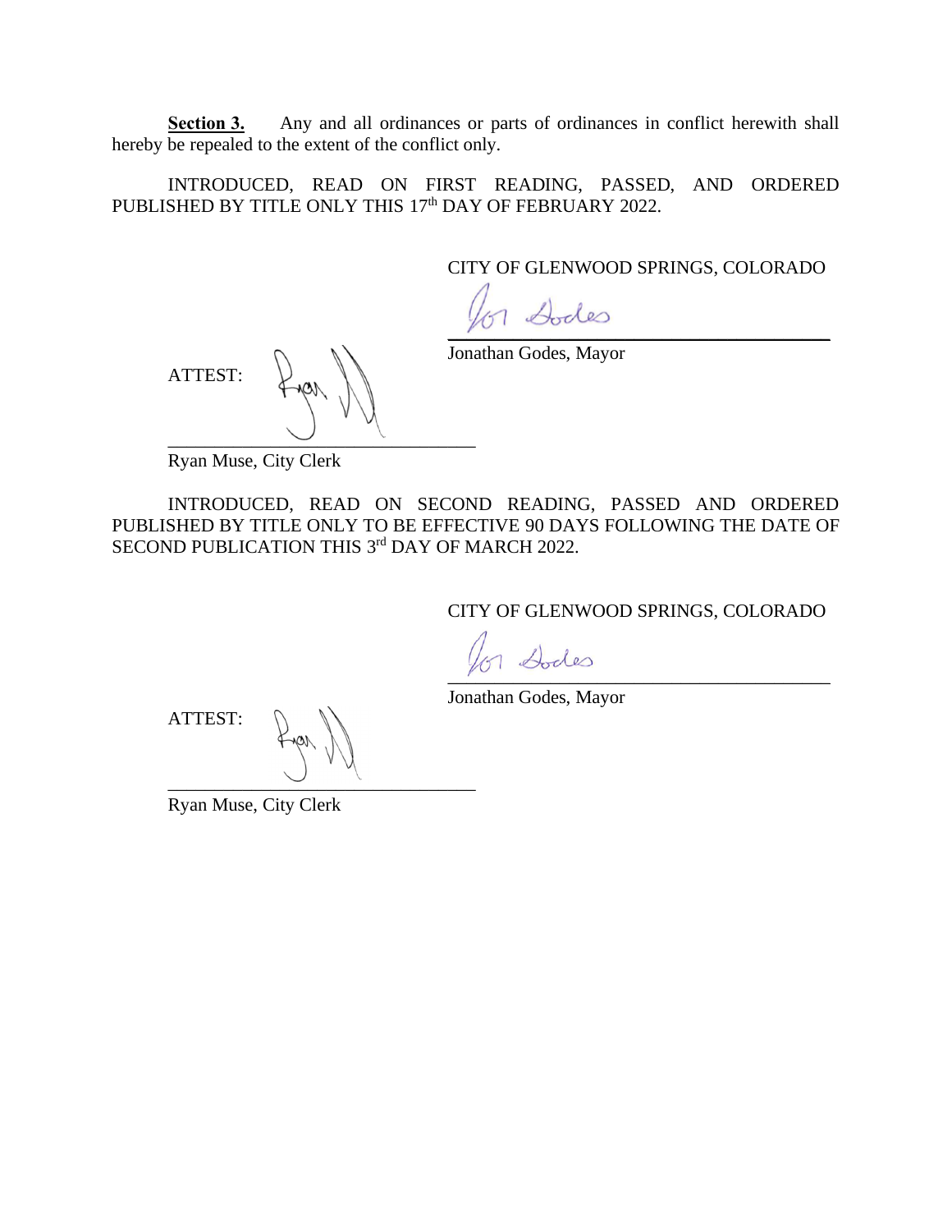**Section 3.** Any and all ordinances or parts of ordinances in conflict herewith shall hereby be repealed to the extent of the conflict only.

INTRODUCED, READ ON FIRST READING, PASSED, AND ORDERED PUBLISHED BY TITLE ONLY THIS 17th DAY OF FEBRUARY 2022.

CITY OF GLENWOOD SPRINGS, COLORADO

______________________________
Jonathan Godes, Mayor

ATTEST:

______________________________
Ryan Muse, City Clerk

INTRODUCED, READ ON SECOND READING, PASSED AND ORDERED PUBLISHED BY TITLE ONLY TO BE EFFECTIVE 90 DAYS FOLLOWING THE DATE OF SECOND PUBLICATION THIS 3rd DAY OF MARCH 2022.

CITY OF GLENWOOD SPRINGS, COLORADO

______________________________
Jonathan Godes, Mayor

ATTEST:

______________________________
Ryan Muse, City Clerk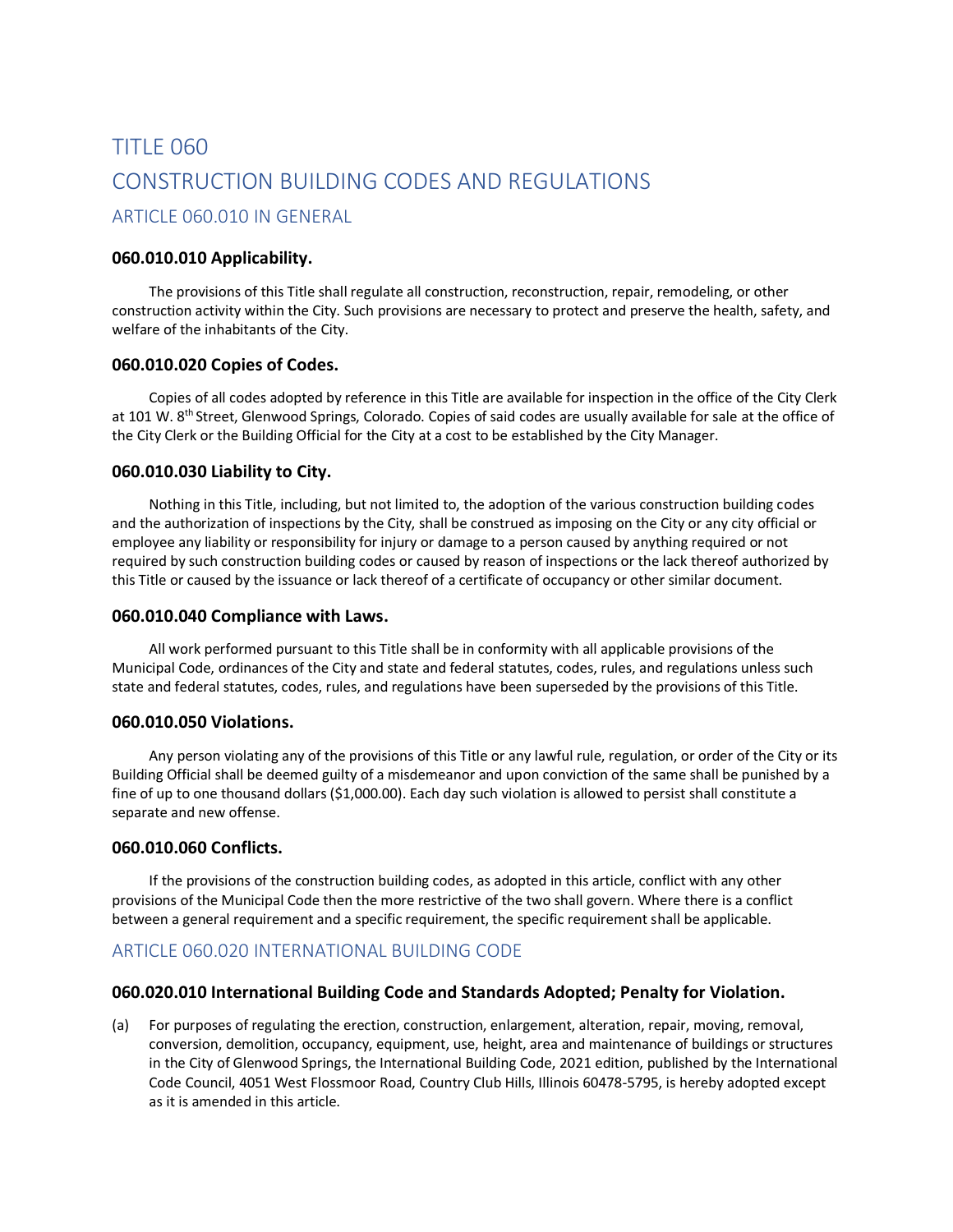# TITLE 060

# CONSTRUCTION BUILDING CODES AND REGULATIONS

## ARTICLE 060.010 IN GENERAL

### 060.010.010 Applicability.

The provisions of this Title shall regulate all construction, reconstruction, repair, remodeling, or other construction activity within the City. Such provisions are necessary to protect and preserve the health, safety, and welfare of the inhabitants of the City.

### 060.010.020 Copies of Codes.

Copies of all codes adopted by reference in this Title are available for inspection in the office of the City Clerk at 101 W. 8th Street, Glenwood Springs, Colorado. Copies of said codes are usually available for sale at the office of the City Clerk or the Building Official for the City at a cost to be established by the City Manager.

### 060.010.030 Liability to City.

Nothing in this Title, including, but not limited to, the adoption of the various construction building codes and the authorization of inspections by the City, shall be construed as imposing on the City or any city official or employee any liability or responsibility for injury or damage to a person caused by anything required or not required by such construction building codes or caused by reason of inspections or the lack thereof authorized by this Title or caused by the issuance or lack thereof of a certificate of occupancy or other similar document.

### 060.010.040 Compliance with Laws.

All work performed pursuant to this Title shall be in conformity with all applicable provisions of the Municipal Code, ordinances of the City and state and federal statutes, codes, rules, and regulations unless such state and federal statutes, codes, rules, and regulations have been superseded by the provisions of this Title.

### 060.010.050 Violations.

Any person violating any of the provisions of this Title or any lawful rule, regulation, or order of the City or its Building Official shall be deemed guilty of a misdemeanor and upon conviction of the same shall be punished by a fine of up to one thousand dollars ($1,000.00). Each day such violation is allowed to persist shall constitute a separate and new offense.

### 060.010.060 Conflicts.

If the provisions of the construction building codes, as adopted in this article, conflict with any other provisions of the Municipal Code then the more restrictive of the two shall govern. Where there is a conflict between a general requirement and a specific requirement, the specific requirement shall be applicable.

## ARTICLE 060.020 INTERNATIONAL BUILDING CODE

### 060.020.010 International Building Code and Standards Adopted; Penalty for Violation.

(a) For purposes of regulating the erection, construction, enlargement, alteration, repair, moving, removal, conversion, demolition, occupancy, equipment, use, height, area and maintenance of buildings or structures in the City of Glenwood Springs, the International Building Code, 2021 edition, published by the International Code Council, 4051 West Flossmoor Road, Country Club Hills, Illinois 60478-5795, is hereby adopted except as it is amended in this article.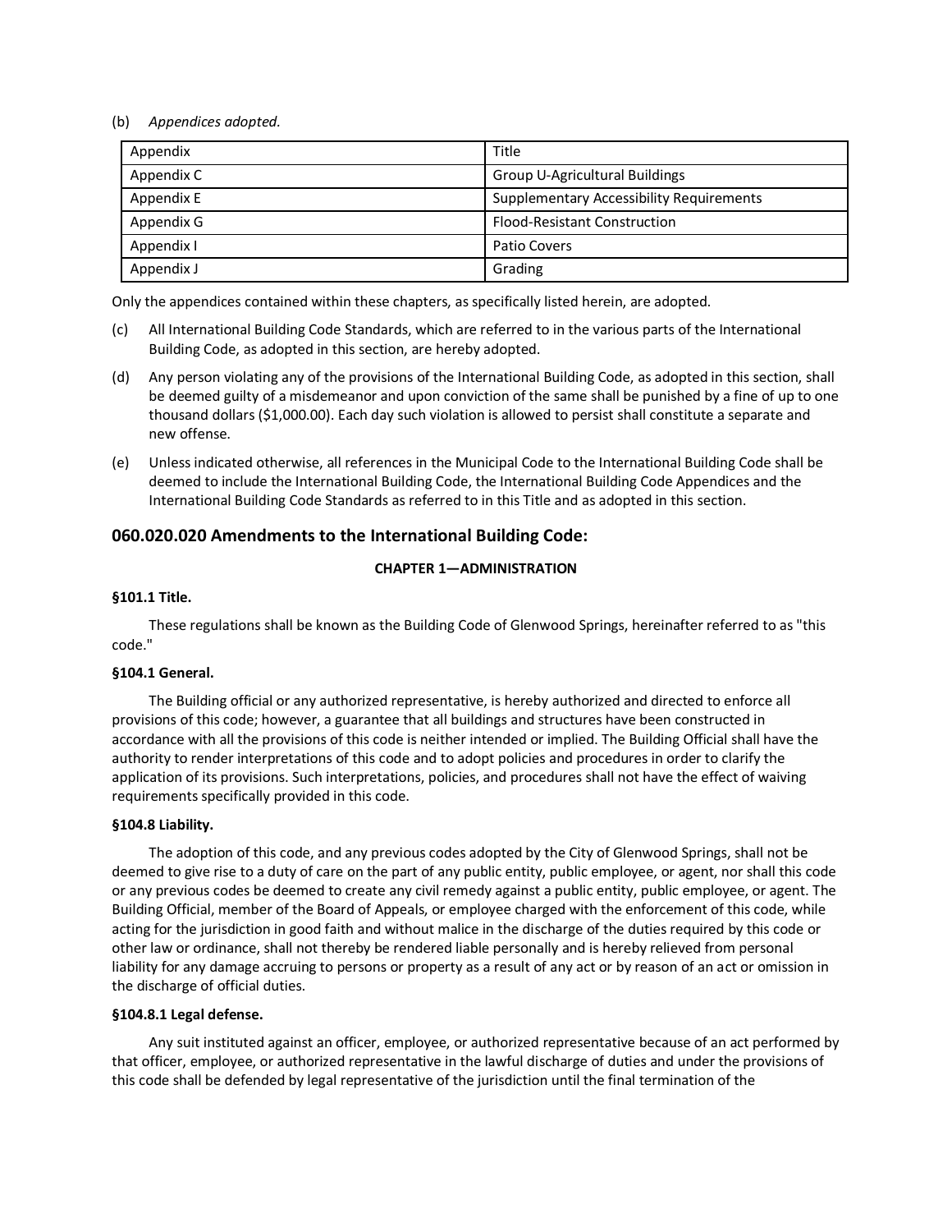(b) *Appendices adopted.*

| Appendix | Title |
|---|---|
| Appendix C | Group U-Agricultural Buildings |
| Appendix E | Supplementary Accessibility Requirements |
| Appendix G | Flood-Resistant Construction |
| Appendix I | Patio Covers |
| Appendix J | Grading |

Only the appendices contained within these chapters, as specifically listed herein, are adopted.

(c) All International Building Code Standards, which are referred to in the various parts of the International Building Code, as adopted in this section, are hereby adopted.

(d) Any person violating any of the provisions of the International Building Code, as adopted in this section, shall be deemed guilty of a misdemeanor and upon conviction of the same shall be punished by a fine of up to one thousand dollars ($1,000.00). Each day such violation is allowed to persist shall constitute a separate and new offense.

(e) Unless indicated otherwise, all references in the Municipal Code to the International Building Code shall be deemed to include the International Building Code, the International Building Code Appendices and the International Building Code Standards as referred to in this Title and as adopted in this section.

## 060.020.020 Amendments to the International Building Code:

**CHAPTER 1—ADMINISTRATION**

**§101.1 Title.**

These regulations shall be known as the Building Code of Glenwood Springs, hereinafter referred to as "this code."

**§104.1 General.**

The Building official or any authorized representative, is hereby authorized and directed to enforce all provisions of this code; however, a guarantee that all buildings and structures have been constructed in accordance with all the provisions of this code is neither intended or implied. The Building Official shall have the authority to render interpretations of this code and to adopt policies and procedures in order to clarify the application of its provisions. Such interpretations, policies, and procedures shall not have the effect of waiving requirements specifically provided in this code.

**§104.8 Liability.**

The adoption of this code, and any previous codes adopted by the City of Glenwood Springs, shall not be deemed to give rise to a duty of care on the part of any public entity, public employee, or agent, nor shall this code or any previous codes be deemed to create any civil remedy against a public entity, public employee, or agent. The Building Official, member of the Board of Appeals, or employee charged with the enforcement of this code, while acting for the jurisdiction in good faith and without malice in the discharge of the duties required by this code or other law or ordinance, shall not thereby be rendered liable personally and is hereby relieved from personal liability for any damage accruing to persons or property as a result of any act or by reason of an act or omission in the discharge of official duties.

**§104.8.1 Legal defense.**

Any suit instituted against an officer, employee, or authorized representative because of an act performed by that officer, employee, or authorized representative in the lawful discharge of duties and under the provisions of this code shall be defended by legal representative of the jurisdiction until the final termination of the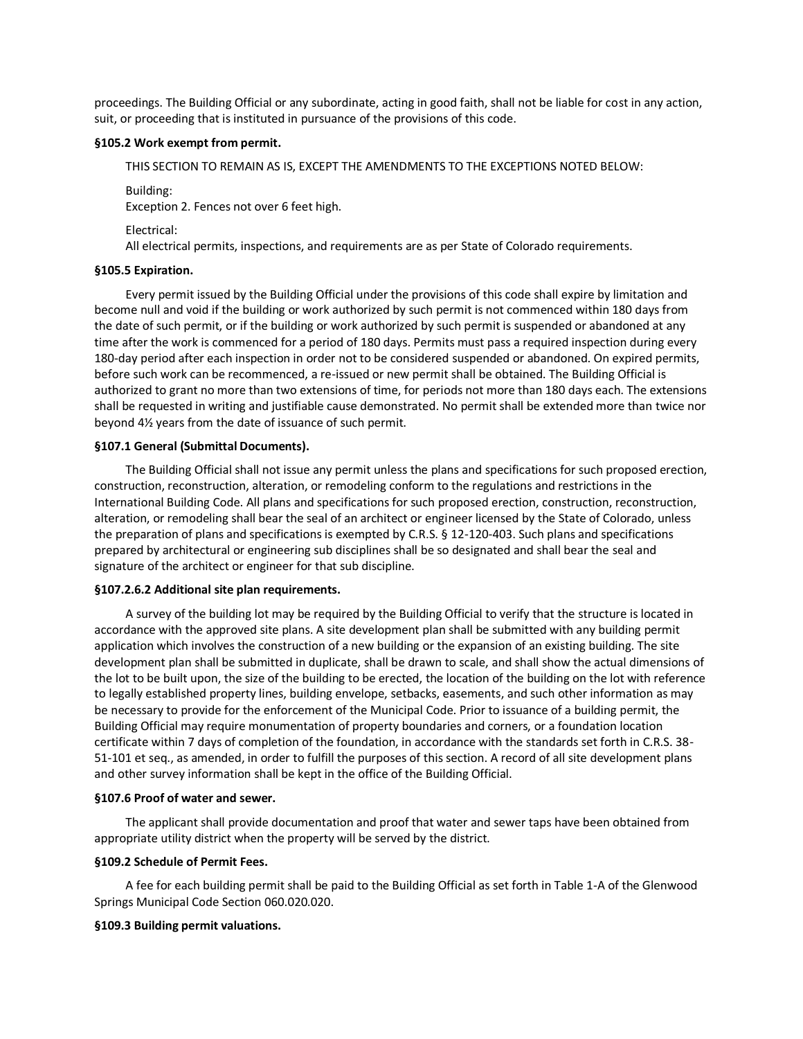proceedings. The Building Official or any subordinate, acting in good faith, shall not be liable for cost in any action, suit, or proceeding that is instituted in pursuance of the provisions of this code.

**§105.2 Work exempt from permit.**

THIS SECTION TO REMAIN AS IS, EXCEPT THE AMENDMENTS TO THE EXCEPTIONS NOTED BELOW:

Building:
Exception 2. Fences not over 6 feet high.

Electrical:
All electrical permits, inspections, and requirements are as per State of Colorado requirements.

**§105.5 Expiration.**

Every permit issued by the Building Official under the provisions of this code shall expire by limitation and become null and void if the building or work authorized by such permit is not commenced within 180 days from the date of such permit, or if the building or work authorized by such permit is suspended or abandoned at any time after the work is commenced for a period of 180 days. Permits must pass a required inspection during every 180-day period after each inspection in order not to be considered suspended or abandoned. On expired permits, before such work can be recommenced, a re-issued or new permit shall be obtained. The Building Official is authorized to grant no more than two extensions of time, for periods not more than 180 days each. The extensions shall be requested in writing and justifiable cause demonstrated. No permit shall be extended more than twice nor beyond 4½ years from the date of issuance of such permit.

**§107.1 General (Submittal Documents).**

The Building Official shall not issue any permit unless the plans and specifications for such proposed erection, construction, reconstruction, alteration, or remodeling conform to the regulations and restrictions in the International Building Code. All plans and specifications for such proposed erection, construction, reconstruction, alteration, or remodeling shall bear the seal of an architect or engineer licensed by the State of Colorado, unless the preparation of plans and specifications is exempted by C.R.S. § 12-120-403. Such plans and specifications prepared by architectural or engineering sub disciplines shall be so designated and shall bear the seal and signature of the architect or engineer for that sub discipline.

**§107.2.6.2 Additional site plan requirements.**

A survey of the building lot may be required by the Building Official to verify that the structure is located in accordance with the approved site plans. A site development plan shall be submitted with any building permit application which involves the construction of a new building or the expansion of an existing building. The site development plan shall be submitted in duplicate, shall be drawn to scale, and shall show the actual dimensions of the lot to be built upon, the size of the building to be erected, the location of the building on the lot with reference to legally established property lines, building envelope, setbacks, easements, and such other information as may be necessary to provide for the enforcement of the Municipal Code. Prior to issuance of a building permit, the Building Official may require monumentation of property boundaries and corners, or a foundation location certificate within 7 days of completion of the foundation, in accordance with the standards set forth in C.R.S. 38-51-101 et seq., as amended, in order to fulfill the purposes of this section. A record of all site development plans and other survey information shall be kept in the office of the Building Official.

**§107.6 Proof of water and sewer.**

The applicant shall provide documentation and proof that water and sewer taps have been obtained from appropriate utility district when the property will be served by the district.

**§109.2 Schedule of Permit Fees.**

A fee for each building permit shall be paid to the Building Official as set forth in Table 1-A of the Glenwood Springs Municipal Code Section 060.020.020.

**§109.3 Building permit valuations.**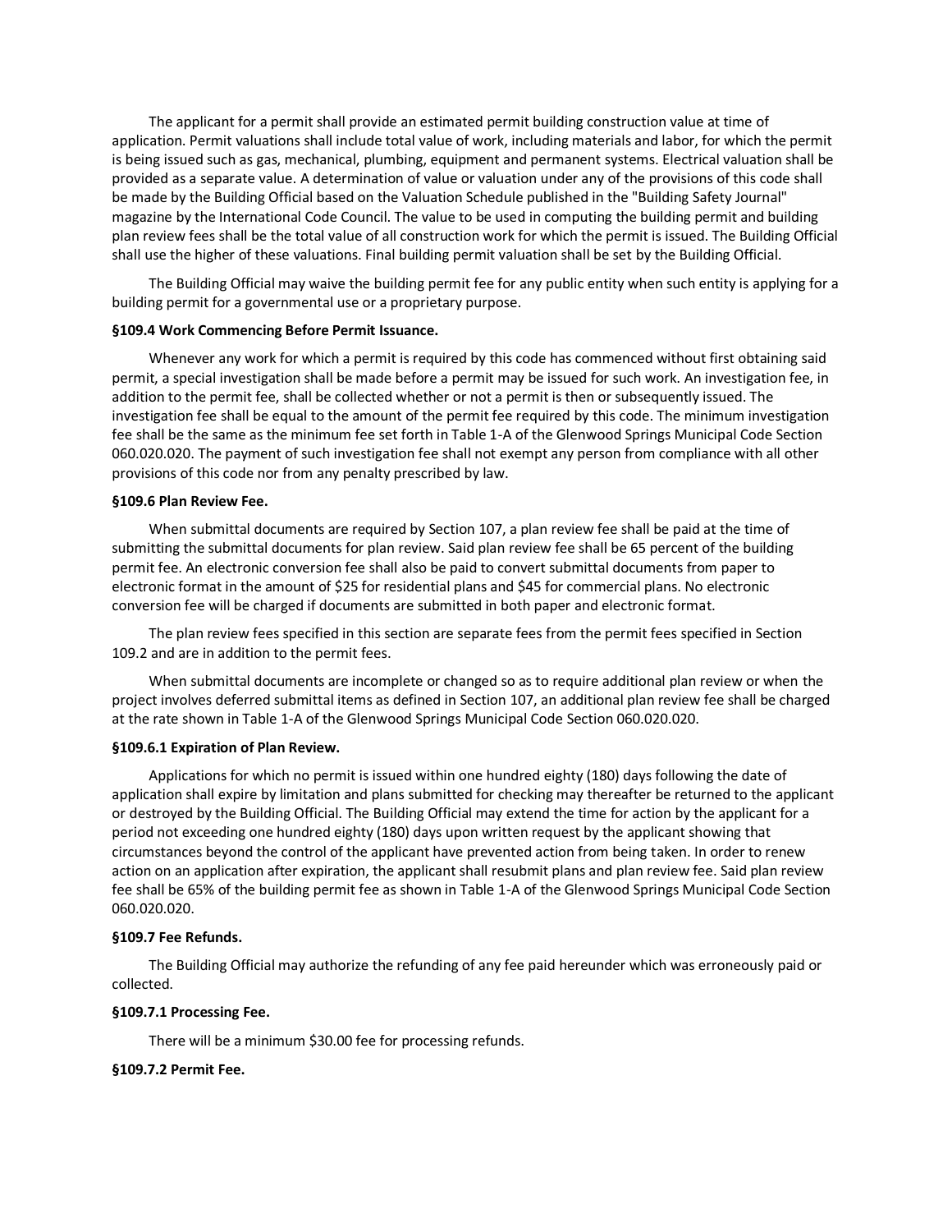The applicant for a permit shall provide an estimated permit building construction value at time of application. Permit valuations shall include total value of work, including materials and labor, for which the permit is being issued such as gas, mechanical, plumbing, equipment and permanent systems. Electrical valuation shall be provided as a separate value. A determination of value or valuation under any of the provisions of this code shall be made by the Building Official based on the Valuation Schedule published in the "Building Safety Journal" magazine by the International Code Council. The value to be used in computing the building permit and building plan review fees shall be the total value of all construction work for which the permit is issued. The Building Official shall use the higher of these valuations. Final building permit valuation shall be set by the Building Official.

The Building Official may waive the building permit fee for any public entity when such entity is applying for a building permit for a governmental use or a proprietary purpose.

**§109.4 Work Commencing Before Permit Issuance.**

Whenever any work for which a permit is required by this code has commenced without first obtaining said permit, a special investigation shall be made before a permit may be issued for such work. An investigation fee, in addition to the permit fee, shall be collected whether or not a permit is then or subsequently issued. The investigation fee shall be equal to the amount of the permit fee required by this code. The minimum investigation fee shall be the same as the minimum fee set forth in Table 1-A of the Glenwood Springs Municipal Code Section 060.020.020. The payment of such investigation fee shall not exempt any person from compliance with all other provisions of this code nor from any penalty prescribed by law.

**§109.6 Plan Review Fee.**

When submittal documents are required by Section 107, a plan review fee shall be paid at the time of submitting the submittal documents for plan review. Said plan review fee shall be 65 percent of the building permit fee. An electronic conversion fee shall also be paid to convert submittal documents from paper to electronic format in the amount of $25 for residential plans and $45 for commercial plans. No electronic conversion fee will be charged if documents are submitted in both paper and electronic format.

The plan review fees specified in this section are separate fees from the permit fees specified in Section 109.2 and are in addition to the permit fees.

When submittal documents are incomplete or changed so as to require additional plan review or when the project involves deferred submittal items as defined in Section 107, an additional plan review fee shall be charged at the rate shown in Table 1-A of the Glenwood Springs Municipal Code Section 060.020.020.

**§109.6.1 Expiration of Plan Review.**

Applications for which no permit is issued within one hundred eighty (180) days following the date of application shall expire by limitation and plans submitted for checking may thereafter be returned to the applicant or destroyed by the Building Official. The Building Official may extend the time for action by the applicant for a period not exceeding one hundred eighty (180) days upon written request by the applicant showing that circumstances beyond the control of the applicant have prevented action from being taken. In order to renew action on an application after expiration, the applicant shall resubmit plans and plan review fee. Said plan review fee shall be 65% of the building permit fee as shown in Table 1-A of the Glenwood Springs Municipal Code Section 060.020.020.

**§109.7 Fee Refunds.**

The Building Official may authorize the refunding of any fee paid hereunder which was erroneously paid or collected.

**§109.7.1 Processing Fee.**

There will be a minimum $30.00 fee for processing refunds.

**§109.7.2 Permit Fee.**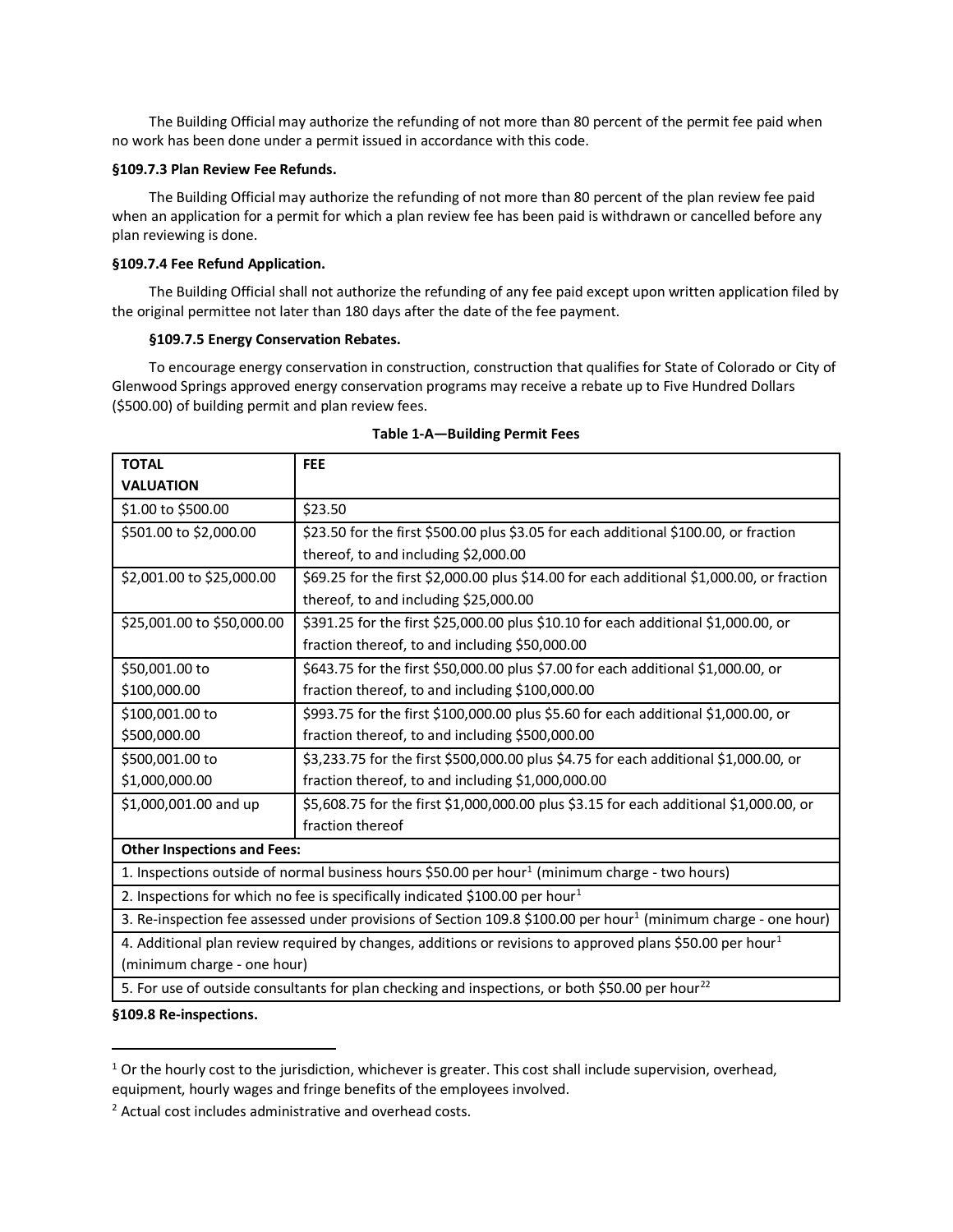The Building Official may authorize the refunding of not more than 80 percent of the permit fee paid when no work has been done under a permit issued in accordance with this code.

**§109.7.3 Plan Review Fee Refunds.**

The Building Official may authorize the refunding of not more than 80 percent of the plan review fee paid when an application for a permit for which a plan review fee has been paid is withdrawn or cancelled before any plan reviewing is done.

**§109.7.4 Fee Refund Application.**

The Building Official shall not authorize the refunding of any fee paid except upon written application filed by the original permittee not later than 180 days after the date of the fee payment.

**§109.7.5 Energy Conservation Rebates.**

To encourage energy conservation in construction, construction that qualifies for State of Colorado or City of Glenwood Springs approved energy conservation programs may receive a rebate up to Five Hundred Dollars ($500.00) of building permit and plan review fees.

**Table 1-A—Building Permit Fees**

| TOTAL VALUATION | FEE |
|---|---|
| $1.00 to $500.00 | $23.50 |
| $501.00 to $2,000.00 | $23.50 for the first $500.00 plus $3.05 for each additional $100.00, or fraction thereof, to and including $2,000.00 |
| $2,001.00 to $25,000.00 | $69.25 for the first $2,000.00 plus $14.00 for each additional $1,000.00, or fraction thereof, to and including $25,000.00 |
| $25,001.00 to $50,000.00 | $391.25 for the first $25,000.00 plus $10.10 for each additional $1,000.00, or fraction thereof, to and including $50,000.00 |
| $50,001.00 to $100,000.00 | $643.75 for the first $50,000.00 plus $7.00 for each additional $1,000.00, or fraction thereof, to and including $100,000.00 |
| $100,001.00 to $500,000.00 | $993.75 for the first $100,000.00 plus $5.60 for each additional $1,000.00, or fraction thereof, to and including $500,000.00 |
| $500,001.00 to $1,000,000.00 | $3,233.75 for the first $500,000.00 plus $4.75 for each additional $1,000.00, or fraction thereof, to and including $1,000,000.00 |
| $1,000,001.00 and up | $5,608.75 for the first $1,000,000.00 plus $3.15 for each additional $1,000.00, or fraction thereof |
| **Other Inspections and Fees:** | |
| 1. Inspections outside of normal business hours $50.00 per hour[1] (minimum charge - two hours) | |
| 2. Inspections for which no fee is specifically indicated $100.00 per hour[1] | |
| 3. Re-inspection fee assessed under provisions of Section 109.8 $100.00 per hour[1] (minimum charge - one hour) | |
| 4. Additional plan review required by changes, additions or revisions to approved plans $50.00 per hour[1] (minimum charge - one hour) | |
| 5. For use of outside consultants for plan checking and inspections, or both $50.00 per hour[22] | |

**§109.8 Re-inspections.**

[1] Or the hourly cost to the jurisdiction, whichever is greater. This cost shall include supervision, overhead, equipment, hourly wages and fringe benefits of the employees involved.

[2] Actual cost includes administrative and overhead costs.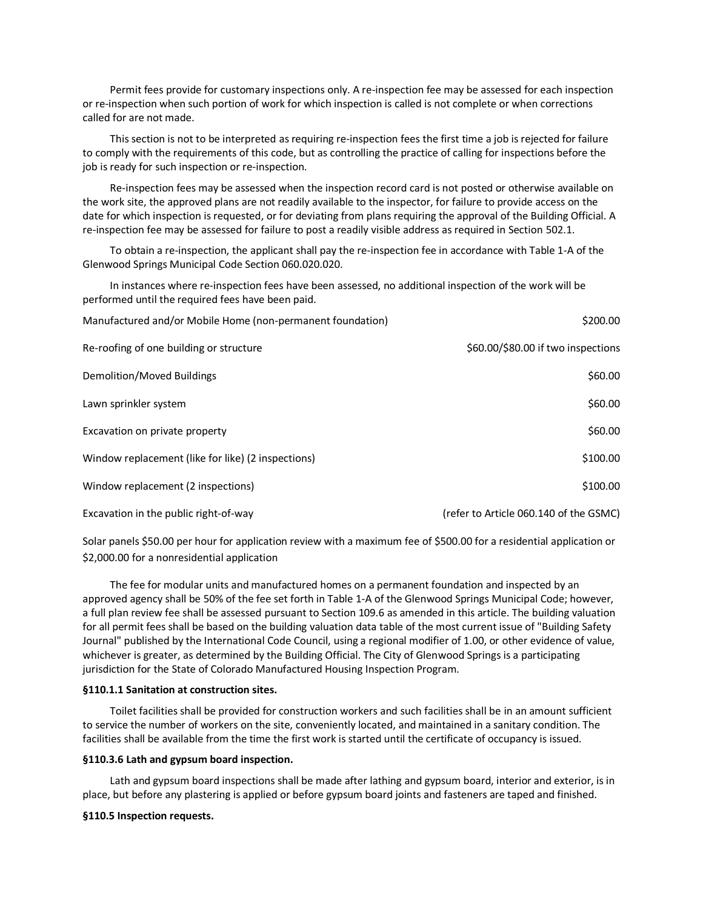Permit fees provide for customary inspections only. A re-inspection fee may be assessed for each inspection or re-inspection when such portion of work for which inspection is called is not complete or when corrections called for are not made.

This section is not to be interpreted as requiring re-inspection fees the first time a job is rejected for failure to comply with the requirements of this code, but as controlling the practice of calling for inspections before the job is ready for such inspection or re-inspection.

Re-inspection fees may be assessed when the inspection record card is not posted or otherwise available on the work site, the approved plans are not readily available to the inspector, for failure to provide access on the date for which inspection is requested, or for deviating from plans requiring the approval of the Building Official. A re-inspection fee may be assessed for failure to post a readily visible address as required in Section 502.1.

To obtain a re-inspection, the applicant shall pay the re-inspection fee in accordance with Table 1-A of the Glenwood Springs Municipal Code Section 060.020.020.

In instances where re-inspection fees have been assessed, no additional inspection of the work will be performed until the required fees have been paid.

| | |
|---|---|
| Manufactured and/or Mobile Home (non-permanent foundation) | $200.00 |
| Re-roofing of one building or structure | $60.00/$80.00 if two inspections |
| Demolition/Moved Buildings | $60.00 |
| Lawn sprinkler system | $60.00 |
| Excavation on private property | $60.00 |
| Window replacement (like for like) (2 inspections) | $100.00 |
| Window replacement (2 inspections) | $100.00 |
| Excavation in the public right-of-way | (refer to Article 060.140 of the GSMC) |

Solar panels $50.00 per hour for application review with a maximum fee of $500.00 for a residential application or $2,000.00 for a nonresidential application

The fee for modular units and manufactured homes on a permanent foundation and inspected by an approved agency shall be 50% of the fee set forth in Table 1-A of the Glenwood Springs Municipal Code; however, a full plan review fee shall be assessed pursuant to Section 109.6 as amended in this article. The building valuation for all permit fees shall be based on the building valuation data table of the most current issue of "Building Safety Journal" published by the International Code Council, using a regional modifier of 1.00, or other evidence of value, whichever is greater, as determined by the Building Official. The City of Glenwood Springs is a participating jurisdiction for the State of Colorado Manufactured Housing Inspection Program.

**§110.1.1 Sanitation at construction sites.**

Toilet facilities shall be provided for construction workers and such facilities shall be in an amount sufficient to service the number of workers on the site, conveniently located, and maintained in a sanitary condition. The facilities shall be available from the time the first work is started until the certificate of occupancy is issued.

**§110.3.6 Lath and gypsum board inspection.**

Lath and gypsum board inspections shall be made after lathing and gypsum board, interior and exterior, is in place, but before any plastering is applied or before gypsum board joints and fasteners are taped and finished.

**§110.5 Inspection requests.**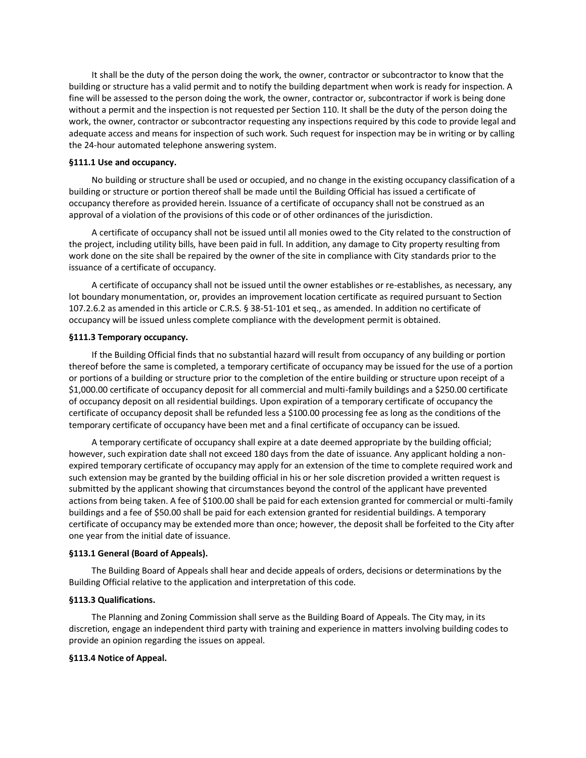It shall be the duty of the person doing the work, the owner, contractor or subcontractor to know that the building or structure has a valid permit and to notify the building department when work is ready for inspection. A fine will be assessed to the person doing the work, the owner, contractor or, subcontractor if work is being done without a permit and the inspection is not requested per Section 110. It shall be the duty of the person doing the work, the owner, contractor or subcontractor requesting any inspections required by this code to provide legal and adequate access and means for inspection of such work. Such request for inspection may be in writing or by calling the 24-hour automated telephone answering system.

**§111.1 Use and occupancy.**

No building or structure shall be used or occupied, and no change in the existing occupancy classification of a building or structure or portion thereof shall be made until the Building Official has issued a certificate of occupancy therefore as provided herein. Issuance of a certificate of occupancy shall not be construed as an approval of a violation of the provisions of this code or of other ordinances of the jurisdiction.

A certificate of occupancy shall not be issued until all monies owed to the City related to the construction of the project, including utility bills, have been paid in full. In addition, any damage to City property resulting from work done on the site shall be repaired by the owner of the site in compliance with City standards prior to the issuance of a certificate of occupancy.

A certificate of occupancy shall not be issued until the owner establishes or re-establishes, as necessary, any lot boundary monumentation, or, provides an improvement location certificate as required pursuant to Section 107.2.6.2 as amended in this article or C.R.S. § 38-51-101 et seq., as amended. In addition no certificate of occupancy will be issued unless complete compliance with the development permit is obtained.

**§111.3 Temporary occupancy.**

If the Building Official finds that no substantial hazard will result from occupancy of any building or portion thereof before the same is completed, a temporary certificate of occupancy may be issued for the use of a portion or portions of a building or structure prior to the completion of the entire building or structure upon receipt of a $1,000.00 certificate of occupancy deposit for all commercial and multi-family buildings and a $250.00 certificate of occupancy deposit on all residential buildings. Upon expiration of a temporary certificate of occupancy the certificate of occupancy deposit shall be refunded less a $100.00 processing fee as long as the conditions of the temporary certificate of occupancy have been met and a final certificate of occupancy can be issued.

A temporary certificate of occupancy shall expire at a date deemed appropriate by the building official; however, such expiration date shall not exceed 180 days from the date of issuance. Any applicant holding a non-expired temporary certificate of occupancy may apply for an extension of the time to complete required work and such extension may be granted by the building official in his or her sole discretion provided a written request is submitted by the applicant showing that circumstances beyond the control of the applicant have prevented actions from being taken. A fee of $100.00 shall be paid for each extension granted for commercial or multi-family buildings and a fee of $50.00 shall be paid for each extension granted for residential buildings. A temporary certificate of occupancy may be extended more than once; however, the deposit shall be forfeited to the City after one year from the initial date of issuance.

**§113.1 General (Board of Appeals).**

The Building Board of Appeals shall hear and decide appeals of orders, decisions or determinations by the Building Official relative to the application and interpretation of this code.

**§113.3 Qualifications.**

The Planning and Zoning Commission shall serve as the Building Board of Appeals. The City may, in its discretion, engage an independent third party with training and experience in matters involving building codes to provide an opinion regarding the issues on appeal.

**§113.4 Notice of Appeal.**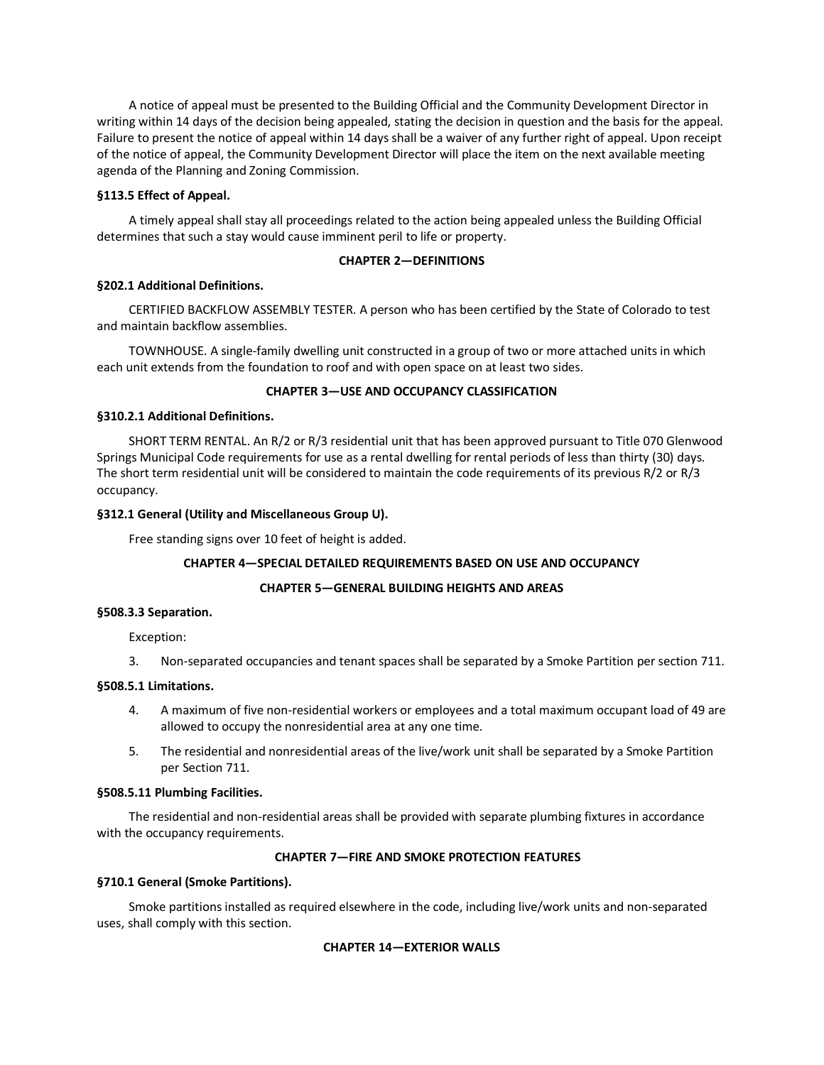A notice of appeal must be presented to the Building Official and the Community Development Director in writing within 14 days of the decision being appealed, stating the decision in question and the basis for the appeal. Failure to present the notice of appeal within 14 days shall be a waiver of any further right of appeal. Upon receipt of the notice of appeal, the Community Development Director will place the item on the next available meeting agenda of the Planning and Zoning Commission.

**§113.5 Effect of Appeal.**

A timely appeal shall stay all proceedings related to the action being appealed unless the Building Official determines that such a stay would cause imminent peril to life or property.

## CHAPTER 2—DEFINITIONS

**§202.1 Additional Definitions.**

CERTIFIED BACKFLOW ASSEMBLY TESTER. A person who has been certified by the State of Colorado to test and maintain backflow assemblies.

TOWNHOUSE. A single-family dwelling unit constructed in a group of two or more attached units in which each unit extends from the foundation to roof and with open space on at least two sides.

## CHAPTER 3—USE AND OCCUPANCY CLASSIFICATION

**§310.2.1 Additional Definitions.**

SHORT TERM RENTAL. An R/2 or R/3 residential unit that has been approved pursuant to Title 070 Glenwood Springs Municipal Code requirements for use as a rental dwelling for rental periods of less than thirty (30) days. The short term residential unit will be considered to maintain the code requirements of its previous R/2 or R/3 occupancy.

**§312.1 General (Utility and Miscellaneous Group U).**

Free standing signs over 10 feet of height is added.

## CHAPTER 4—SPECIAL DETAILED REQUIREMENTS BASED ON USE AND OCCUPANCY

## CHAPTER 5—GENERAL BUILDING HEIGHTS AND AREAS

**§508.3.3 Separation.**

Exception:

3. Non-separated occupancies and tenant spaces shall be separated by a Smoke Partition per section 711.

**§508.5.1 Limitations.**

4. A maximum of five non-residential workers or employees and a total maximum occupant load of 49 are allowed to occupy the nonresidential area at any one time.
5. The residential and nonresidential areas of the live/work unit shall be separated by a Smoke Partition per Section 711.

**§508.5.11 Plumbing Facilities.**

The residential and non-residential areas shall be provided with separate plumbing fixtures in accordance with the occupancy requirements.

## CHAPTER 7—FIRE AND SMOKE PROTECTION FEATURES

**§710.1 General (Smoke Partitions).**

Smoke partitions installed as required elsewhere in the code, including live/work units and non-separated uses, shall comply with this section.

## CHAPTER 14—EXTERIOR WALLS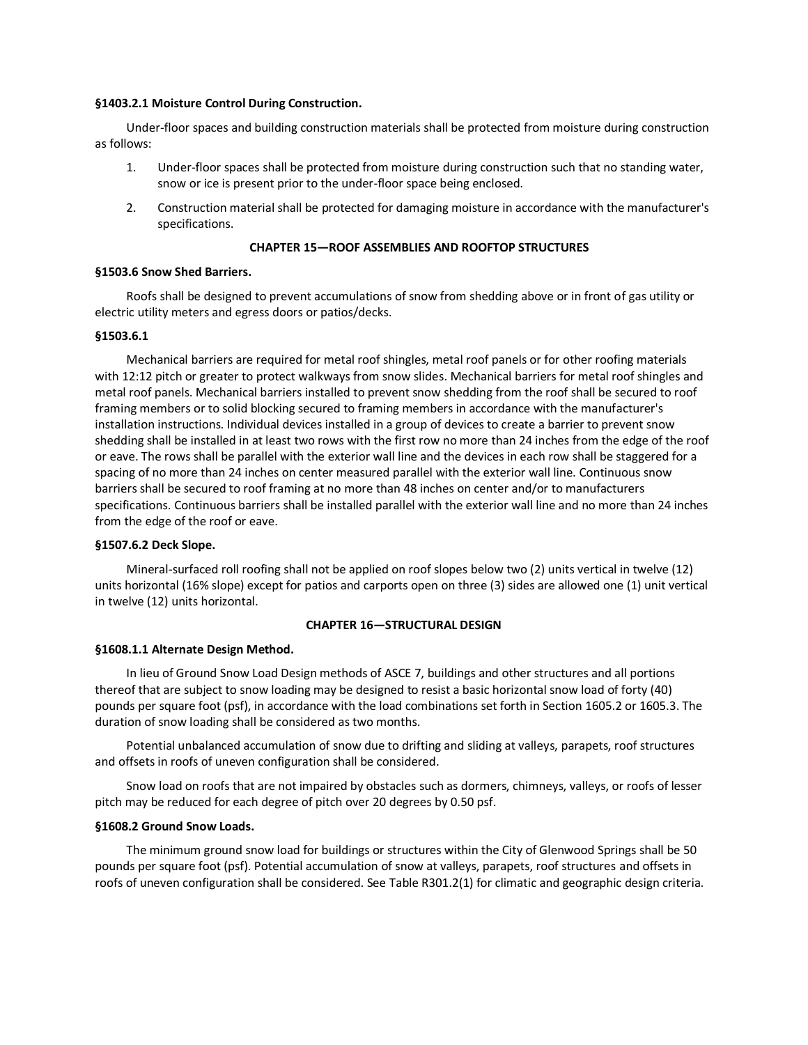**§1403.2.1 Moisture Control During Construction.**

Under-floor spaces and building construction materials shall be protected from moisture during construction as follows:

1. Under-floor spaces shall be protected from moisture during construction such that no standing water, snow or ice is present prior to the under-floor space being enclosed.
2. Construction material shall be protected for damaging moisture in accordance with the manufacturer's specifications.

## CHAPTER 15—ROOF ASSEMBLIES AND ROOFTOP STRUCTURES

**§1503.6 Snow Shed Barriers.**

Roofs shall be designed to prevent accumulations of snow from shedding above or in front of gas utility or electric utility meters and egress doors or patios/decks.

**§1503.6.1**

Mechanical barriers are required for metal roof shingles, metal roof panels or for other roofing materials with 12:12 pitch or greater to protect walkways from snow slides. Mechanical barriers for metal roof shingles and metal roof panels. Mechanical barriers installed to prevent snow shedding from the roof shall be secured to roof framing members or to solid blocking secured to framing members in accordance with the manufacturer's installation instructions. Individual devices installed in a group of devices to create a barrier to prevent snow shedding shall be installed in at least two rows with the first row no more than 24 inches from the edge of the roof or eave. The rows shall be parallel with the exterior wall line and the devices in each row shall be staggered for a spacing of no more than 24 inches on center measured parallel with the exterior wall line. Continuous snow barriers shall be secured to roof framing at no more than 48 inches on center and/or to manufacturers specifications. Continuous barriers shall be installed parallel with the exterior wall line and no more than 24 inches from the edge of the roof or eave.

**§1507.6.2 Deck Slope.**

Mineral-surfaced roll roofing shall not be applied on roof slopes below two (2) units vertical in twelve (12) units horizontal (16% slope) except for patios and carports open on three (3) sides are allowed one (1) unit vertical in twelve (12) units horizontal.

## CHAPTER 16—STRUCTURAL DESIGN

**§1608.1.1 Alternate Design Method.**

In lieu of Ground Snow Load Design methods of ASCE 7, buildings and other structures and all portions thereof that are subject to snow loading may be designed to resist a basic horizontal snow load of forty (40) pounds per square foot (psf), in accordance with the load combinations set forth in Section 1605.2 or 1605.3. The duration of snow loading shall be considered as two months.

Potential unbalanced accumulation of snow due to drifting and sliding at valleys, parapets, roof structures and offsets in roofs of uneven configuration shall be considered.

Snow load on roofs that are not impaired by obstacles such as dormers, chimneys, valleys, or roofs of lesser pitch may be reduced for each degree of pitch over 20 degrees by 0.50 psf.

**§1608.2 Ground Snow Loads.**

The minimum ground snow load for buildings or structures within the City of Glenwood Springs shall be 50 pounds per square foot (psf). Potential accumulation of snow at valleys, parapets, roof structures and offsets in roofs of uneven configuration shall be considered. See Table R301.2(1) for climatic and geographic design criteria.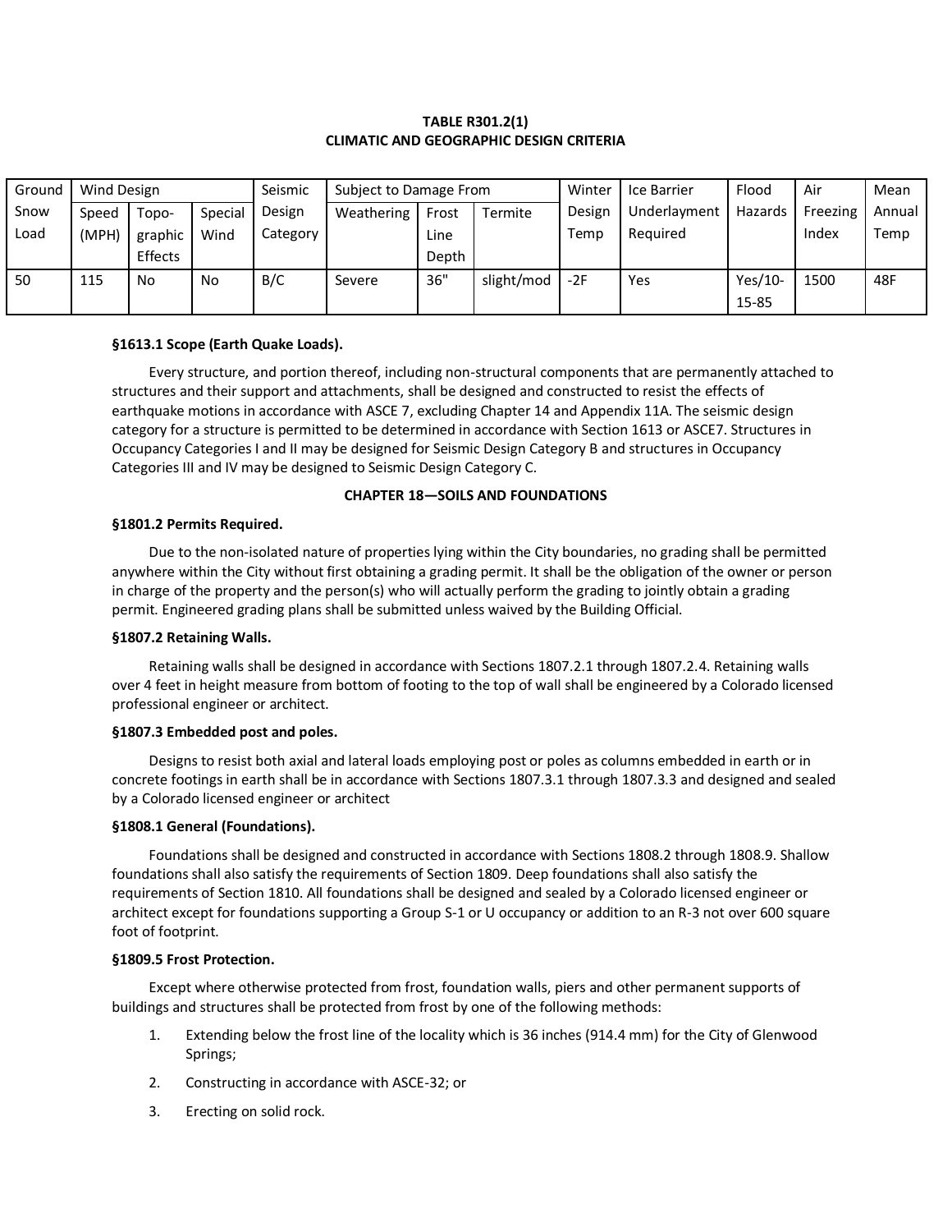**TABLE R301.2(1)**
**CLIMATIC AND GEOGRAPHIC DESIGN CRITERIA**

| Ground Snow Load | Wind Design | | | Seismic Design Category | Subject to Damage From | | | Winter Design Temp | Ice Barrier Underlayment Required | Flood Hazards | Air Freezing Index | Mean Annual Temp |
|---|---|---|---|---|---|---|---|---|---|---|---|---|
| | Speed (MPH) | Topo-graphic Effects | Special Wind | | Weathering | Frost Line Depth | Termite | | | | | |
| 50 | 115 | No | No | B/C | Severe | 36" | slight/mod | -2F | Yes | Yes/10-15-85 | 1500 | 48F |

**§1613.1 Scope (Earth Quake Loads).**

Every structure, and portion thereof, including non-structural components that are permanently attached to structures and their support and attachments, shall be designed and constructed to resist the effects of earthquake motions in accordance with ASCE 7, excluding Chapter 14 and Appendix 11A. The seismic design category for a structure is permitted to be determined in accordance with Section 1613 or ASCE7. Structures in Occupancy Categories I and II may be designed for Seismic Design Category B and structures in Occupancy Categories III and IV may be designed to Seismic Design Category C.

**CHAPTER 18—SOILS AND FOUNDATIONS**

**§1801.2 Permits Required.**

Due to the non-isolated nature of properties lying within the City boundaries, no grading shall be permitted anywhere within the City without first obtaining a grading permit. It shall be the obligation of the owner or person in charge of the property and the person(s) who will actually perform the grading to jointly obtain a grading permit. Engineered grading plans shall be submitted unless waived by the Building Official.

**§1807.2 Retaining Walls.**

Retaining walls shall be designed in accordance with Sections 1807.2.1 through 1807.2.4. Retaining walls over 4 feet in height measure from bottom of footing to the top of wall shall be engineered by a Colorado licensed professional engineer or architect.

**§1807.3 Embedded post and poles.**

Designs to resist both axial and lateral loads employing post or poles as columns embedded in earth or in concrete footings in earth shall be in accordance with Sections 1807.3.1 through 1807.3.3 and designed and sealed by a Colorado licensed engineer or architect

**§1808.1 General (Foundations).**

Foundations shall be designed and constructed in accordance with Sections 1808.2 through 1808.9. Shallow foundations shall also satisfy the requirements of Section 1809. Deep foundations shall also satisfy the requirements of Section 1810. All foundations shall be designed and sealed by a Colorado licensed engineer or architect except for foundations supporting a Group S-1 or U occupancy or addition to an R-3 not over 600 square foot of footprint.

**§1809.5 Frost Protection.**

Except where otherwise protected from frost, foundation walls, piers and other permanent supports of buildings and structures shall be protected from frost by one of the following methods:

1. Extending below the frost line of the locality which is 36 inches (914.4 mm) for the City of Glenwood Springs;
2. Constructing in accordance with ASCE-32; or
3. Erecting on solid rock.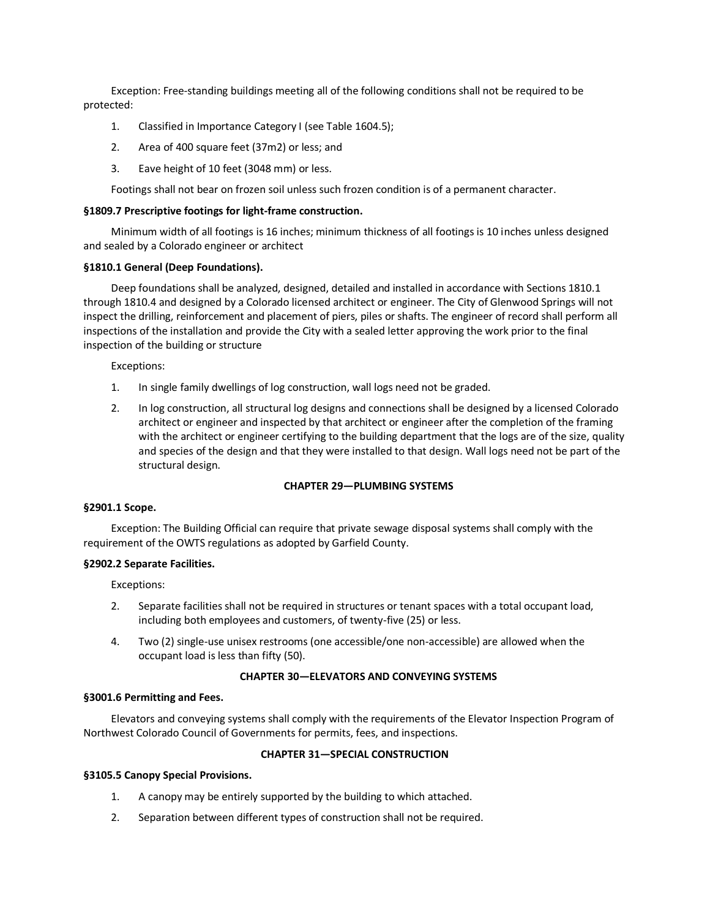Exception: Free-standing buildings meeting all of the following conditions shall not be required to be protected:

1. Classified in Importance Category I (see Table 1604.5);
2. Area of 400 square feet (37m2) or less; and
3. Eave height of 10 feet (3048 mm) or less.

Footings shall not bear on frozen soil unless such frozen condition is of a permanent character.

**§1809.7 Prescriptive footings for light-frame construction.**

Minimum width of all footings is 16 inches; minimum thickness of all footings is 10 inches unless designed and sealed by a Colorado engineer or architect

**§1810.1 General (Deep Foundations).**

Deep foundations shall be analyzed, designed, detailed and installed in accordance with Sections 1810.1 through 1810.4 and designed by a Colorado licensed architect or engineer. The City of Glenwood Springs will not inspect the drilling, reinforcement and placement of piers, piles or shafts. The engineer of record shall perform all inspections of the installation and provide the City with a sealed letter approving the work prior to the final inspection of the building or structure

Exceptions:

1. In single family dwellings of log construction, wall logs need not be graded.
2. In log construction, all structural log designs and connections shall be designed by a licensed Colorado architect or engineer and inspected by that architect or engineer after the completion of the framing with the architect or engineer certifying to the building department that the logs are of the size, quality and species of the design and that they were installed to that design. Wall logs need not be part of the structural design.

## CHAPTER 29—PLUMBING SYSTEMS

**§2901.1 Scope.**

Exception: The Building Official can require that private sewage disposal systems shall comply with the requirement of the OWTS regulations as adopted by Garfield County.

**§2902.2 Separate Facilities.**

Exceptions:

2. Separate facilities shall not be required in structures or tenant spaces with a total occupant load, including both employees and customers, of twenty-five (25) or less.

4. Two (2) single-use unisex restrooms (one accessible/one non-accessible) are allowed when the occupant load is less than fifty (50).

## CHAPTER 30—ELEVATORS AND CONVEYING SYSTEMS

**§3001.6 Permitting and Fees.**

Elevators and conveying systems shall comply with the requirements of the Elevator Inspection Program of Northwest Colorado Council of Governments for permits, fees, and inspections.

## CHAPTER 31—SPECIAL CONSTRUCTION

**§3105.5 Canopy Special Provisions.**

1. A canopy may be entirely supported by the building to which attached.
2. Separation between different types of construction shall not be required.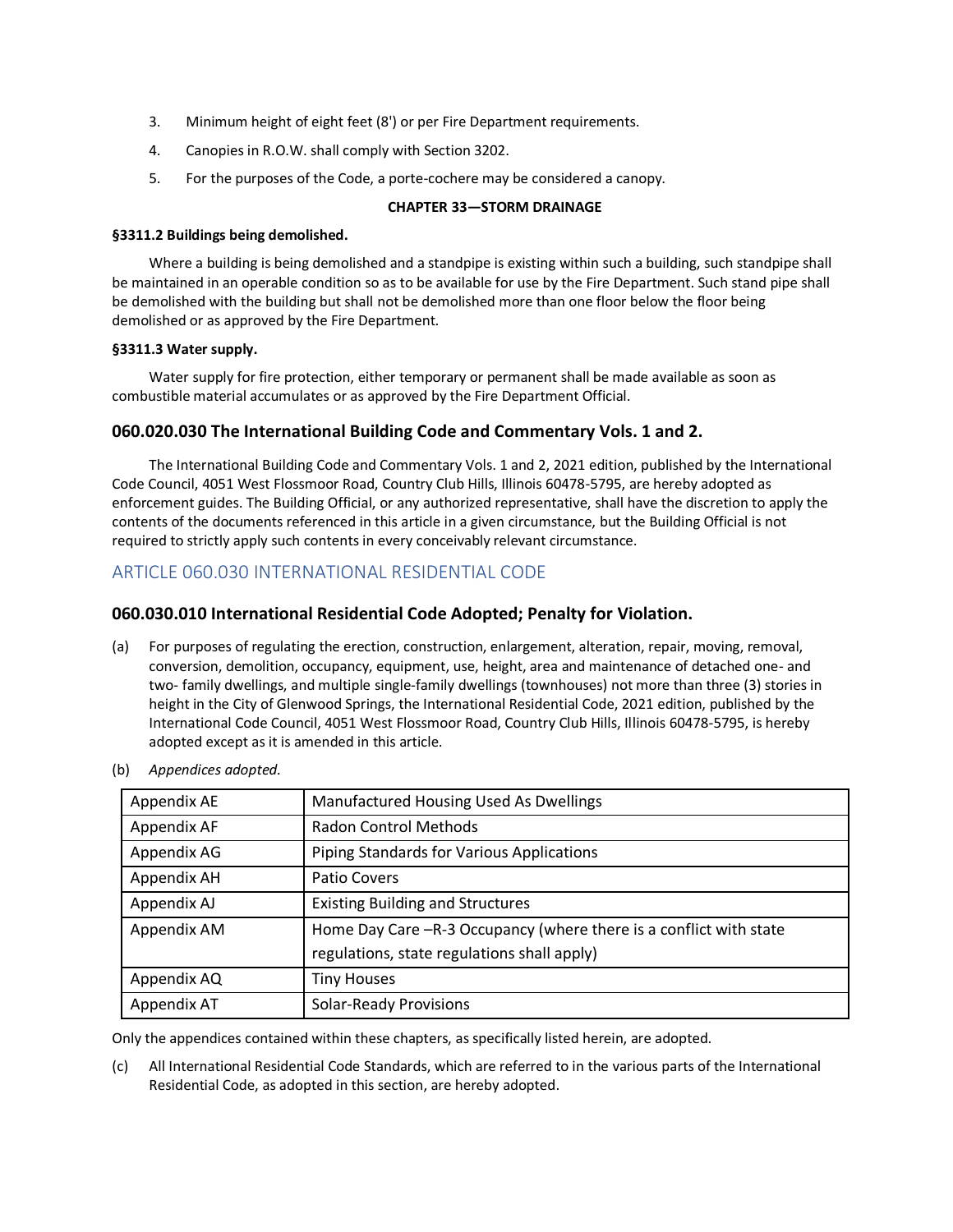3. Minimum height of eight feet (8') or per Fire Department requirements.
4. Canopies in R.O.W. shall comply with Section 3202.
5. For the purposes of the Code, a porte-cochere may be considered a canopy.

**CHAPTER 33—STORM DRAINAGE**

**§3311.2 Buildings being demolished.**

Where a building is being demolished and a standpipe is existing within such a building, such standpipe shall be maintained in an operable condition so as to be available for use by the Fire Department. Such stand pipe shall be demolished with the building but shall not be demolished more than one floor below the floor being demolished or as approved by the Fire Department.

**§3311.3 Water supply.**

Water supply for fire protection, either temporary or permanent shall be made available as soon as combustible material accumulates or as approved by the Fire Department Official.

### 060.020.030 The International Building Code and Commentary Vols. 1 and 2.

The International Building Code and Commentary Vols. 1 and 2, 2021 edition, published by the International Code Council, 4051 West Flossmoor Road, Country Club Hills, Illinois 60478-5795, are hereby adopted as enforcement guides. The Building Official, or any authorized representative, shall have the discretion to apply the contents of the documents referenced in this article in a given circumstance, but the Building Official is not required to strictly apply such contents in every conceivably relevant circumstance.

## ARTICLE 060.030 INTERNATIONAL RESIDENTIAL CODE

### 060.030.010 International Residential Code Adopted; Penalty for Violation.

(a) For purposes of regulating the erection, construction, enlargement, alteration, repair, moving, removal, conversion, demolition, occupancy, equipment, use, height, area and maintenance of detached one- and two- family dwellings, and multiple single-family dwellings (townhouses) not more than three (3) stories in height in the City of Glenwood Springs, the International Residential Code, 2021 edition, published by the International Code Council, 4051 West Flossmoor Road, Country Club Hills, Illinois 60478-5795, is hereby adopted except as it is amended in this article.

(b) *Appendices adopted.*

| Appendix | Title |
|---|---|
| Appendix AE | Manufactured Housing Used As Dwellings |
| Appendix AF | Radon Control Methods |
| Appendix AG | Piping Standards for Various Applications |
| Appendix AH | Patio Covers |
| Appendix AJ | Existing Building and Structures |
| Appendix AM | Home Day Care –R-3 Occupancy (where there is a conflict with state regulations, state regulations shall apply) |
| Appendix AQ | Tiny Houses |
| Appendix AT | Solar-Ready Provisions |

Only the appendices contained within these chapters, as specifically listed herein, are adopted.

(c) All International Residential Code Standards, which are referred to in the various parts of the International Residential Code, as adopted in this section, are hereby adopted.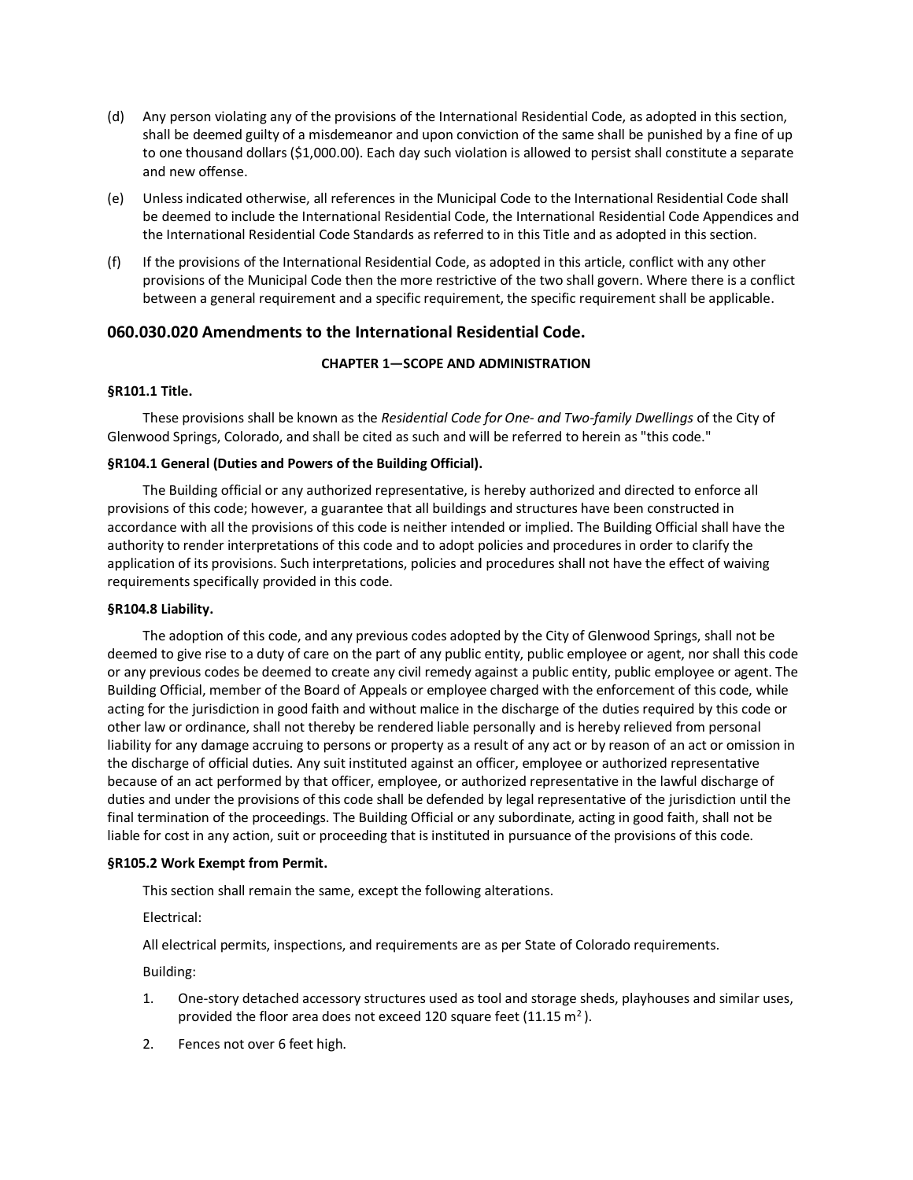(d) Any person violating any of the provisions of the International Residential Code, as adopted in this section, shall be deemed guilty of a misdemeanor and upon conviction of the same shall be punished by a fine of up to one thousand dollars ($1,000.00). Each day such violation is allowed to persist shall constitute a separate and new offense.

(e) Unless indicated otherwise, all references in the Municipal Code to the International Residential Code shall be deemed to include the International Residential Code, the International Residential Code Appendices and the International Residential Code Standards as referred to in this Title and as adopted in this section.

(f) If the provisions of the International Residential Code, as adopted in this article, conflict with any other provisions of the Municipal Code then the more restrictive of the two shall govern. Where there is a conflict between a general requirement and a specific requirement, the specific requirement shall be applicable.

## 060.030.020 Amendments to the International Residential Code.

**CHAPTER 1—SCOPE AND ADMINISTRATION**

**§R101.1 Title.**

These provisions shall be known as the *Residential Code for One- and Two-family Dwellings* of the City of Glenwood Springs, Colorado, and shall be cited as such and will be referred to herein as "this code."

**§R104.1 General (Duties and Powers of the Building Official).**

The Building official or any authorized representative, is hereby authorized and directed to enforce all provisions of this code; however, a guarantee that all buildings and structures have been constructed in accordance with all the provisions of this code is neither intended or implied. The Building Official shall have the authority to render interpretations of this code and to adopt policies and procedures in order to clarify the application of its provisions. Such interpretations, policies and procedures shall not have the effect of waiving requirements specifically provided in this code.

**§R104.8 Liability.**

The adoption of this code, and any previous codes adopted by the City of Glenwood Springs, shall not be deemed to give rise to a duty of care on the part of any public entity, public employee or agent, nor shall this code or any previous codes be deemed to create any civil remedy against a public entity, public employee or agent. The Building Official, member of the Board of Appeals or employee charged with the enforcement of this code, while acting for the jurisdiction in good faith and without malice in the discharge of the duties required by this code or other law or ordinance, shall not thereby be rendered liable personally and is hereby relieved from personal liability for any damage accruing to persons or property as a result of any act or by reason of an act or omission in the discharge of official duties. Any suit instituted against an officer, employee or authorized representative because of an act performed by that officer, employee, or authorized representative in the lawful discharge of duties and under the provisions of this code shall be defended by legal representative of the jurisdiction until the final termination of the proceedings. The Building Official or any subordinate, acting in good faith, shall not be liable for cost in any action, suit or proceeding that is instituted in pursuance of the provisions of this code.

**§R105.2 Work Exempt from Permit.**

This section shall remain the same, except the following alterations.

Electrical:

All electrical permits, inspections, and requirements are as per State of Colorado requirements.

Building:

1. One-story detached accessory structures used as tool and storage sheds, playhouses and similar uses, provided the floor area does not exceed 120 square feet (11.15 $m^2$).
2. Fences not over 6 feet high.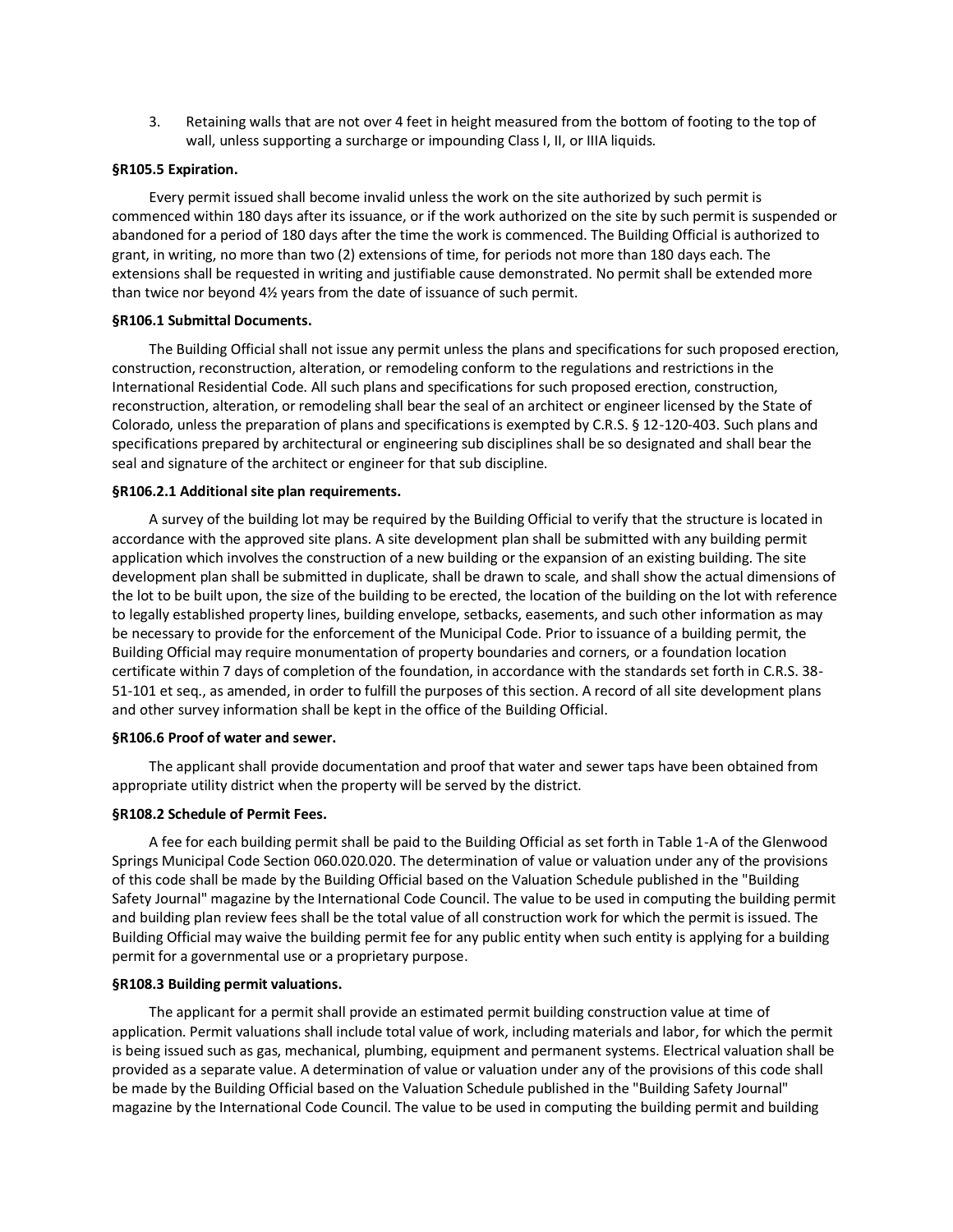3. Retaining walls that are not over 4 feet in height measured from the bottom of footing to the top of wall, unless supporting a surcharge or impounding Class I, II, or IIIA liquids.

**§R105.5 Expiration.**

Every permit issued shall become invalid unless the work on the site authorized by such permit is commenced within 180 days after its issuance, or if the work authorized on the site by such permit is suspended or abandoned for a period of 180 days after the time the work is commenced. The Building Official is authorized to grant, in writing, no more than two (2) extensions of time, for periods not more than 180 days each. The extensions shall be requested in writing and justifiable cause demonstrated. No permit shall be extended more than twice nor beyond 4½ years from the date of issuance of such permit.

**§R106.1 Submittal Documents.**

The Building Official shall not issue any permit unless the plans and specifications for such proposed erection, construction, reconstruction, alteration, or remodeling conform to the regulations and restrictions in the International Residential Code. All such plans and specifications for such proposed erection, construction, reconstruction, alteration, or remodeling shall bear the seal of an architect or engineer licensed by the State of Colorado, unless the preparation of plans and specifications is exempted by C.R.S. § 12-120-403. Such plans and specifications prepared by architectural or engineering sub disciplines shall be so designated and shall bear the seal and signature of the architect or engineer for that sub discipline.

**§R106.2.1 Additional site plan requirements.**

A survey of the building lot may be required by the Building Official to verify that the structure is located in accordance with the approved site plans. A site development plan shall be submitted with any building permit application which involves the construction of a new building or the expansion of an existing building. The site development plan shall be submitted in duplicate, shall be drawn to scale, and shall show the actual dimensions of the lot to be built upon, the size of the building to be erected, the location of the building on the lot with reference to legally established property lines, building envelope, setbacks, easements, and such other information as may be necessary to provide for the enforcement of the Municipal Code. Prior to issuance of a building permit, the Building Official may require monumentation of property boundaries and corners, or a foundation location certificate within 7 days of completion of the foundation, in accordance with the standards set forth in C.R.S. 38-51-101 et seq., as amended, in order to fulfill the purposes of this section. A record of all site development plans and other survey information shall be kept in the office of the Building Official.

**§R106.6 Proof of water and sewer.**

The applicant shall provide documentation and proof that water and sewer taps have been obtained from appropriate utility district when the property will be served by the district.

**§R108.2 Schedule of Permit Fees.**

A fee for each building permit shall be paid to the Building Official as set forth in Table 1-A of the Glenwood Springs Municipal Code Section 060.020.020. The determination of value or valuation under any of the provisions of this code shall be made by the Building Official based on the Valuation Schedule published in the "Building Safety Journal" magazine by the International Code Council. The value to be used in computing the building permit and building plan review fees shall be the total value of all construction work for which the permit is issued. The Building Official may waive the building permit fee for any public entity when such entity is applying for a building permit for a governmental use or a proprietary purpose.

**§R108.3 Building permit valuations.**

The applicant for a permit shall provide an estimated permit building construction value at time of application. Permit valuations shall include total value of work, including materials and labor, for which the permit is being issued such as gas, mechanical, plumbing, equipment and permanent systems. Electrical valuation shall be provided as a separate value. A determination of value or valuation under any of the provisions of this code shall be made by the Building Official based on the Valuation Schedule published in the "Building Safety Journal" magazine by the International Code Council. The value to be used in computing the building permit and building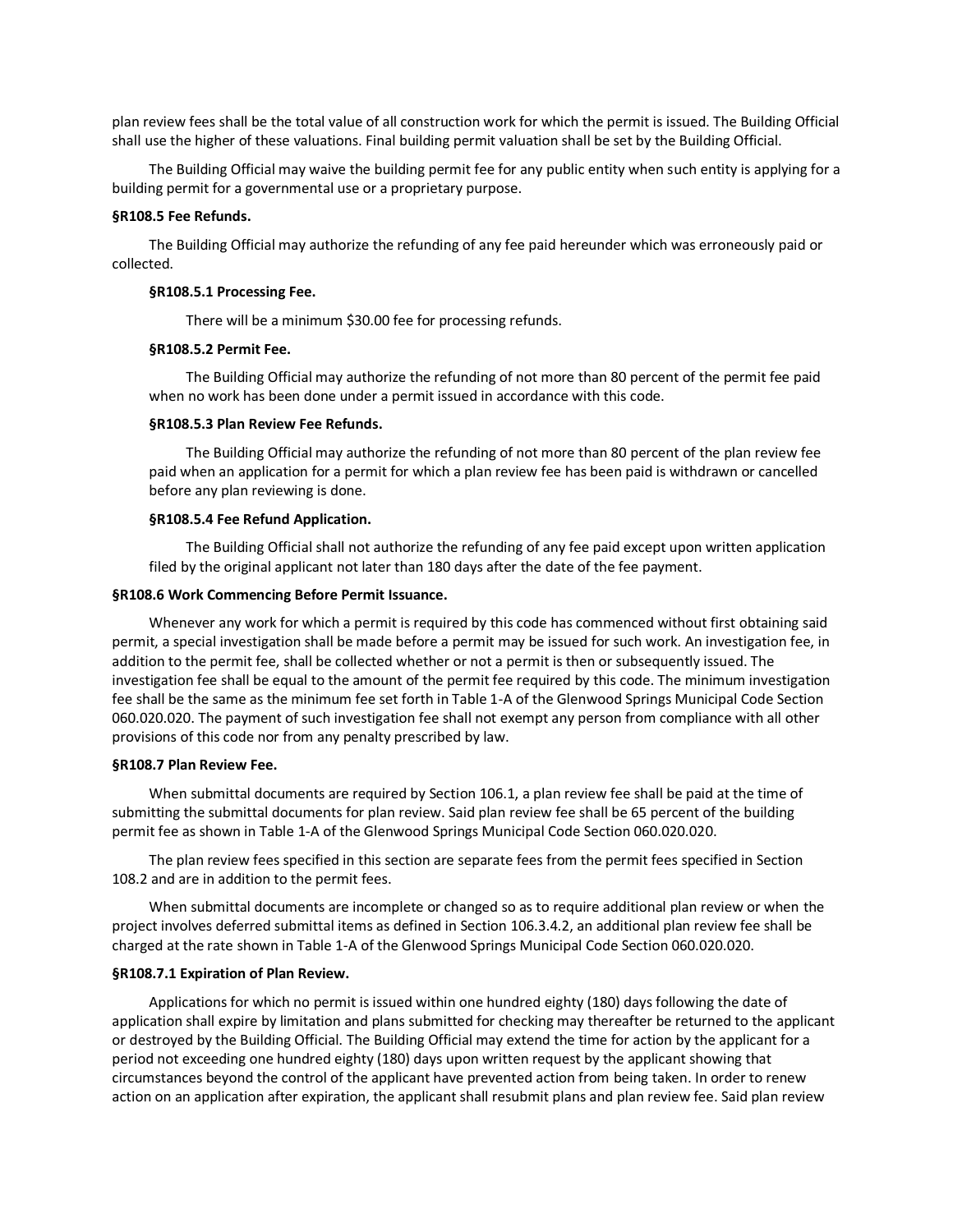plan review fees shall be the total value of all construction work for which the permit is issued. The Building Official shall use the higher of these valuations. Final building permit valuation shall be set by the Building Official.

The Building Official may waive the building permit fee for any public entity when such entity is applying for a building permit for a governmental use or a proprietary purpose.

**§R108.5 Fee Refunds.**

The Building Official may authorize the refunding of any fee paid hereunder which was erroneously paid or collected.

**§R108.5.1 Processing Fee.**

There will be a minimum $30.00 fee for processing refunds.

**§R108.5.2 Permit Fee.**

The Building Official may authorize the refunding of not more than 80 percent of the permit fee paid when no work has been done under a permit issued in accordance with this code.

**§R108.5.3 Plan Review Fee Refunds.**

The Building Official may authorize the refunding of not more than 80 percent of the plan review fee paid when an application for a permit for which a plan review fee has been paid is withdrawn or cancelled before any plan reviewing is done.

**§R108.5.4 Fee Refund Application.**

The Building Official shall not authorize the refunding of any fee paid except upon written application filed by the original applicant not later than 180 days after the date of the fee payment.

**§R108.6 Work Commencing Before Permit Issuance.**

Whenever any work for which a permit is required by this code has commenced without first obtaining said permit, a special investigation shall be made before a permit may be issued for such work. An investigation fee, in addition to the permit fee, shall be collected whether or not a permit is then or subsequently issued. The investigation fee shall be equal to the amount of the permit fee required by this code. The minimum investigation fee shall be the same as the minimum fee set forth in Table 1-A of the Glenwood Springs Municipal Code Section 060.020.020. The payment of such investigation fee shall not exempt any person from compliance with all other provisions of this code nor from any penalty prescribed by law.

**§R108.7 Plan Review Fee.**

When submittal documents are required by Section 106.1, a plan review fee shall be paid at the time of submitting the submittal documents for plan review. Said plan review fee shall be 65 percent of the building permit fee as shown in Table 1-A of the Glenwood Springs Municipal Code Section 060.020.020.

The plan review fees specified in this section are separate fees from the permit fees specified in Section 108.2 and are in addition to the permit fees.

When submittal documents are incomplete or changed so as to require additional plan review or when the project involves deferred submittal items as defined in Section 106.3.4.2, an additional plan review fee shall be charged at the rate shown in Table 1-A of the Glenwood Springs Municipal Code Section 060.020.020.

**§R108.7.1 Expiration of Plan Review.**

Applications for which no permit is issued within one hundred eighty (180) days following the date of application shall expire by limitation and plans submitted for checking may thereafter be returned to the applicant or destroyed by the Building Official. The Building Official may extend the time for action by the applicant for a period not exceeding one hundred eighty (180) days upon written request by the applicant showing that circumstances beyond the control of the applicant have prevented action from being taken. In order to renew action on an application after expiration, the applicant shall resubmit plans and plan review fee. Said plan review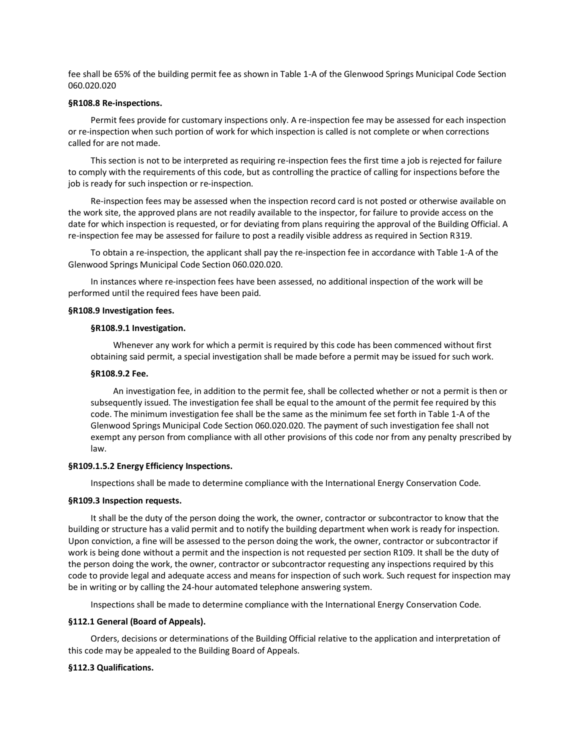fee shall be 65% of the building permit fee as shown in Table 1-A of the Glenwood Springs Municipal Code Section 060.020.020

**§R108.8 Re-inspections.**

Permit fees provide for customary inspections only. A re-inspection fee may be assessed for each inspection or re-inspection when such portion of work for which inspection is called is not complete or when corrections called for are not made.

This section is not to be interpreted as requiring re-inspection fees the first time a job is rejected for failure to comply with the requirements of this code, but as controlling the practice of calling for inspections before the job is ready for such inspection or re-inspection.

Re-inspection fees may be assessed when the inspection record card is not posted or otherwise available on the work site, the approved plans are not readily available to the inspector, for failure to provide access on the date for which inspection is requested, or for deviating from plans requiring the approval of the Building Official. A re-inspection fee may be assessed for failure to post a readily visible address as required in Section R319.

To obtain a re-inspection, the applicant shall pay the re-inspection fee in accordance with Table 1-A of the Glenwood Springs Municipal Code Section 060.020.020.

In instances where re-inspection fees have been assessed, no additional inspection of the work will be performed until the required fees have been paid.

**§R108.9 Investigation fees.**

**§R108.9.1 Investigation.**

Whenever any work for which a permit is required by this code has been commenced without first obtaining said permit, a special investigation shall be made before a permit may be issued for such work.

**§R108.9.2 Fee.**

An investigation fee, in addition to the permit fee, shall be collected whether or not a permit is then or subsequently issued. The investigation fee shall be equal to the amount of the permit fee required by this code. The minimum investigation fee shall be the same as the minimum fee set forth in Table 1-A of the Glenwood Springs Municipal Code Section 060.020.020. The payment of such investigation fee shall not exempt any person from compliance with all other provisions of this code nor from any penalty prescribed by law.

**§R109.1.5.2 Energy Efficiency Inspections.**

Inspections shall be made to determine compliance with the International Energy Conservation Code.

**§R109.3 Inspection requests.**

It shall be the duty of the person doing the work, the owner, contractor or subcontractor to know that the building or structure has a valid permit and to notify the building department when work is ready for inspection. Upon conviction, a fine will be assessed to the person doing the work, the owner, contractor or subcontractor if work is being done without a permit and the inspection is not requested per section R109. It shall be the duty of the person doing the work, the owner, contractor or subcontractor requesting any inspections required by this code to provide legal and adequate access and means for inspection of such work. Such request for inspection may be in writing or by calling the 24-hour automated telephone answering system.

Inspections shall be made to determine compliance with the International Energy Conservation Code.

**§112.1 General (Board of Appeals).**

Orders, decisions or determinations of the Building Official relative to the application and interpretation of this code may be appealed to the Building Board of Appeals.

**§112.3 Qualifications.**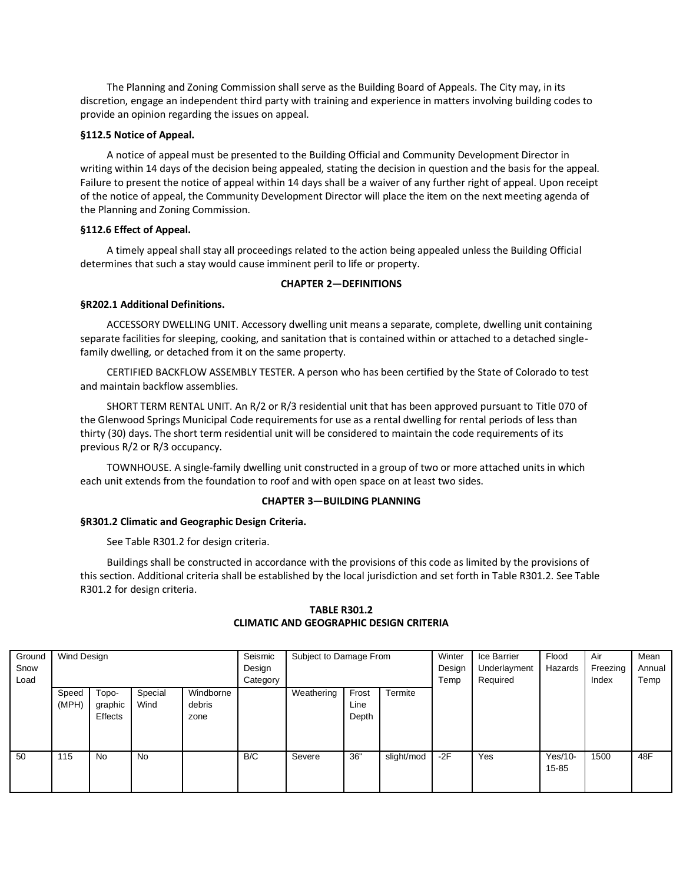The Planning and Zoning Commission shall serve as the Building Board of Appeals. The City may, in its discretion, engage an independent third party with training and experience in matters involving building codes to provide an opinion regarding the issues on appeal.

**§112.5 Notice of Appeal.**

A notice of appeal must be presented to the Building Official and Community Development Director in writing within 14 days of the decision being appealed, stating the decision in question and the basis for the appeal. Failure to present the notice of appeal within 14 days shall be a waiver of any further right of appeal. Upon receipt of the notice of appeal, the Community Development Director will place the item on the next meeting agenda of the Planning and Zoning Commission.

**§112.6 Effect of Appeal.**

A timely appeal shall stay all proceedings related to the action being appealed unless the Building Official determines that such a stay would cause imminent peril to life or property.

## CHAPTER 2—DEFINITIONS

**§R202.1 Additional Definitions.**

ACCESSORY DWELLING UNIT. Accessory dwelling unit means a separate, complete, dwelling unit containing separate facilities for sleeping, cooking, and sanitation that is contained within or attached to a detached single-family dwelling, or detached from it on the same property.

CERTIFIED BACKFLOW ASSEMBLY TESTER. A person who has been certified by the State of Colorado to test and maintain backflow assemblies.

SHORT TERM RENTAL UNIT. An R/2 or R/3 residential unit that has been approved pursuant to Title 070 of the Glenwood Springs Municipal Code requirements for use as a rental dwelling for rental periods of less than thirty (30) days. The short term residential unit will be considered to maintain the code requirements of its previous R/2 or R/3 occupancy.

TOWNHOUSE. A single-family dwelling unit constructed in a group of two or more attached units in which each unit extends from the foundation to roof and with open space on at least two sides.

## CHAPTER 3—BUILDING PLANNING

**§R301.2 Climatic and Geographic Design Criteria.**

See Table R301.2 for design criteria.

Buildings shall be constructed in accordance with the provisions of this code as limited by the provisions of this section. Additional criteria shall be established by the local jurisdiction and set forth in Table R301.2. See Table R301.2 for design criteria.

**TABLE R301.2**
**CLIMATIC AND GEOGRAPHIC DESIGN CRITERIA**

| Ground Snow Load | Wind Design | | | | Seismic Design Category | Subject to Damage From | | | Winter Design Temp | Ice Barrier Underlayment Required | Flood Hazards | Air Freezing Index | Mean Annual Temp |
|---|---|---|---|---|---|---|---|---|---|---|---|---|---|
| | Speed (MPH) | Topo-graphic Effects | Special Wind | Windborne debris zone | | Weathering | Frost Line Depth | Termite | | | | | |
| 50 | 115 | No | No | | B/C | Severe | 36" | slight/mod | -2F | Yes | Yes/10-15-85 | 1500 | 48F |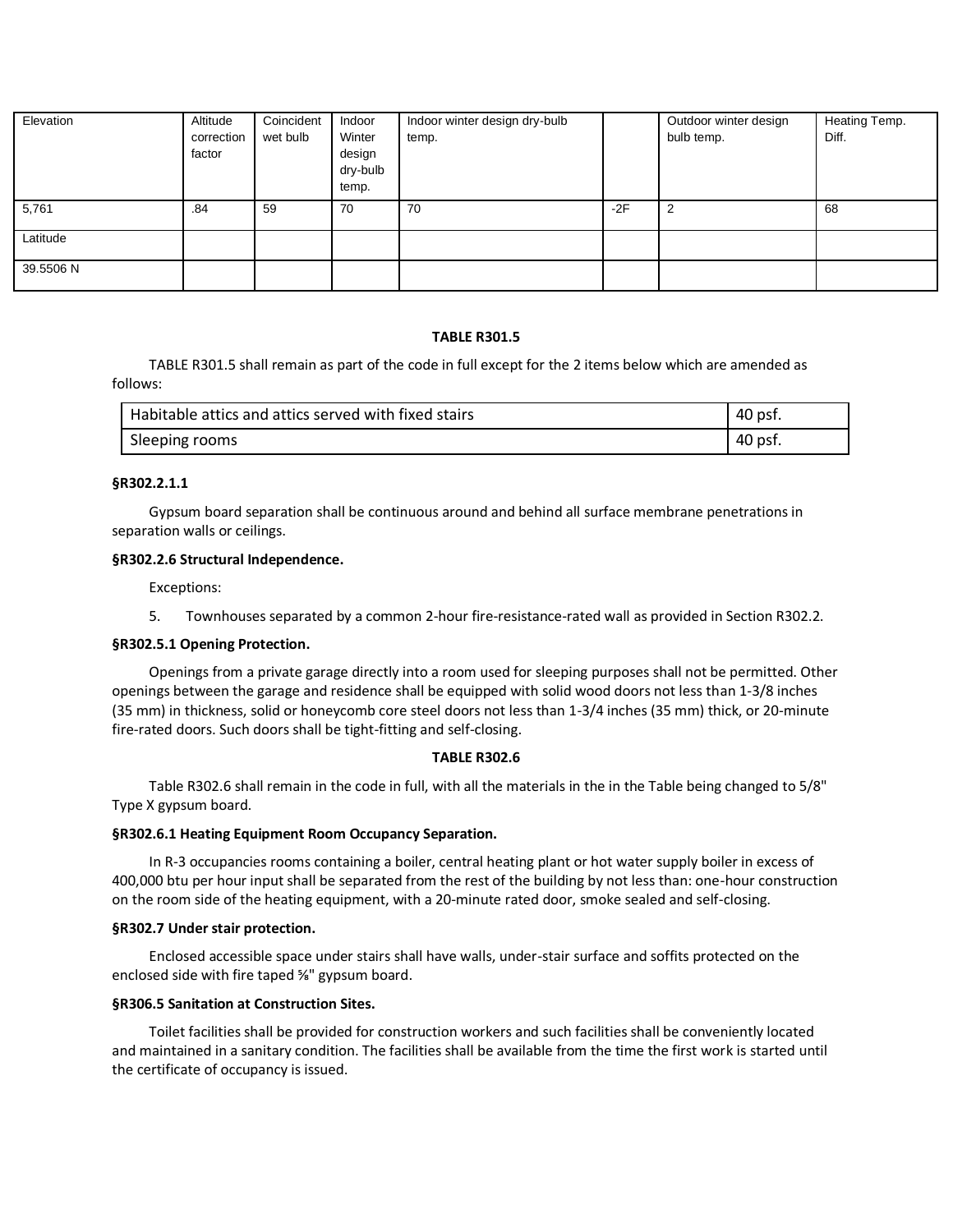| Elevation | Altitude correction factor | Coincident wet bulb | Indoor Winter design dry-bulb temp. | Indoor winter design dry-bulb temp. | | Outdoor winter design bulb temp. | Heating Temp. Diff. |
|---|---|---|---|---|---|---|---|
| 5,761 | .84 | 59 | 70 | 70 | -2F | 2 | 68 |
| Latitude | | | | | | | |
| 39.5506 N | | | | | | | |

**TABLE R301.5**

TABLE R301.5 shall remain as part of the code in full except for the 2 items below which are amended as follows:

| | |
|---|---|
| Habitable attics and attics served with fixed stairs | 40 psf. |
| Sleeping rooms | 40 psf. |

**§R302.2.1.1**

Gypsum board separation shall be continuous around and behind all surface membrane penetrations in separation walls or ceilings.

**§R302.2.6 Structural Independence.**

Exceptions:

5. Townhouses separated by a common 2-hour fire-resistance-rated wall as provided in Section R302.2.

**§R302.5.1 Opening Protection.**

Openings from a private garage directly into a room used for sleeping purposes shall not be permitted. Other openings between the garage and residence shall be equipped with solid wood doors not less than 1-3/8 inches (35 mm) in thickness, solid or honeycomb core steel doors not less than 1-3/4 inches (35 mm) thick, or 20-minute fire-rated doors. Such doors shall be tight-fitting and self-closing.

**TABLE R302.6**

Table R302.6 shall remain in the code in full, with all the materials in the in the Table being changed to 5/8" Type X gypsum board.

**§R302.6.1 Heating Equipment Room Occupancy Separation.**

In R-3 occupancies rooms containing a boiler, central heating plant or hot water supply boiler in excess of 400,000 btu per hour input shall be separated from the rest of the building by not less than: one-hour construction on the room side of the heating equipment, with a 20-minute rated door, smoke sealed and self-closing.

**§R302.7 Under stair protection.**

Enclosed accessible space under stairs shall have walls, under-stair surface and soffits protected on the enclosed side with fire taped ⅝" gypsum board.

**§R306.5 Sanitation at Construction Sites.**

Toilet facilities shall be provided for construction workers and such facilities shall be conveniently located and maintained in a sanitary condition. The facilities shall be available from the time the first work is started until the certificate of occupancy is issued.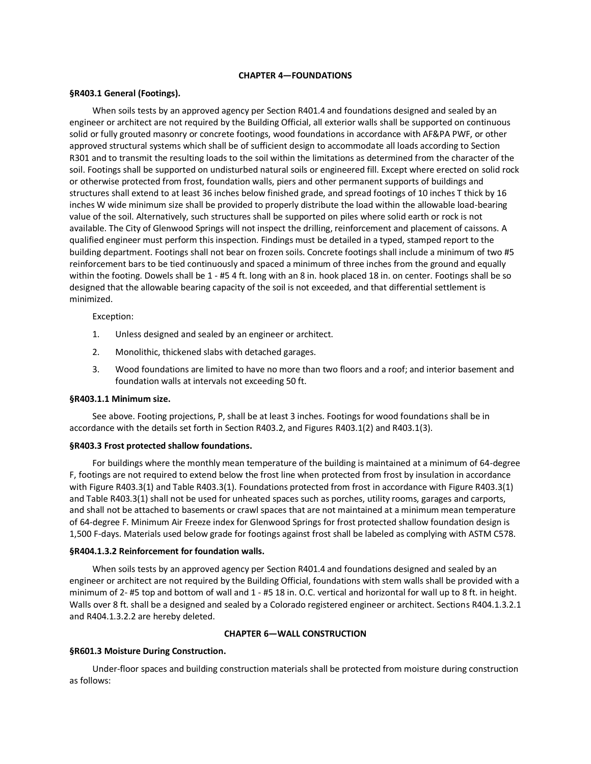## CHAPTER 4—FOUNDATIONS

**§R403.1 General (Footings).**

When soils tests by an approved agency per Section R401.4 and foundations designed and sealed by an engineer or architect are not required by the Building Official, all exterior walls shall be supported on continuous solid or fully grouted masonry or concrete footings, wood foundations in accordance with AF&PA PWF, or other approved structural systems which shall be of sufficient design to accommodate all loads according to Section R301 and to transmit the resulting loads to the soil within the limitations as determined from the character of the soil. Footings shall be supported on undisturbed natural soils or engineered fill. Except where erected on solid rock or otherwise protected from frost, foundation walls, piers and other permanent supports of buildings and structures shall extend to at least 36 inches below finished grade, and spread footings of 10 inches T thick by 16 inches W wide minimum size shall be provided to properly distribute the load within the allowable load-bearing value of the soil. Alternatively, such structures shall be supported on piles where solid earth or rock is not available. The City of Glenwood Springs will not inspect the drilling, reinforcement and placement of caissons. A qualified engineer must perform this inspection. Findings must be detailed in a typed, stamped report to the building department. Footings shall not bear on frozen soils. Concrete footings shall include a minimum of two #5 reinforcement bars to be tied continuously and spaced a minimum of three inches from the ground and equally within the footing. Dowels shall be 1 - #5 4 ft. long with an 8 in. hook placed 18 in. on center. Footings shall be so designed that the allowable bearing capacity of the soil is not exceeded, and that differential settlement is minimized.

Exception:

1. Unless designed and sealed by an engineer or architect.
2. Monolithic, thickened slabs with detached garages.
3. Wood foundations are limited to have no more than two floors and a roof; and interior basement and foundation walls at intervals not exceeding 50 ft.

**§R403.1.1 Minimum size.**

See above. Footing projections, P, shall be at least 3 inches. Footings for wood foundations shall be in accordance with the details set forth in Section R403.2, and Figures R403.1(2) and R403.1(3).

**§R403.3 Frost protected shallow foundations.**

For buildings where the monthly mean temperature of the building is maintained at a minimum of 64-degree F, footings are not required to extend below the frost line when protected from frost by insulation in accordance with Figure R403.3(1) and Table R403.3(1). Foundations protected from frost in accordance with Figure R403.3(1) and Table R403.3(1) shall not be used for unheated spaces such as porches, utility rooms, garages and carports, and shall not be attached to basements or crawl spaces that are not maintained at a minimum mean temperature of 64-degree F. Minimum Air Freeze index for Glenwood Springs for frost protected shallow foundation design is 1,500 F-days. Materials used below grade for footings against frost shall be labeled as complying with ASTM C578.

**§R404.1.3.2 Reinforcement for foundation walls.**

When soils tests by an approved agency per Section R401.4 and foundations designed and sealed by an engineer or architect are not required by the Building Official, foundations with stem walls shall be provided with a minimum of 2- #5 top and bottom of wall and 1 - #5 18 in. O.C. vertical and horizontal for wall up to 8 ft. in height. Walls over 8 ft. shall be a designed and sealed by a Colorado registered engineer or architect. Sections R404.1.3.2.1 and R404.1.3.2.2 are hereby deleted.

## CHAPTER 6—WALL CONSTRUCTION

**§R601.3 Moisture During Construction.**

Under-floor spaces and building construction materials shall be protected from moisture during construction as follows: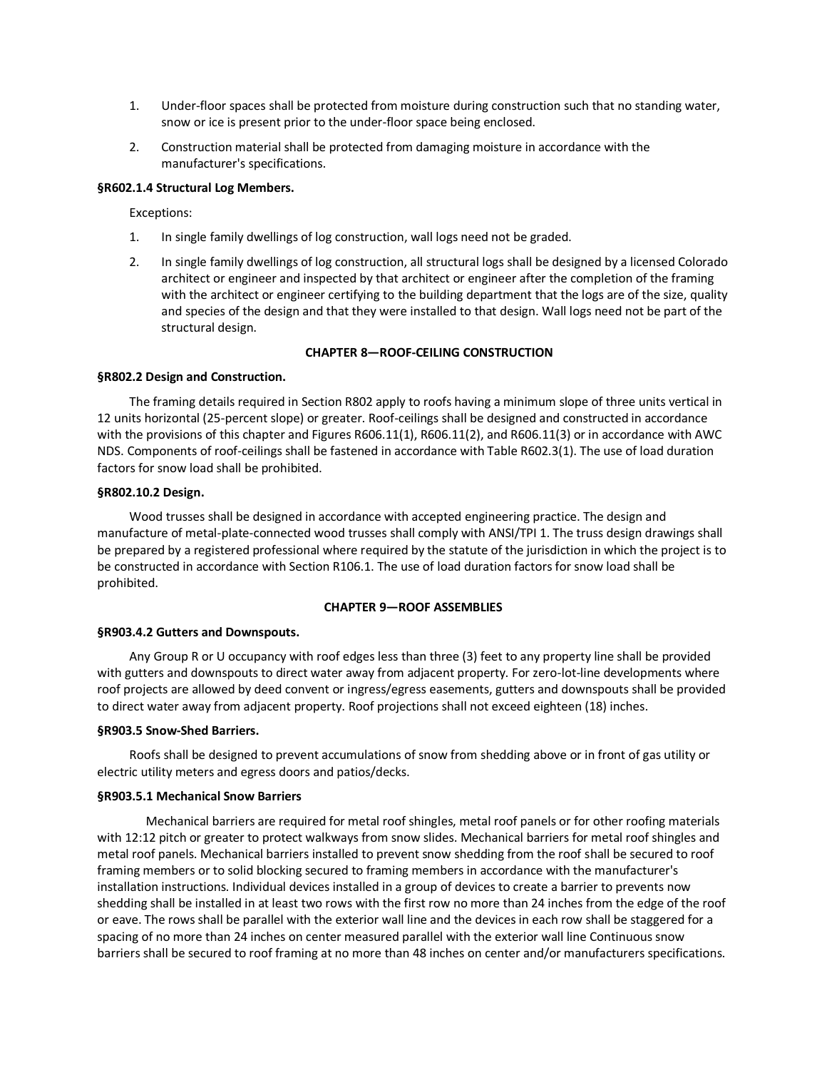1. Under-floor spaces shall be protected from moisture during construction such that no standing water, snow or ice is present prior to the under-floor space being enclosed.

2. Construction material shall be protected from damaging moisture in accordance with the manufacturer's specifications.

**§R602.1.4 Structural Log Members.**

Exceptions:

1. In single family dwellings of log construction, wall logs need not be graded.

2. In single family dwellings of log construction, all structural logs shall be designed by a licensed Colorado architect or engineer and inspected by that architect or engineer after the completion of the framing with the architect or engineer certifying to the building department that the logs are of the size, quality and species of the design and that they were installed to that design. Wall logs need not be part of the structural design.

## CHAPTER 8—ROOF-CEILING CONSTRUCTION

**§R802.2 Design and Construction.**

The framing details required in Section R802 apply to roofs having a minimum slope of three units vertical in 12 units horizontal (25-percent slope) or greater. Roof-ceilings shall be designed and constructed in accordance with the provisions of this chapter and Figures R606.11(1), R606.11(2), and R606.11(3) or in accordance with AWC NDS. Components of roof-ceilings shall be fastened in accordance with Table R602.3(1). The use of load duration factors for snow load shall be prohibited.

**§R802.10.2 Design.**

Wood trusses shall be designed in accordance with accepted engineering practice. The design and manufacture of metal-plate-connected wood trusses shall comply with ANSI/TPI 1. The truss design drawings shall be prepared by a registered professional where required by the statute of the jurisdiction in which the project is to be constructed in accordance with Section R106.1. The use of load duration factors for snow load shall be prohibited.

## CHAPTER 9—ROOF ASSEMBLIES

**§R903.4.2 Gutters and Downspouts.**

Any Group R or U occupancy with roof edges less than three (3) feet to any property line shall be provided with gutters and downspouts to direct water away from adjacent property. For zero-lot-line developments where roof projects are allowed by deed convent or ingress/egress easements, gutters and downspouts shall be provided to direct water away from adjacent property. Roof projections shall not exceed eighteen (18) inches.

**§R903.5 Snow-Shed Barriers.**

Roofs shall be designed to prevent accumulations of snow from shedding above or in front of gas utility or electric utility meters and egress doors and patios/decks.

**§R903.5.1 Mechanical Snow Barriers**

Mechanical barriers are required for metal roof shingles, metal roof panels or for other roofing materials with 12:12 pitch or greater to protect walkways from snow slides. Mechanical barriers for metal roof shingles and metal roof panels. Mechanical barriers installed to prevent snow shedding from the roof shall be secured to roof framing members or to solid blocking secured to framing members in accordance with the manufacturer's installation instructions. Individual devices installed in a group of devices to create a barrier to prevents now shedding shall be installed in at least two rows with the first row no more than 24 inches from the edge of the roof or eave. The rows shall be parallel with the exterior wall line and the devices in each row shall be staggered for a spacing of no more than 24 inches on center measured parallel with the exterior wall line Continuous snow barriers shall be secured to roof framing at no more than 48 inches on center and/or manufacturers specifications.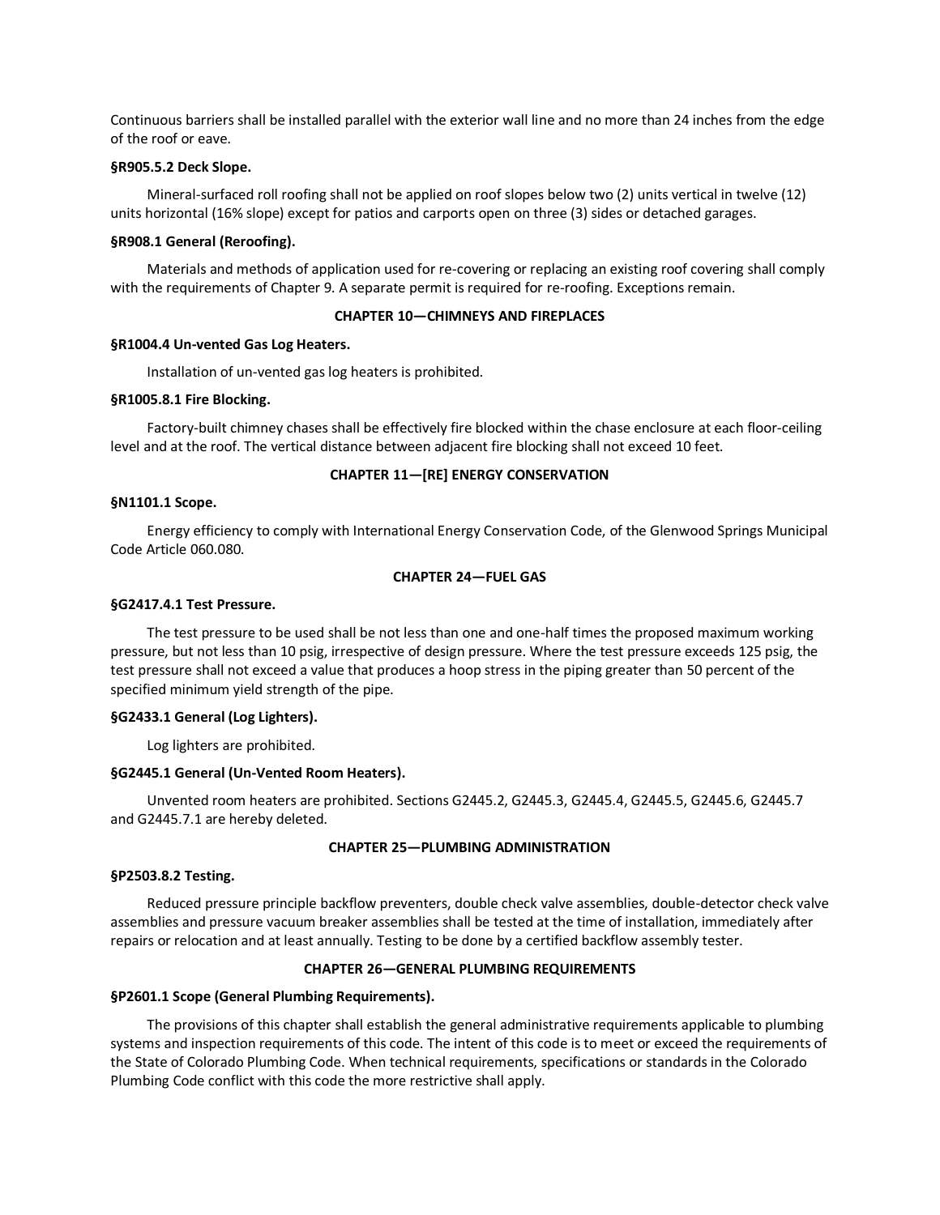Continuous barriers shall be installed parallel with the exterior wall line and no more than 24 inches from the edge of the roof or eave.

**§R905.5.2 Deck Slope.**

Mineral-surfaced roll roofing shall not be applied on roof slopes below two (2) units vertical in twelve (12) units horizontal (16% slope) except for patios and carports open on three (3) sides or detached garages.

**§R908.1 General (Reroofing).**

Materials and methods of application used for re-covering or replacing an existing roof covering shall comply with the requirements of Chapter 9. A separate permit is required for re-roofing. Exceptions remain.

## CHAPTER 10—CHIMNEYS AND FIREPLACES

**§R1004.4 Un-vented Gas Log Heaters.**

Installation of un-vented gas log heaters is prohibited.

**§R1005.8.1 Fire Blocking.**

Factory-built chimney chases shall be effectively fire blocked within the chase enclosure at each floor-ceiling level and at the roof. The vertical distance between adjacent fire blocking shall not exceed 10 feet.

## CHAPTER 11—[RE] ENERGY CONSERVATION

**§N1101.1 Scope.**

Energy efficiency to comply with International Energy Conservation Code, of the Glenwood Springs Municipal Code Article 060.080.

## CHAPTER 24—FUEL GAS

**§G2417.4.1 Test Pressure.**

The test pressure to be used shall be not less than one and one-half times the proposed maximum working pressure, but not less than 10 psig, irrespective of design pressure. Where the test pressure exceeds 125 psig, the test pressure shall not exceed a value that produces a hoop stress in the piping greater than 50 percent of the specified minimum yield strength of the pipe.

**§G2433.1 General (Log Lighters).**

Log lighters are prohibited.

**§G2445.1 General (Un-Vented Room Heaters).**

Unvented room heaters are prohibited. Sections G2445.2, G2445.3, G2445.4, G2445.5, G2445.6, G2445.7 and G2445.7.1 are hereby deleted.

## CHAPTER 25—PLUMBING ADMINISTRATION

**§P2503.8.2 Testing.**

Reduced pressure principle backflow preventers, double check valve assemblies, double-detector check valve assemblies and pressure vacuum breaker assemblies shall be tested at the time of installation, immediately after repairs or relocation and at least annually. Testing to be done by a certified backflow assembly tester.

## CHAPTER 26—GENERAL PLUMBING REQUIREMENTS

**§P2601.1 Scope (General Plumbing Requirements).**

The provisions of this chapter shall establish the general administrative requirements applicable to plumbing systems and inspection requirements of this code. The intent of this code is to meet or exceed the requirements of the State of Colorado Plumbing Code. When technical requirements, specifications or standards in the Colorado Plumbing Code conflict with this code the more restrictive shall apply.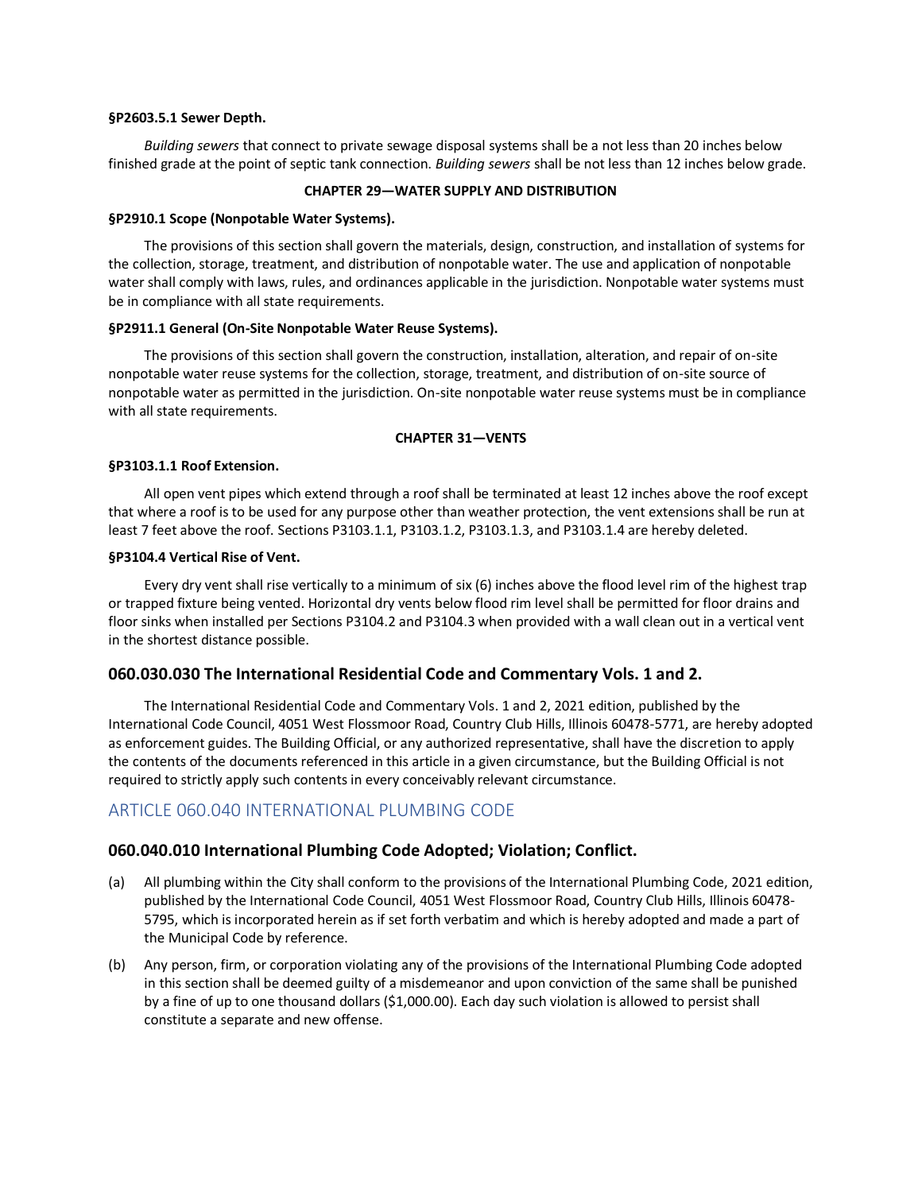**§P2603.5.1 Sewer Depth.**

*Building sewers* that connect to private sewage disposal systems shall be a not less than 20 inches below finished grade at the point of septic tank connection. *Building sewers* shall be not less than 12 inches below grade.

**CHAPTER 29—WATER SUPPLY AND DISTRIBUTION**

**§P2910.1 Scope (Nonpotable Water Systems).**

The provisions of this section shall govern the materials, design, construction, and installation of systems for the collection, storage, treatment, and distribution of nonpotable water. The use and application of nonpotable water shall comply with laws, rules, and ordinances applicable in the jurisdiction. Nonpotable water systems must be in compliance with all state requirements.

**§P2911.1 General (On-Site Nonpotable Water Reuse Systems).**

The provisions of this section shall govern the construction, installation, alteration, and repair of on-site nonpotable water reuse systems for the collection, storage, treatment, and distribution of on-site source of nonpotable water as permitted in the jurisdiction. On-site nonpotable water reuse systems must be in compliance with all state requirements.

**CHAPTER 31—VENTS**

**§P3103.1.1 Roof Extension.**

All open vent pipes which extend through a roof shall be terminated at least 12 inches above the roof except that where a roof is to be used for any purpose other than weather protection, the vent extensions shall be run at least 7 feet above the roof. Sections P3103.1.1, P3103.1.2, P3103.1.3, and P3103.1.4 are hereby deleted.

**§P3104.4 Vertical Rise of Vent.**

Every dry vent shall rise vertically to a minimum of six (6) inches above the flood level rim of the highest trap or trapped fixture being vented. Horizontal dry vents below flood rim level shall be permitted for floor drains and floor sinks when installed per Sections P3104.2 and P3104.3 when provided with a wall clean out in a vertical vent in the shortest distance possible.

### 060.030.030 The International Residential Code and Commentary Vols. 1 and 2.

The International Residential Code and Commentary Vols. 1 and 2, 2021 edition, published by the International Code Council, 4051 West Flossmoor Road, Country Club Hills, Illinois 60478-5771, are hereby adopted as enforcement guides. The Building Official, or any authorized representative, shall have the discretion to apply the contents of the documents referenced in this article in a given circumstance, but the Building Official is not required to strictly apply such contents in every conceivably relevant circumstance.

## ARTICLE 060.040 INTERNATIONAL PLUMBING CODE

### 060.040.010 International Plumbing Code Adopted; Violation; Conflict.

(a) All plumbing within the City shall conform to the provisions of the International Plumbing Code, 2021 edition, published by the International Code Council, 4051 West Flossmoor Road, Country Club Hills, Illinois 60478-5795, which is incorporated herein as if set forth verbatim and which is hereby adopted and made a part of the Municipal Code by reference.

(b) Any person, firm, or corporation violating any of the provisions of the International Plumbing Code adopted in this section shall be deemed guilty of a misdemeanor and upon conviction of the same shall be punished by a fine of up to one thousand dollars ($1,000.00). Each day such violation is allowed to persist shall constitute a separate and new offense.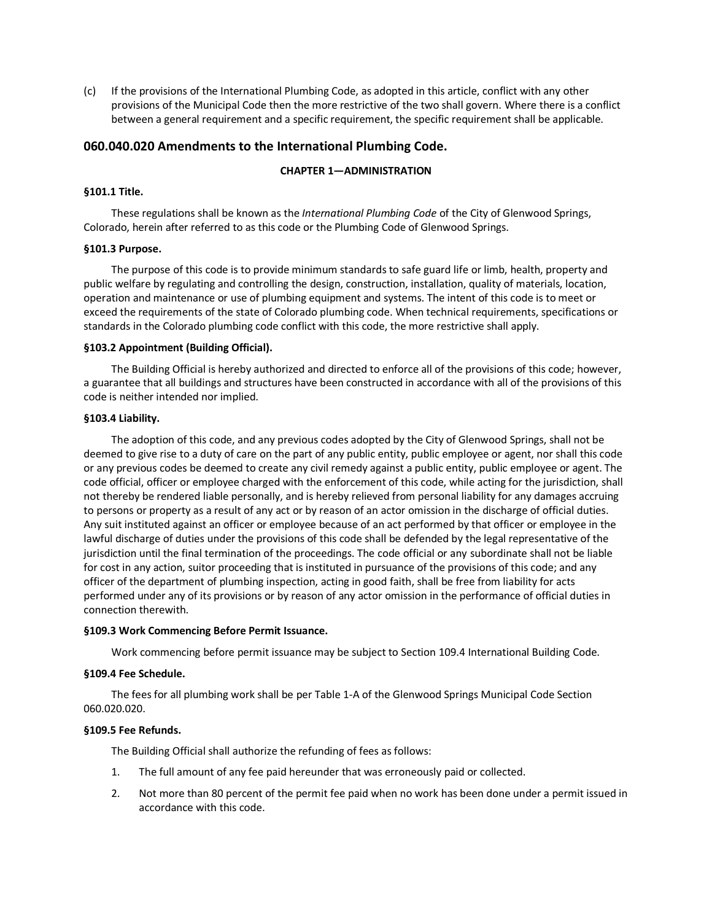(c) If the provisions of the International Plumbing Code, as adopted in this article, conflict with any other provisions of the Municipal Code then the more restrictive of the two shall govern. Where there is a conflict between a general requirement and a specific requirement, the specific requirement shall be applicable.

## 060.040.020 Amendments to the International Plumbing Code.

**CHAPTER 1—ADMINISTRATION**

**§101.1 Title.**

These regulations shall be known as the *International Plumbing Code* of the City of Glenwood Springs, Colorado, herein after referred to as this code or the Plumbing Code of Glenwood Springs.

**§101.3 Purpose.**

The purpose of this code is to provide minimum standards to safe guard life or limb, health, property and public welfare by regulating and controlling the design, construction, installation, quality of materials, location, operation and maintenance or use of plumbing equipment and systems. The intent of this code is to meet or exceed the requirements of the state of Colorado plumbing code. When technical requirements, specifications or standards in the Colorado plumbing code conflict with this code, the more restrictive shall apply.

**§103.2 Appointment (Building Official).**

The Building Official is hereby authorized and directed to enforce all of the provisions of this code; however, a guarantee that all buildings and structures have been constructed in accordance with all of the provisions of this code is neither intended nor implied.

**§103.4 Liability.**

The adoption of this code, and any previous codes adopted by the City of Glenwood Springs, shall not be deemed to give rise to a duty of care on the part of any public entity, public employee or agent, nor shall this code or any previous codes be deemed to create any civil remedy against a public entity, public employee or agent. The code official, officer or employee charged with the enforcement of this code, while acting for the jurisdiction, shall not thereby be rendered liable personally, and is hereby relieved from personal liability for any damages accruing to persons or property as a result of any act or by reason of an actor omission in the discharge of official duties. Any suit instituted against an officer or employee because of an act performed by that officer or employee in the lawful discharge of duties under the provisions of this code shall be defended by the legal representative of the jurisdiction until the final termination of the proceedings. The code official or any subordinate shall not be liable for cost in any action, suitor proceeding that is instituted in pursuance of the provisions of this code; and any officer of the department of plumbing inspection, acting in good faith, shall be free from liability for acts performed under any of its provisions or by reason of any actor omission in the performance of official duties in connection therewith.

**§109.3 Work Commencing Before Permit Issuance.**

Work commencing before permit issuance may be subject to Section 109.4 International Building Code.

**§109.4 Fee Schedule.**

The fees for all plumbing work shall be per Table 1-A of the Glenwood Springs Municipal Code Section 060.020.020.

**§109.5 Fee Refunds.**

The Building Official shall authorize the refunding of fees as follows:

1. The full amount of any fee paid hereunder that was erroneously paid or collected.
2. Not more than 80 percent of the permit fee paid when no work has been done under a permit issued in accordance with this code.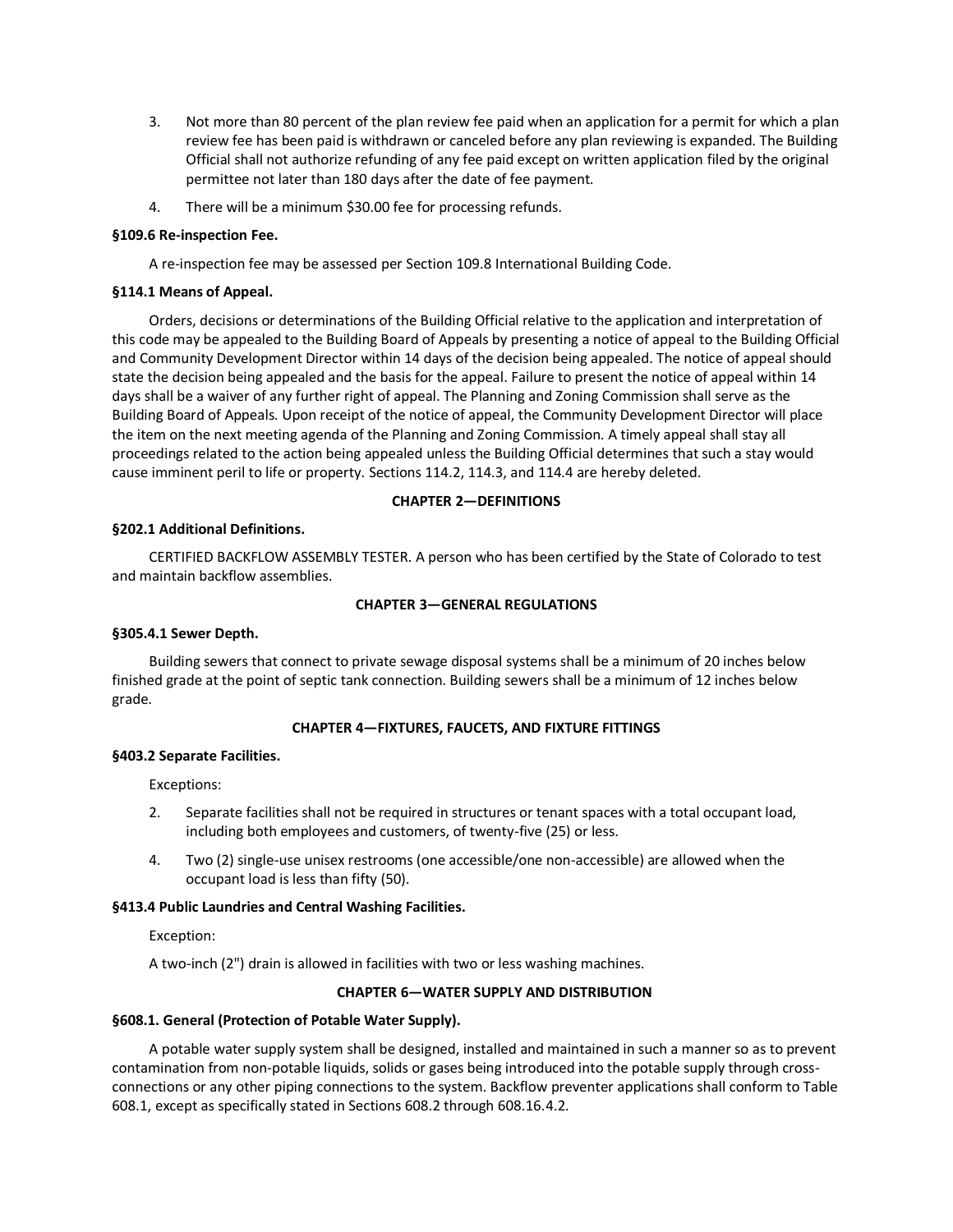3. Not more than 80 percent of the plan review fee paid when an application for a permit for which a plan review fee has been paid is withdrawn or canceled before any plan reviewing is expanded. The Building Official shall not authorize refunding of any fee paid except on written application filed by the original permittee not later than 180 days after the date of fee payment.

4. There will be a minimum $30.00 fee for processing refunds.

**§109.6 Re-inspection Fee.**

A re-inspection fee may be assessed per Section 109.8 International Building Code.

**§114.1 Means of Appeal.**

Orders, decisions or determinations of the Building Official relative to the application and interpretation of this code may be appealed to the Building Board of Appeals by presenting a notice of appeal to the Building Official and Community Development Director within 14 days of the decision being appealed. The notice of appeal should state the decision being appealed and the basis for the appeal. Failure to present the notice of appeal within 14 days shall be a waiver of any further right of appeal. The Planning and Zoning Commission shall serve as the Building Board of Appeals. Upon receipt of the notice of appeal, the Community Development Director will place the item on the next meeting agenda of the Planning and Zoning Commission. A timely appeal shall stay all proceedings related to the action being appealed unless the Building Official determines that such a stay would cause imminent peril to life or property. Sections 114.2, 114.3, and 114.4 are hereby deleted.

## CHAPTER 2—DEFINITIONS

**§202.1 Additional Definitions.**

CERTIFIED BACKFLOW ASSEMBLY TESTER. A person who has been certified by the State of Colorado to test and maintain backflow assemblies.

## CHAPTER 3—GENERAL REGULATIONS

**§305.4.1 Sewer Depth.**

Building sewers that connect to private sewage disposal systems shall be a minimum of 20 inches below finished grade at the point of septic tank connection. Building sewers shall be a minimum of 12 inches below grade.

## CHAPTER 4—FIXTURES, FAUCETS, AND FIXTURE FITTINGS

**§403.2 Separate Facilities.**

Exceptions:

2. Separate facilities shall not be required in structures or tenant spaces with a total occupant load, including both employees and customers, of twenty-five (25) or less.

4. Two (2) single-use unisex restrooms (one accessible/one non-accessible) are allowed when the occupant load is less than fifty (50).

**§413.4 Public Laundries and Central Washing Facilities.**

Exception:

A two-inch (2") drain is allowed in facilities with two or less washing machines.

## CHAPTER 6—WATER SUPPLY AND DISTRIBUTION

**§608.1. General (Protection of Potable Water Supply).**

A potable water supply system shall be designed, installed and maintained in such a manner so as to prevent contamination from non-potable liquids, solids or gases being introduced into the potable supply through cross-connections or any other piping connections to the system. Backflow preventer applications shall conform to Table 608.1, except as specifically stated in Sections 608.2 through 608.16.4.2.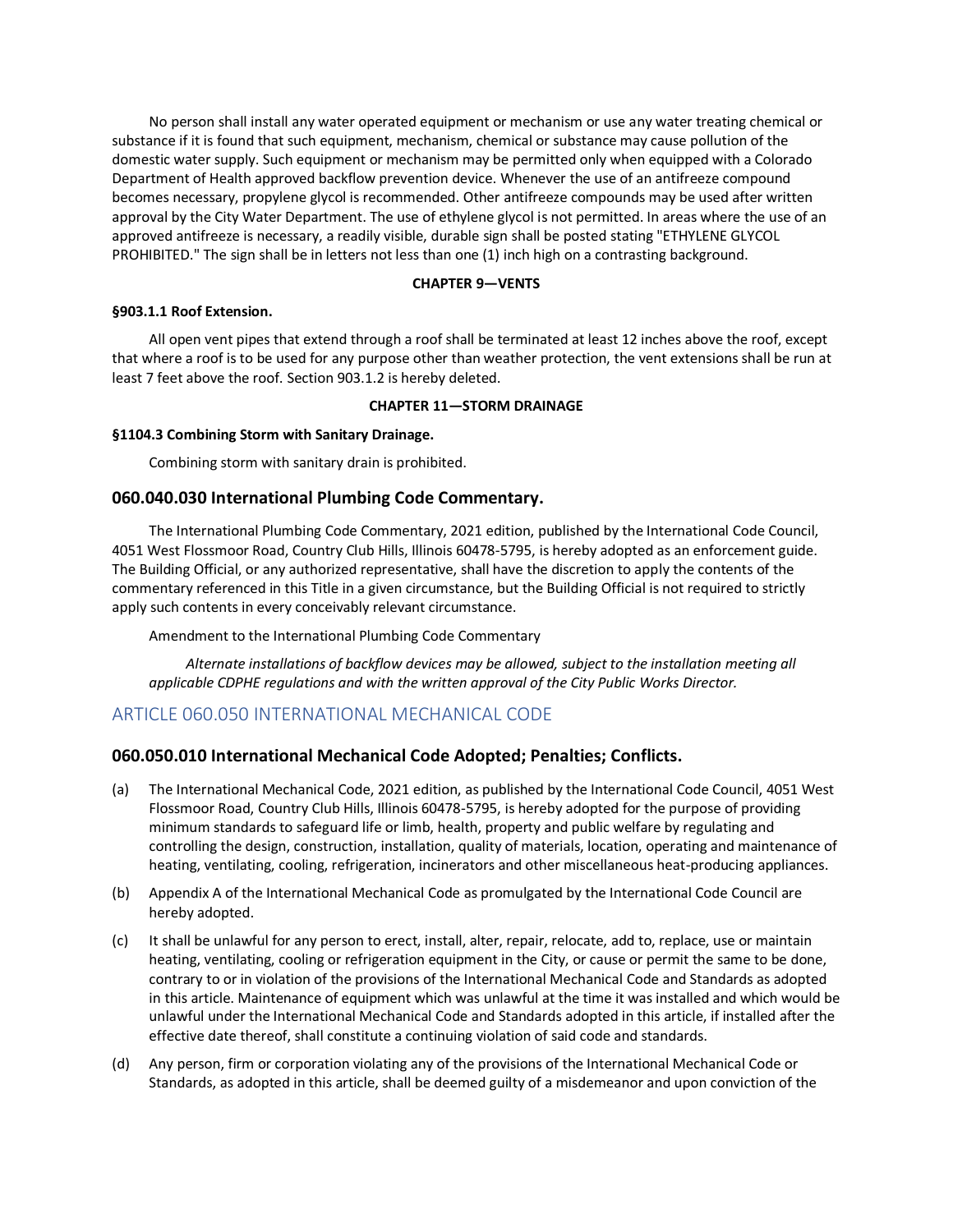No person shall install any water operated equipment or mechanism or use any water treating chemical or substance if it is found that such equipment, mechanism, chemical or substance may cause pollution of the domestic water supply. Such equipment or mechanism may be permitted only when equipped with a Colorado Department of Health approved backflow prevention device. Whenever the use of an antifreeze compound becomes necessary, propylene glycol is recommended. Other antifreeze compounds may be used after written approval by the City Water Department. The use of ethylene glycol is not permitted. In areas where the use of an approved antifreeze is necessary, a readily visible, durable sign shall be posted stating "ETHYLENE GLYCOL PROHIBITED." The sign shall be in letters not less than one (1) inch high on a contrasting background.

**CHAPTER 9—VENTS**

**§903.1.1 Roof Extension.**

All open vent pipes that extend through a roof shall be terminated at least 12 inches above the roof, except that where a roof is to be used for any purpose other than weather protection, the vent extensions shall be run at least 7 feet above the roof. Section 903.1.2 is hereby deleted.

**CHAPTER 11—STORM DRAINAGE**

**§1104.3 Combining Storm with Sanitary Drainage.**

Combining storm with sanitary drain is prohibited.

### 060.040.030 International Plumbing Code Commentary.

The International Plumbing Code Commentary, 2021 edition, published by the International Code Council, 4051 West Flossmoor Road, Country Club Hills, Illinois 60478-5795, is hereby adopted as an enforcement guide. The Building Official, or any authorized representative, shall have the discretion to apply the contents of the commentary referenced in this Title in a given circumstance, but the Building Official is not required to strictly apply such contents in every conceivably relevant circumstance.

Amendment to the International Plumbing Code Commentary

*Alternate installations of backflow devices may be allowed, subject to the installation meeting all applicable CDPHE regulations and with the written approval of the City Public Works Director.*

## ARTICLE 060.050 INTERNATIONAL MECHANICAL CODE

### 060.050.010 International Mechanical Code Adopted; Penalties; Conflicts.

(a) The International Mechanical Code, 2021 edition, as published by the International Code Council, 4051 West Flossmoor Road, Country Club Hills, Illinois 60478-5795, is hereby adopted for the purpose of providing minimum standards to safeguard life or limb, health, property and public welfare by regulating and controlling the design, construction, installation, quality of materials, location, operating and maintenance of heating, ventilating, cooling, refrigeration, incinerators and other miscellaneous heat-producing appliances.

(b) Appendix A of the International Mechanical Code as promulgated by the International Code Council are hereby adopted.

(c) It shall be unlawful for any person to erect, install, alter, repair, relocate, add to, replace, use or maintain heating, ventilating, cooling or refrigeration equipment in the City, or cause or permit the same to be done, contrary to or in violation of the provisions of the International Mechanical Code and Standards as adopted in this article. Maintenance of equipment which was unlawful at the time it was installed and which would be unlawful under the International Mechanical Code and Standards adopted in this article, if installed after the effective date thereof, shall constitute a continuing violation of said code and standards.

(d) Any person, firm or corporation violating any of the provisions of the International Mechanical Code or Standards, as adopted in this article, shall be deemed guilty of a misdemeanor and upon conviction of the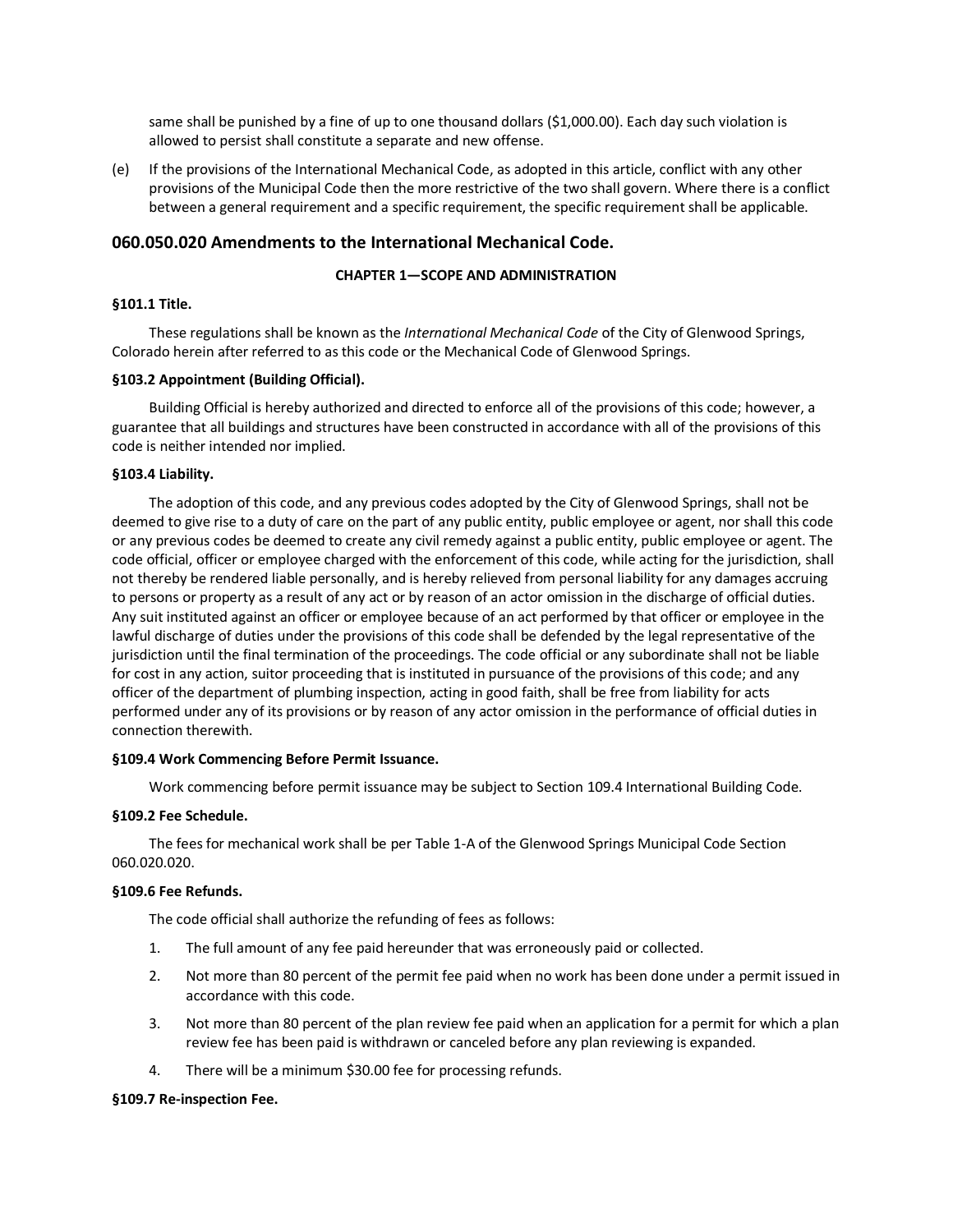same shall be punished by a fine of up to one thousand dollars ($1,000.00). Each day such violation is allowed to persist shall constitute a separate and new offense.

(e) If the provisions of the International Mechanical Code, as adopted in this article, conflict with any other provisions of the Municipal Code then the more restrictive of the two shall govern. Where there is a conflict between a general requirement and a specific requirement, the specific requirement shall be applicable.

## 060.050.020 Amendments to the International Mechanical Code.

**CHAPTER 1—SCOPE AND ADMINISTRATION**

**§101.1 Title.**

These regulations shall be known as the *International Mechanical Code* of the City of Glenwood Springs, Colorado herein after referred to as this code or the Mechanical Code of Glenwood Springs.

**§103.2 Appointment (Building Official).**

Building Official is hereby authorized and directed to enforce all of the provisions of this code; however, a guarantee that all buildings and structures have been constructed in accordance with all of the provisions of this code is neither intended nor implied.

**§103.4 Liability.**

The adoption of this code, and any previous codes adopted by the City of Glenwood Springs, shall not be deemed to give rise to a duty of care on the part of any public entity, public employee or agent, nor shall this code or any previous codes be deemed to create any civil remedy against a public entity, public employee or agent. The code official, officer or employee charged with the enforcement of this code, while acting for the jurisdiction, shall not thereby be rendered liable personally, and is hereby relieved from personal liability for any damages accruing to persons or property as a result of any act or by reason of an actor omission in the discharge of official duties. Any suit instituted against an officer or employee because of an act performed by that officer or employee in the lawful discharge of duties under the provisions of this code shall be defended by the legal representative of the jurisdiction until the final termination of the proceedings. The code official or any subordinate shall not be liable for cost in any action, suitor proceeding that is instituted in pursuance of the provisions of this code; and any officer of the department of plumbing inspection, acting in good faith, shall be free from liability for acts performed under any of its provisions or by reason of any actor omission in the performance of official duties in connection therewith.

**§109.4 Work Commencing Before Permit Issuance.**

Work commencing before permit issuance may be subject to Section 109.4 International Building Code.

**§109.2 Fee Schedule.**

The fees for mechanical work shall be per Table 1-A of the Glenwood Springs Municipal Code Section 060.020.020.

**§109.6 Fee Refunds.**

The code official shall authorize the refunding of fees as follows:

1. The full amount of any fee paid hereunder that was erroneously paid or collected.
2. Not more than 80 percent of the permit fee paid when no work has been done under a permit issued in accordance with this code.
3. Not more than 80 percent of the plan review fee paid when an application for a permit for which a plan review fee has been paid is withdrawn or canceled before any plan reviewing is expanded.
4. There will be a minimum $30.00 fee for processing refunds.

**§109.7 Re-inspection Fee.**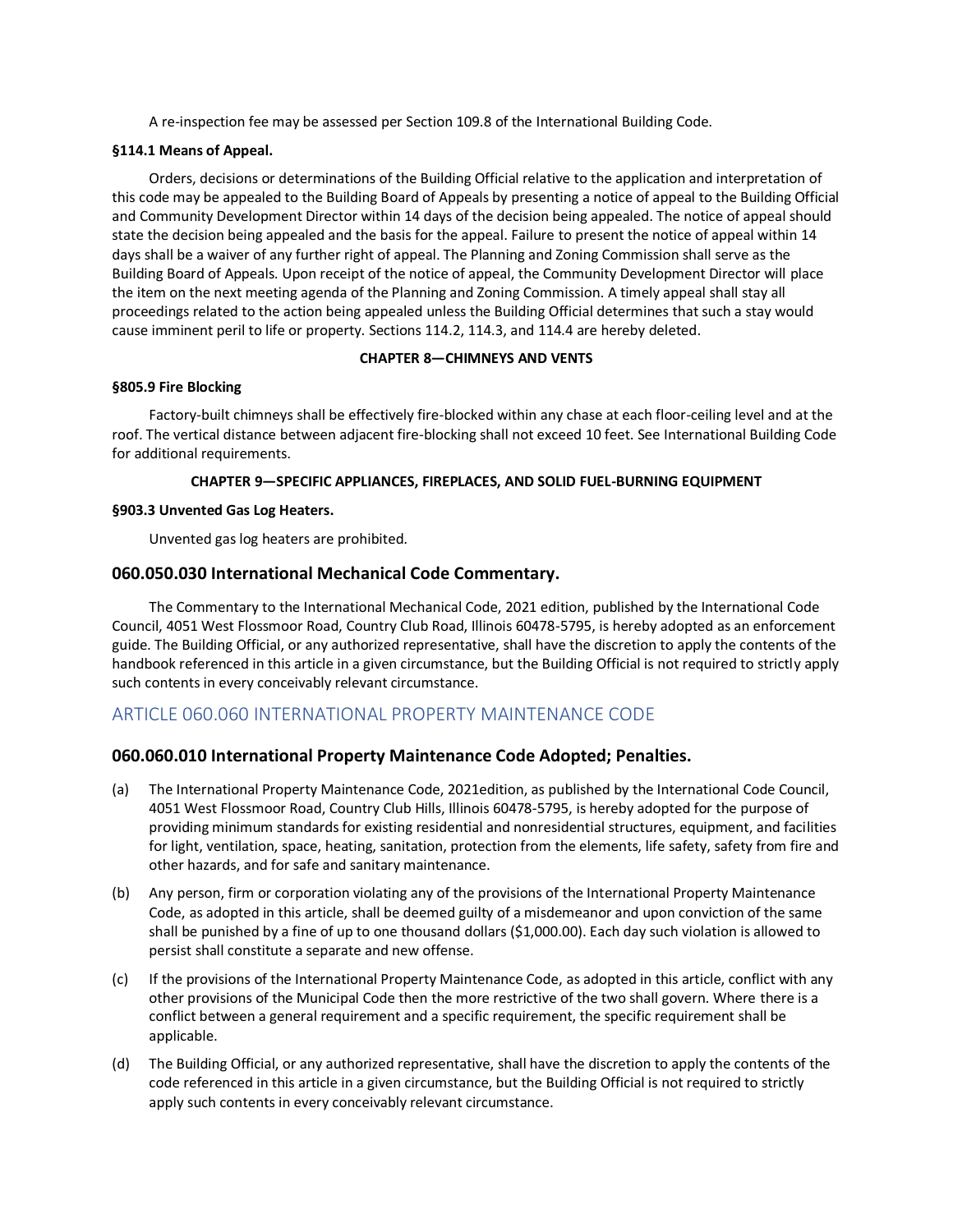A re-inspection fee may be assessed per Section 109.8 of the International Building Code.

**§114.1 Means of Appeal.**

Orders, decisions or determinations of the Building Official relative to the application and interpretation of this code may be appealed to the Building Board of Appeals by presenting a notice of appeal to the Building Official and Community Development Director within 14 days of the decision being appealed. The notice of appeal should state the decision being appealed and the basis for the appeal. Failure to present the notice of appeal within 14 days shall be a waiver of any further right of appeal. The Planning and Zoning Commission shall serve as the Building Board of Appeals. Upon receipt of the notice of appeal, the Community Development Director will place the item on the next meeting agenda of the Planning and Zoning Commission. A timely appeal shall stay all proceedings related to the action being appealed unless the Building Official determines that such a stay would cause imminent peril to life or property. Sections 114.2, 114.3, and 114.4 are hereby deleted.

**CHAPTER 8—CHIMNEYS AND VENTS**

**§805.9 Fire Blocking**

Factory-built chimneys shall be effectively fire-blocked within any chase at each floor-ceiling level and at the roof. The vertical distance between adjacent fire-blocking shall not exceed 10 feet. See International Building Code for additional requirements.

**CHAPTER 9—SPECIFIC APPLIANCES, FIREPLACES, AND SOLID FUEL-BURNING EQUIPMENT**

**§903.3 Unvented Gas Log Heaters.**

Unvented gas log heaters are prohibited.

### 060.050.030 International Mechanical Code Commentary.

The Commentary to the International Mechanical Code, 2021 edition, published by the International Code Council, 4051 West Flossmoor Road, Country Club Road, Illinois 60478-5795, is hereby adopted as an enforcement guide. The Building Official, or any authorized representative, shall have the discretion to apply the contents of the handbook referenced in this article in a given circumstance, but the Building Official is not required to strictly apply such contents in every conceivably relevant circumstance.

## ARTICLE 060.060 INTERNATIONAL PROPERTY MAINTENANCE CODE

### 060.060.010 International Property Maintenance Code Adopted; Penalties.

(a) The International Property Maintenance Code, 2021edition, as published by the International Code Council, 4051 West Flossmoor Road, Country Club Hills, Illinois 60478-5795, is hereby adopted for the purpose of providing minimum standards for existing residential and nonresidential structures, equipment, and facilities for light, ventilation, space, heating, sanitation, protection from the elements, life safety, safety from fire and other hazards, and for safe and sanitary maintenance.

(b) Any person, firm or corporation violating any of the provisions of the International Property Maintenance Code, as adopted in this article, shall be deemed guilty of a misdemeanor and upon conviction of the same shall be punished by a fine of up to one thousand dollars ($1,000.00). Each day such violation is allowed to persist shall constitute a separate and new offense.

(c) If the provisions of the International Property Maintenance Code, as adopted in this article, conflict with any other provisions of the Municipal Code then the more restrictive of the two shall govern. Where there is a conflict between a general requirement and a specific requirement, the specific requirement shall be applicable.

(d) The Building Official, or any authorized representative, shall have the discretion to apply the contents of the code referenced in this article in a given circumstance, but the Building Official is not required to strictly apply such contents in every conceivably relevant circumstance.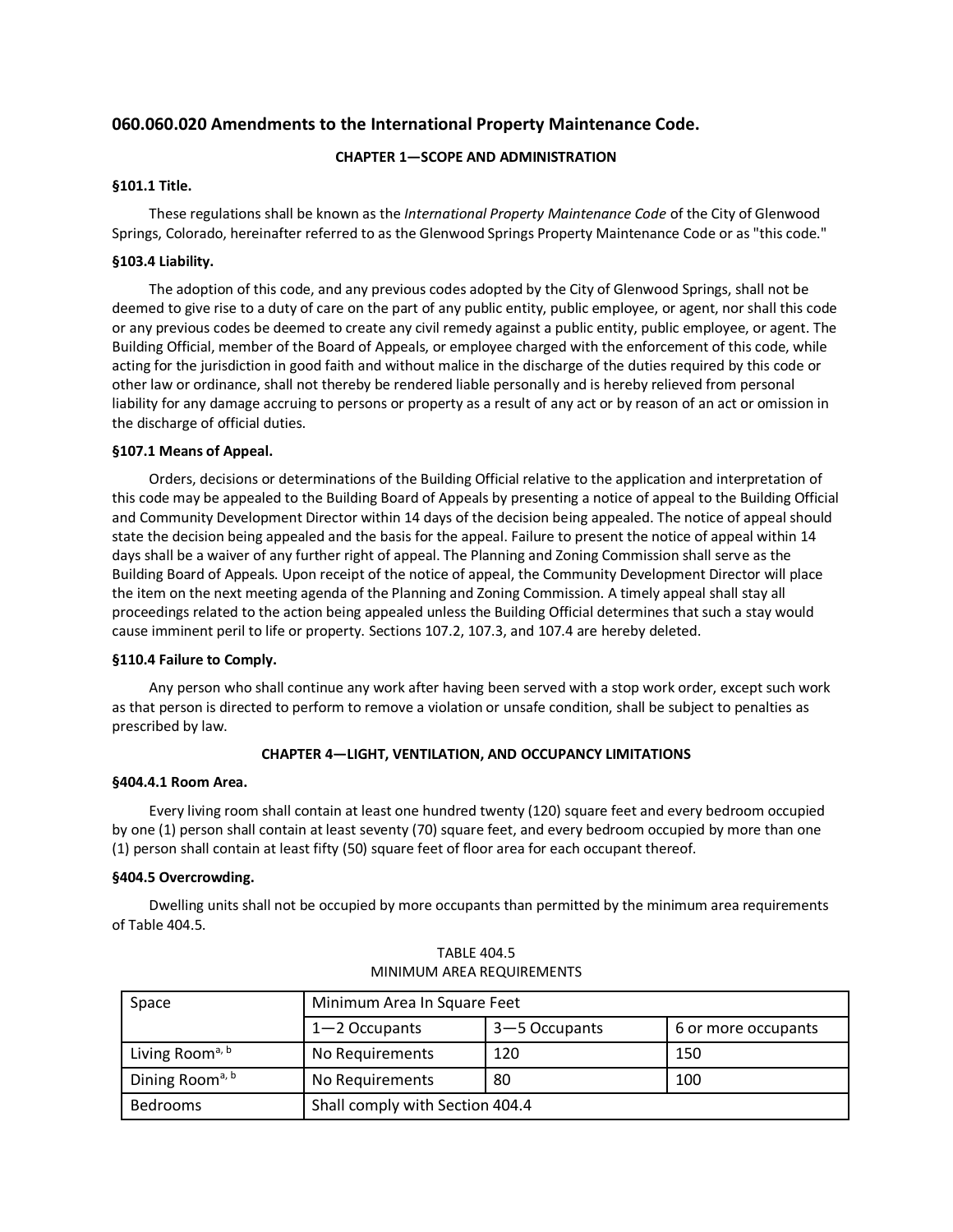## 060.060.020 Amendments to the International Property Maintenance Code.

**CHAPTER 1—SCOPE AND ADMINISTRATION**

**§101.1 Title.**

These regulations shall be known as the *International Property Maintenance Code* of the City of Glenwood Springs, Colorado, hereinafter referred to as the Glenwood Springs Property Maintenance Code or as "this code."

**§103.4 Liability.**

The adoption of this code, and any previous codes adopted by the City of Glenwood Springs, shall not be deemed to give rise to a duty of care on the part of any public entity, public employee, or agent, nor shall this code or any previous codes be deemed to create any civil remedy against a public entity, public employee, or agent. The Building Official, member of the Board of Appeals, or employee charged with the enforcement of this code, while acting for the jurisdiction in good faith and without malice in the discharge of the duties required by this code or other law or ordinance, shall not thereby be rendered liable personally and is hereby relieved from personal liability for any damage accruing to persons or property as a result of any act or by reason of an act or omission in the discharge of official duties.

**§107.1 Means of Appeal.**

Orders, decisions or determinations of the Building Official relative to the application and interpretation of this code may be appealed to the Building Board of Appeals by presenting a notice of appeal to the Building Official and Community Development Director within 14 days of the decision being appealed. The notice of appeal should state the decision being appealed and the basis for the appeal. Failure to present the notice of appeal within 14 days shall be a waiver of any further right of appeal. The Planning and Zoning Commission shall serve as the Building Board of Appeals. Upon receipt of the notice of appeal, the Community Development Director will place the item on the next meeting agenda of the Planning and Zoning Commission. A timely appeal shall stay all proceedings related to the action being appealed unless the Building Official determines that such a stay would cause imminent peril to life or property. Sections 107.2, 107.3, and 107.4 are hereby deleted.

**§110.4 Failure to Comply.**

Any person who shall continue any work after having been served with a stop work order, except such work as that person is directed to perform to remove a violation or unsafe condition, shall be subject to penalties as prescribed by law.

**CHAPTER 4—LIGHT, VENTILATION, AND OCCUPANCY LIMITATIONS**

**§404.4.1 Room Area.**

Every living room shall contain at least one hundred twenty (120) square feet and every bedroom occupied by one (1) person shall contain at least seventy (70) square feet, and every bedroom occupied by more than one (1) person shall contain at least fifty (50) square feet of floor area for each occupant thereof.

**§404.5 Overcrowding.**

Dwelling units shall not be occupied by more occupants than permitted by the minimum area requirements of Table 404.5.

TABLE 404.5
MINIMUM AREA REQUIREMENTS

| Space | Minimum Area In Square Feet | | |
|---|---|---|---|
| | 1—2 Occupants | 3—5 Occupants | 6 or more occupants |
| Living Room[a, b] | No Requirements | 120 | 150 |
| Dining Room[a, b] | No Requirements | 80 | 100 |
| Bedrooms | Shall comply with Section 404.4 | | |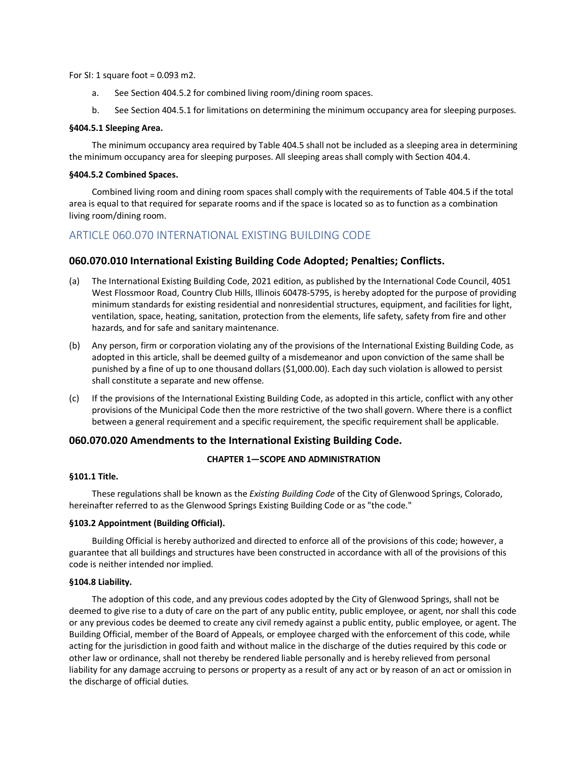For SI: 1 square foot = 0.093 m2.

a. See Section 404.5.2 for combined living room/dining room spaces.

b. See Section 404.5.1 for limitations on determining the minimum occupancy area for sleeping purposes.

**§404.5.1 Sleeping Area.**

The minimum occupancy area required by Table 404.5 shall not be included as a sleeping area in determining the minimum occupancy area for sleeping purposes. All sleeping areas shall comply with Section 404.4.

**§404.5.2 Combined Spaces.**

Combined living room and dining room spaces shall comply with the requirements of Table 404.5 if the total area is equal to that required for separate rooms and if the space is located so as to function as a combination living room/dining room.

## ARTICLE 060.070 INTERNATIONAL EXISTING BUILDING CODE

### 060.070.010 International Existing Building Code Adopted; Penalties; Conflicts.

(a) The International Existing Building Code, 2021 edition, as published by the International Code Council, 4051 West Flossmoor Road, Country Club Hills, Illinois 60478-5795, is hereby adopted for the purpose of providing minimum standards for existing residential and nonresidential structures, equipment, and facilities for light, ventilation, space, heating, sanitation, protection from the elements, life safety, safety from fire and other hazards, and for safe and sanitary maintenance.

(b) Any person, firm or corporation violating any of the provisions of the International Existing Building Code, as adopted in this article, shall be deemed guilty of a misdemeanor and upon conviction of the same shall be punished by a fine of up to one thousand dollars ($1,000.00). Each day such violation is allowed to persist shall constitute a separate and new offense.

(c) If the provisions of the International Existing Building Code, as adopted in this article, conflict with any other provisions of the Municipal Code then the more restrictive of the two shall govern. Where there is a conflict between a general requirement and a specific requirement, the specific requirement shall be applicable.

### 060.070.020 Amendments to the International Existing Building Code.

**CHAPTER 1—SCOPE AND ADMINISTRATION**

**§101.1 Title.**

These regulations shall be known as the *Existing Building Code* of the City of Glenwood Springs, Colorado, hereinafter referred to as the Glenwood Springs Existing Building Code or as "the code."

**§103.2 Appointment (Building Official).**

Building Official is hereby authorized and directed to enforce all of the provisions of this code; however, a guarantee that all buildings and structures have been constructed in accordance with all of the provisions of this code is neither intended nor implied.

**§104.8 Liability.**

The adoption of this code, and any previous codes adopted by the City of Glenwood Springs, shall not be deemed to give rise to a duty of care on the part of any public entity, public employee, or agent, nor shall this code or any previous codes be deemed to create any civil remedy against a public entity, public employee, or agent. The Building Official, member of the Board of Appeals, or employee charged with the enforcement of this code, while acting for the jurisdiction in good faith and without malice in the discharge of the duties required by this code or other law or ordinance, shall not thereby be rendered liable personally and is hereby relieved from personal liability for any damage accruing to persons or property as a result of any act or by reason of an act or omission in the discharge of official duties.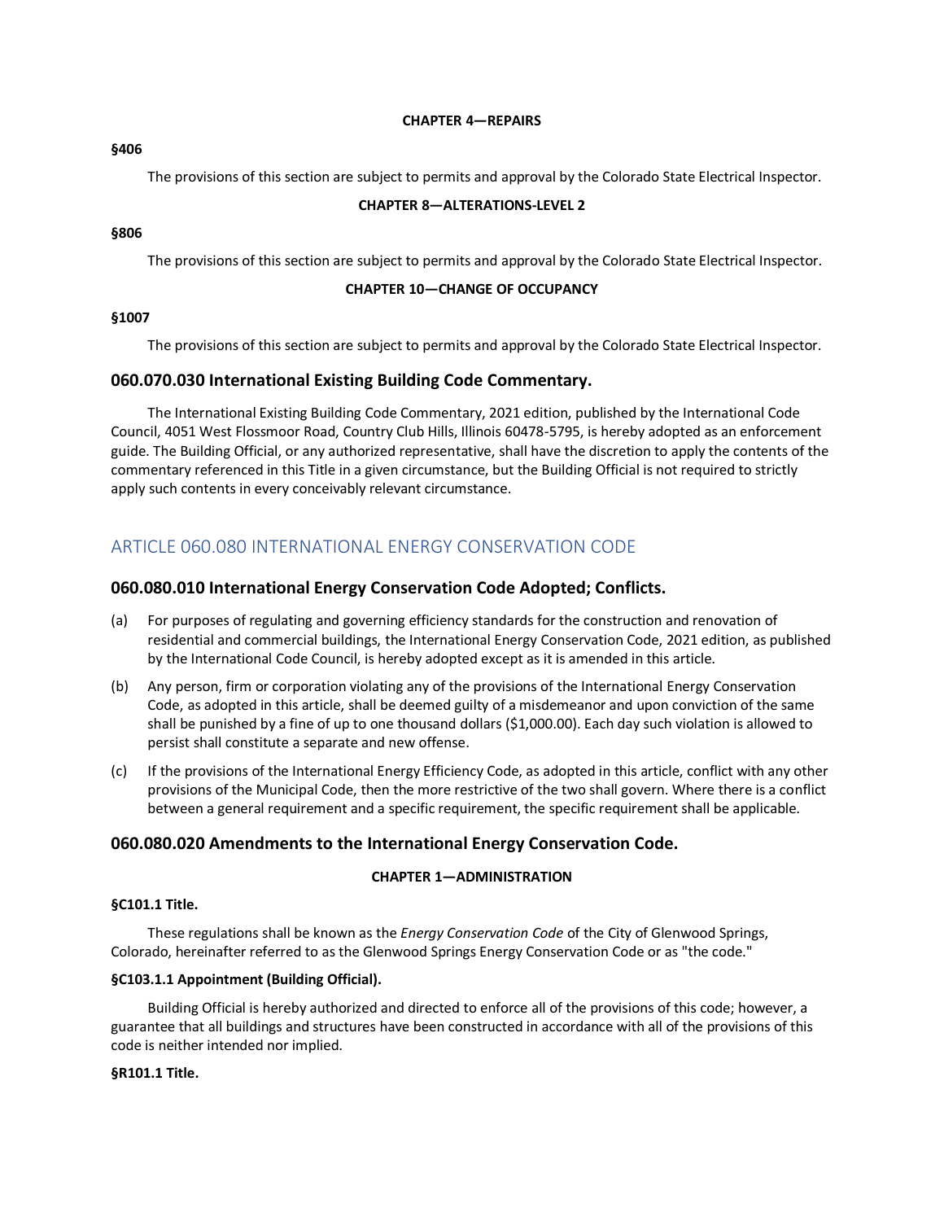**CHAPTER 4—REPAIRS**

**§406**

The provisions of this section are subject to permits and approval by the Colorado State Electrical Inspector.

**CHAPTER 8—ALTERATIONS-LEVEL 2**

**§806**

The provisions of this section are subject to permits and approval by the Colorado State Electrical Inspector.

**CHAPTER 10—CHANGE OF OCCUPANCY**

**§1007**

The provisions of this section are subject to permits and approval by the Colorado State Electrical Inspector.

### 060.070.030 International Existing Building Code Commentary.

The International Existing Building Code Commentary, 2021 edition, published by the International Code Council, 4051 West Flossmoor Road, Country Club Hills, Illinois 60478-5795, is hereby adopted as an enforcement guide. The Building Official, or any authorized representative, shall have the discretion to apply the contents of the commentary referenced in this Title in a given circumstance, but the Building Official is not required to strictly apply such contents in every conceivably relevant circumstance.

## ARTICLE 060.080 INTERNATIONAL ENERGY CONSERVATION CODE

### 060.080.010 International Energy Conservation Code Adopted; Conflicts.

(a) For purposes of regulating and governing efficiency standards for the construction and renovation of residential and commercial buildings, the International Energy Conservation Code, 2021 edition, as published by the International Code Council, is hereby adopted except as it is amended in this article.

(b) Any person, firm or corporation violating any of the provisions of the International Energy Conservation Code, as adopted in this article, shall be deemed guilty of a misdemeanor and upon conviction of the same shall be punished by a fine of up to one thousand dollars ($1,000.00). Each day such violation is allowed to persist shall constitute a separate and new offense.

(c) If the provisions of the International Energy Efficiency Code, as adopted in this article, conflict with any other provisions of the Municipal Code, then the more restrictive of the two shall govern. Where there is a conflict between a general requirement and a specific requirement, the specific requirement shall be applicable.

### 060.080.020 Amendments to the International Energy Conservation Code.

**CHAPTER 1—ADMINISTRATION**

**§C101.1 Title.**

These regulations shall be known as the *Energy Conservation Code* of the City of Glenwood Springs, Colorado, hereinafter referred to as the Glenwood Springs Energy Conservation Code or as "the code."

**§C103.1.1 Appointment (Building Official).**

Building Official is hereby authorized and directed to enforce all of the provisions of this code; however, a guarantee that all buildings and structures have been constructed in accordance with all of the provisions of this code is neither intended nor implied.

**§R101.1 Title.**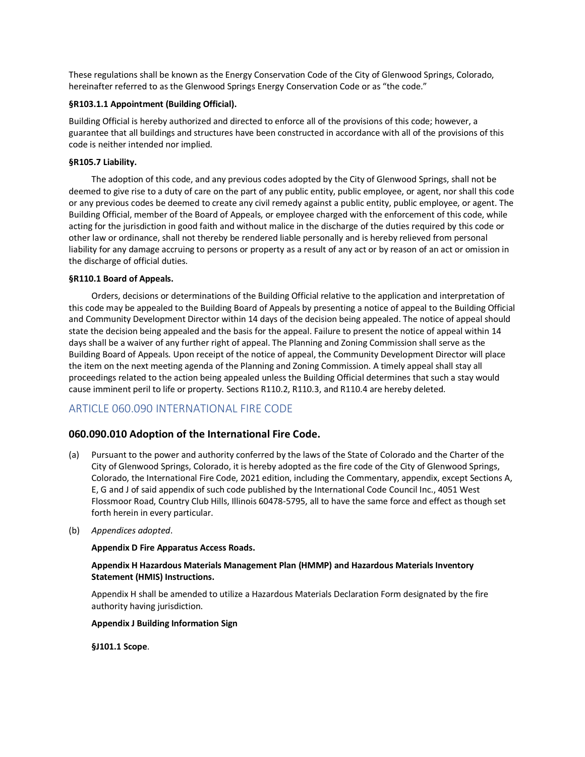These regulations shall be known as the Energy Conservation Code of the City of Glenwood Springs, Colorado, hereinafter referred to as the Glenwood Springs Energy Conservation Code or as "the code."

**§R103.1.1 Appointment (Building Official).**

Building Official is hereby authorized and directed to enforce all of the provisions of this code; however, a guarantee that all buildings and structures have been constructed in accordance with all of the provisions of this code is neither intended nor implied.

**§R105.7 Liability.**

The adoption of this code, and any previous codes adopted by the City of Glenwood Springs, shall not be deemed to give rise to a duty of care on the part of any public entity, public employee, or agent, nor shall this code or any previous codes be deemed to create any civil remedy against a public entity, public employee, or agent. The Building Official, member of the Board of Appeals, or employee charged with the enforcement of this code, while acting for the jurisdiction in good faith and without malice in the discharge of the duties required by this code or other law or ordinance, shall not thereby be rendered liable personally and is hereby relieved from personal liability for any damage accruing to persons or property as a result of any act or by reason of an act or omission in the discharge of official duties.

**§R110.1 Board of Appeals.**

Orders, decisions or determinations of the Building Official relative to the application and interpretation of this code may be appealed to the Building Board of Appeals by presenting a notice of appeal to the Building Official and Community Development Director within 14 days of the decision being appealed. The notice of appeal should state the decision being appealed and the basis for the appeal. Failure to present the notice of appeal within 14 days shall be a waiver of any further right of appeal. The Planning and Zoning Commission shall serve as the Building Board of Appeals. Upon receipt of the notice of appeal, the Community Development Director will place the item on the next meeting agenda of the Planning and Zoning Commission. A timely appeal shall stay all proceedings related to the action being appealed unless the Building Official determines that such a stay would cause imminent peril to life or property. Sections R110.2, R110.3, and R110.4 are hereby deleted.

## ARTICLE 060.090 INTERNATIONAL FIRE CODE

### 060.090.010 Adoption of the International Fire Code.

(a) Pursuant to the power and authority conferred by the laws of the State of Colorado and the Charter of the City of Glenwood Springs, Colorado, it is hereby adopted as the fire code of the City of Glenwood Springs, Colorado, the International Fire Code, 2021 edition, including the Commentary, appendix, except Sections A, E, G and J of said appendix of such code published by the International Code Council Inc., 4051 West Flossmoor Road, Country Club Hills, Illinois 60478-5795, all to have the same force and effect as though set forth herein in every particular.

(b) *Appendices adopted*.

**Appendix D Fire Apparatus Access Roads.**

**Appendix H Hazardous Materials Management Plan (HMMP) and Hazardous Materials Inventory Statement (HMIS) Instructions.**

Appendix H shall be amended to utilize a Hazardous Materials Declaration Form designated by the fire authority having jurisdiction.

**Appendix J Building Information Sign**

**§J101.1 Scope**.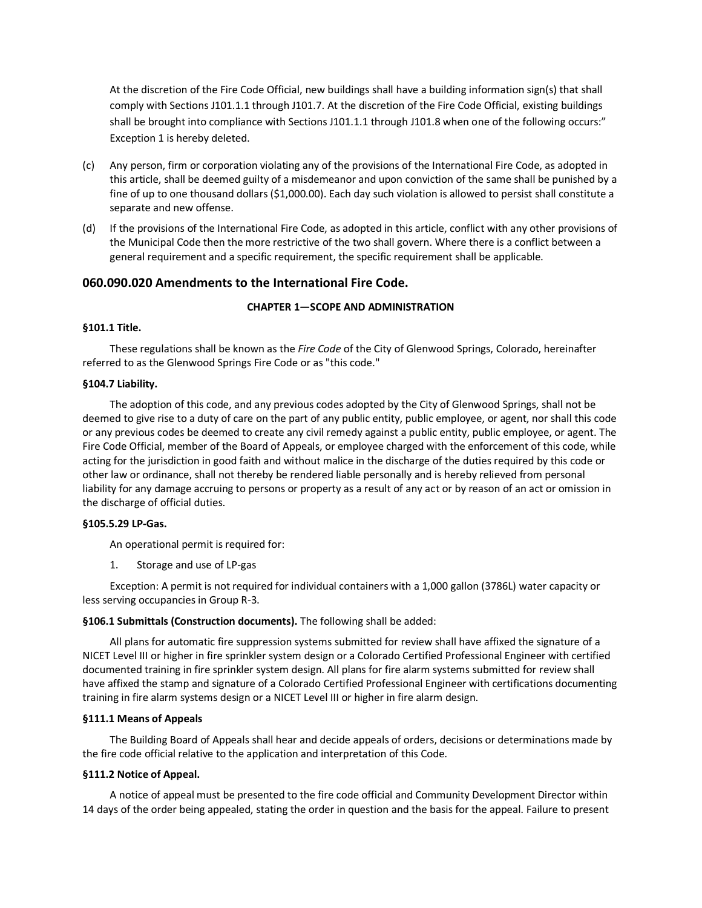At the discretion of the Fire Code Official, new buildings shall have a building information sign(s) that shall comply with Sections J101.1.1 through J101.7. At the discretion of the Fire Code Official, existing buildings shall be brought into compliance with Sections J101.1.1 through J101.8 when one of the following occurs:" Exception 1 is hereby deleted.

(c) Any person, firm or corporation violating any of the provisions of the International Fire Code, as adopted in this article, shall be deemed guilty of a misdemeanor and upon conviction of the same shall be punished by a fine of up to one thousand dollars ($1,000.00). Each day such violation is allowed to persist shall constitute a separate and new offense.

(d) If the provisions of the International Fire Code, as adopted in this article, conflict with any other provisions of the Municipal Code then the more restrictive of the two shall govern. Where there is a conflict between a general requirement and a specific requirement, the specific requirement shall be applicable.

## 060.090.020 Amendments to the International Fire Code.

**CHAPTER 1—SCOPE AND ADMINISTRATION**

**§101.1 Title.**

These regulations shall be known as the *Fire Code* of the City of Glenwood Springs, Colorado, hereinafter referred to as the Glenwood Springs Fire Code or as "this code."

**§104.7 Liability.**

The adoption of this code, and any previous codes adopted by the City of Glenwood Springs, shall not be deemed to give rise to a duty of care on the part of any public entity, public employee, or agent, nor shall this code or any previous codes be deemed to create any civil remedy against a public entity, public employee, or agent. The Fire Code Official, member of the Board of Appeals, or employee charged with the enforcement of this code, while acting for the jurisdiction in good faith and without malice in the discharge of the duties required by this code or other law or ordinance, shall not thereby be rendered liable personally and is hereby relieved from personal liability for any damage accruing to persons or property as a result of any act or by reason of an act or omission in the discharge of official duties.

**§105.5.29 LP-Gas.**

An operational permit is required for:

1. Storage and use of LP-gas

Exception: A permit is not required for individual containers with a 1,000 gallon (3786L) water capacity or less serving occupancies in Group R-3.

**§106.1 Submittals (Construction documents).** The following shall be added:

All plans for automatic fire suppression systems submitted for review shall have affixed the signature of a NICET Level III or higher in fire sprinkler system design or a Colorado Certified Professional Engineer with certified documented training in fire sprinkler system design. All plans for fire alarm systems submitted for review shall have affixed the stamp and signature of a Colorado Certified Professional Engineer with certifications documenting training in fire alarm systems design or a NICET Level III or higher in fire alarm design.

**§111.1 Means of Appeals**

The Building Board of Appeals shall hear and decide appeals of orders, decisions or determinations made by the fire code official relative to the application and interpretation of this Code.

**§111.2 Notice of Appeal.**

A notice of appeal must be presented to the fire code official and Community Development Director within 14 days of the order being appealed, stating the order in question and the basis for the appeal. Failure to present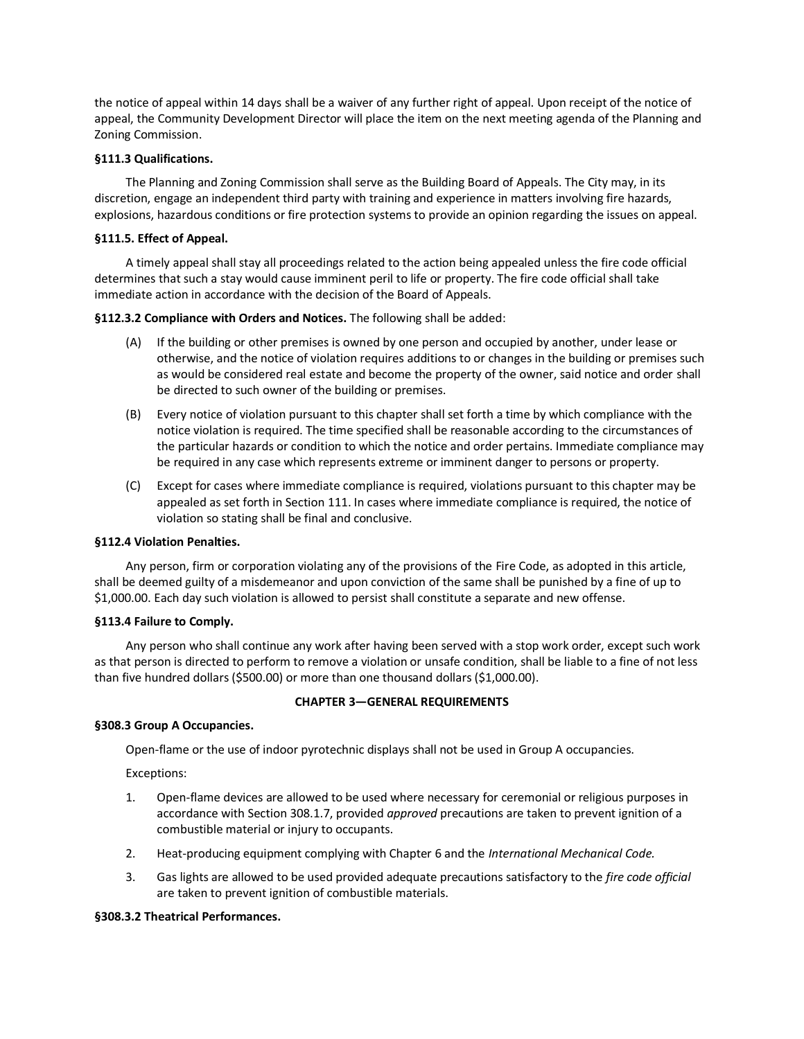the notice of appeal within 14 days shall be a waiver of any further right of appeal. Upon receipt of the notice of appeal, the Community Development Director will place the item on the next meeting agenda of the Planning and Zoning Commission.

**§111.3 Qualifications.**

The Planning and Zoning Commission shall serve as the Building Board of Appeals. The City may, in its discretion, engage an independent third party with training and experience in matters involving fire hazards, explosions, hazardous conditions or fire protection systems to provide an opinion regarding the issues on appeal.

**§111.5. Effect of Appeal.**

A timely appeal shall stay all proceedings related to the action being appealed unless the fire code official determines that such a stay would cause imminent peril to life or property. The fire code official shall take immediate action in accordance with the decision of the Board of Appeals.

**§112.3.2 Compliance with Orders and Notices.** The following shall be added:

(A) If the building or other premises is owned by one person and occupied by another, under lease or otherwise, and the notice of violation requires additions to or changes in the building or premises such as would be considered real estate and become the property of the owner, said notice and order shall be directed to such owner of the building or premises.

(B) Every notice of violation pursuant to this chapter shall set forth a time by which compliance with the notice violation is required. The time specified shall be reasonable according to the circumstances of the particular hazards or condition to which the notice and order pertains. Immediate compliance may be required in any case which represents extreme or imminent danger to persons or property.

(C) Except for cases where immediate compliance is required, violations pursuant to this chapter may be appealed as set forth in Section 111. In cases where immediate compliance is required, the notice of violation so stating shall be final and conclusive.

**§112.4 Violation Penalties.**

Any person, firm or corporation violating any of the provisions of the Fire Code, as adopted in this article, shall be deemed guilty of a misdemeanor and upon conviction of the same shall be punished by a fine of up to $1,000.00. Each day such violation is allowed to persist shall constitute a separate and new offense.

**§113.4 Failure to Comply.**

Any person who shall continue any work after having been served with a stop work order, except such work as that person is directed to perform to remove a violation or unsafe condition, shall be liable to a fine of not less than five hundred dollars ($500.00) or more than one thousand dollars ($1,000.00).

**CHAPTER 3—GENERAL REQUIREMENTS**

**§308.3 Group A Occupancies.**

Open-flame or the use of indoor pyrotechnic displays shall not be used in Group A occupancies.

Exceptions:

1. Open-flame devices are allowed to be used where necessary for ceremonial or religious purposes in accordance with Section 308.1.7, provided *approved* precautions are taken to prevent ignition of a combustible material or injury to occupants.
2. Heat-producing equipment complying with Chapter 6 and the *International Mechanical Code.*
3. Gas lights are allowed to be used provided adequate precautions satisfactory to the *fire code official* are taken to prevent ignition of combustible materials.

**§308.3.2 Theatrical Performances.**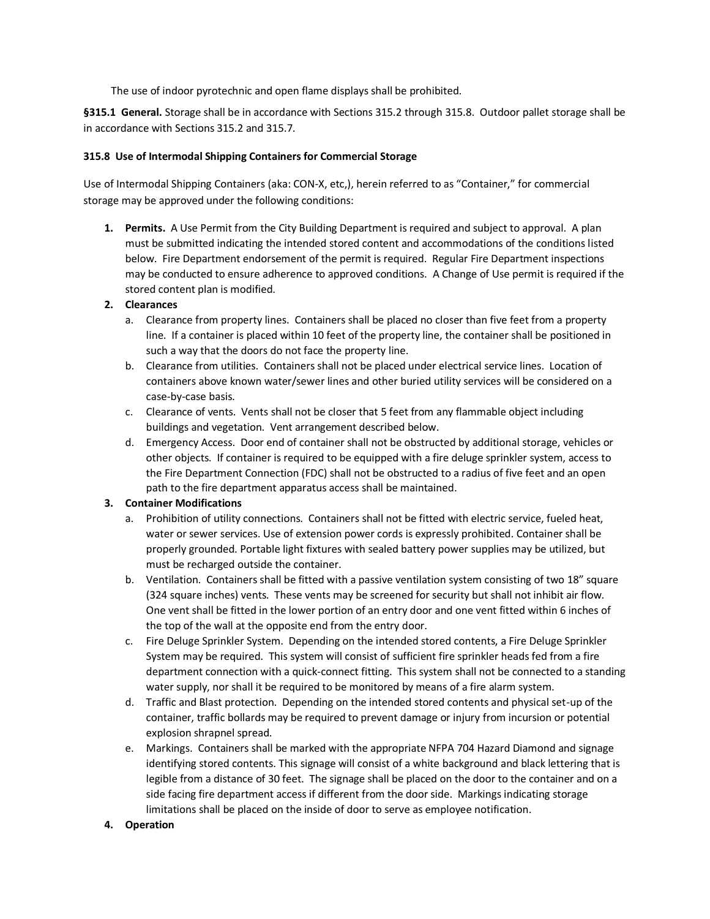The use of indoor pyrotechnic and open flame displays shall be prohibited.

**§315.1 General.** Storage shall be in accordance with Sections 315.2 through 315.8. Outdoor pallet storage shall be in accordance with Sections 315.2 and 315.7.

**315.8 Use of Intermodal Shipping Containers for Commercial Storage**

Use of Intermodal Shipping Containers (aka: CON-X, etc,), herein referred to as "Container," for commercial storage may be approved under the following conditions:

1. **Permits.** A Use Permit from the City Building Department is required and subject to approval. A plan must be submitted indicating the intended stored content and accommodations of the conditions listed below. Fire Department endorsement of the permit is required. Regular Fire Department inspections may be conducted to ensure adherence to approved conditions. A Change of Use permit is required if the stored content plan is modified.
2. **Clearances**
   a. Clearance from property lines. Containers shall be placed no closer than five feet from a property line. If a container is placed within 10 feet of the property line, the container shall be positioned in such a way that the doors do not face the property line.
   b. Clearance from utilities. Containers shall not be placed under electrical service lines. Location of containers above known water/sewer lines and other buried utility services will be considered on a case-by-case basis.
   c. Clearance of vents. Vents shall not be closer that 5 feet from any flammable object including buildings and vegetation. Vent arrangement described below.
   d. Emergency Access. Door end of container shall not be obstructed by additional storage, vehicles or other objects. If container is required to be equipped with a fire deluge sprinkler system, access to the Fire Department Connection (FDC) shall not be obstructed to a radius of five feet and an open path to the fire department apparatus access shall be maintained.
3. **Container Modifications**
   a. Prohibition of utility connections. Containers shall not be fitted with electric service, fueled heat, water or sewer services. Use of extension power cords is expressly prohibited. Container shall be properly grounded. Portable light fixtures with sealed battery power supplies may be utilized, but must be recharged outside the container.
   b. Ventilation. Containers shall be fitted with a passive ventilation system consisting of two 18" square (324 square inches) vents. These vents may be screened for security but shall not inhibit air flow. One vent shall be fitted in the lower portion of an entry door and one vent fitted within 6 inches of the top of the wall at the opposite end from the entry door.
   c. Fire Deluge Sprinkler System. Depending on the intended stored contents, a Fire Deluge Sprinkler System may be required. This system will consist of sufficient fire sprinkler heads fed from a fire department connection with a quick-connect fitting. This system shall not be connected to a standing water supply, nor shall it be required to be monitored by means of a fire alarm system.
   d. Traffic and Blast protection. Depending on the intended stored contents and physical set-up of the container, traffic bollards may be required to prevent damage or injury from incursion or potential explosion shrapnel spread.
   e. Markings. Containers shall be marked with the appropriate NFPA 704 Hazard Diamond and signage identifying stored contents. This signage will consist of a white background and black lettering that is legible from a distance of 30 feet. The signage shall be placed on the door to the container and on a side facing fire department access if different from the door side. Markings indicating storage limitations shall be placed on the inside of door to serve as employee notification.
4. **Operation**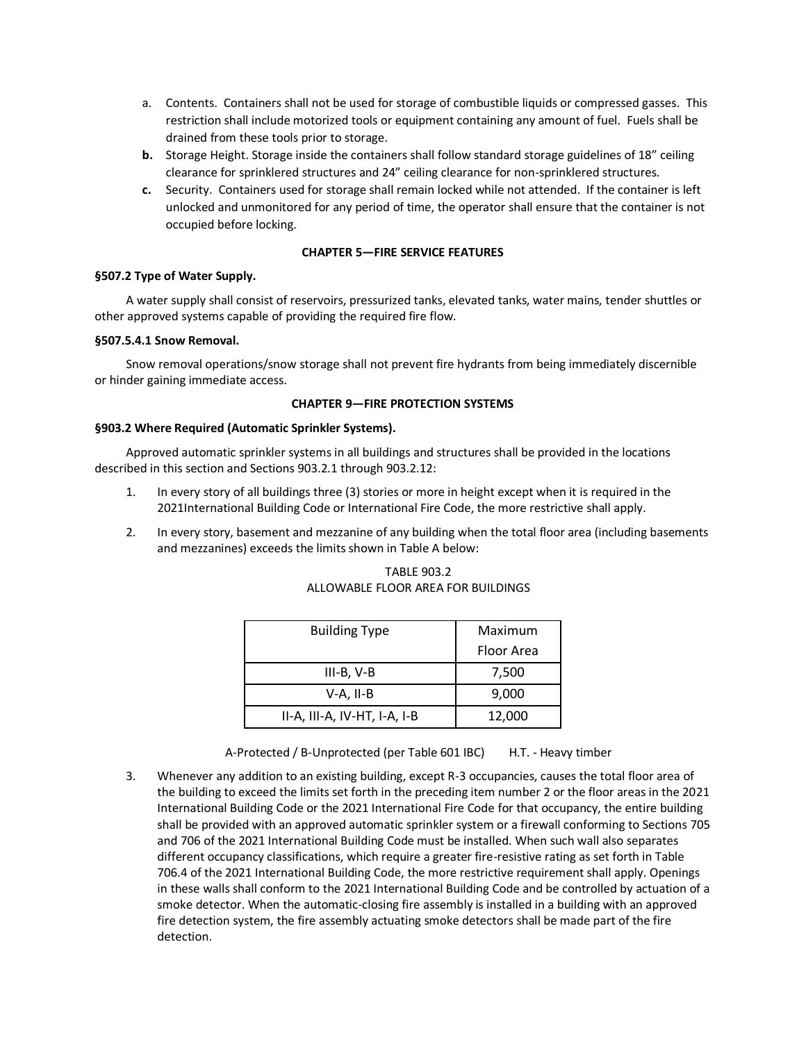a. Contents. Containers shall not be used for storage of combustible liquids or compressed gasses. This restriction shall include motorized tools or equipment containing any amount of fuel. Fuels shall be drained from these tools prior to storage.

**b.** Storage Height. Storage inside the containers shall follow standard storage guidelines of 18" ceiling clearance for sprinklered structures and 24" ceiling clearance for non-sprinklered structures.

**c.** Security. Containers used for storage shall remain locked while not attended. If the container is left unlocked and unmonitored for any period of time, the operator shall ensure that the container is not occupied before locking.

## CHAPTER 5—FIRE SERVICE FEATURES

**§507.2 Type of Water Supply.**

A water supply shall consist of reservoirs, pressurized tanks, elevated tanks, water mains, tender shuttles or other approved systems capable of providing the required fire flow.

**§507.5.4.1 Snow Removal.**

Snow removal operations/snow storage shall not prevent fire hydrants from being immediately discernible or hinder gaining immediate access.

## CHAPTER 9—FIRE PROTECTION SYSTEMS

**§903.2 Where Required (Automatic Sprinkler Systems).**

Approved automatic sprinkler systems in all buildings and structures shall be provided in the locations described in this section and Sections 903.2.1 through 903.2.12:

1. In every story of all buildings three (3) stories or more in height except when it is required in the 2021International Building Code or International Fire Code, the more restrictive shall apply.

2. In every story, basement and mezzanine of any building when the total floor area (including basements and mezzanines) exceeds the limits shown in Table A below:

TABLE 903.2
ALLOWABLE FLOOR AREA FOR BUILDINGS

| Building Type | Maximum Floor Area |
|---|---|
| III-B, V-B | 7,500 |
| V-A, II-B | 9,000 |
| II-A, III-A, IV-HT, I-A, I-B | 12,000 |

A-Protected / B-Unprotected (per Table 601 IBC) H.T. - Heavy timber

3. Whenever any addition to an existing building, except R-3 occupancies, causes the total floor area of the building to exceed the limits set forth in the preceding item number 2 or the floor areas in the 2021 International Building Code or the 2021 International Fire Code for that occupancy, the entire building shall be provided with an approved automatic sprinkler system or a firewall conforming to Sections 705 and 706 of the 2021 International Building Code must be installed. When such wall also separates different occupancy classifications, which require a greater fire-resistive rating as set forth in Table 706.4 of the 2021 International Building Code, the more restrictive requirement shall apply. Openings in these walls shall conform to the 2021 International Building Code and be controlled by actuation of a smoke detector. When the automatic-closing fire assembly is installed in a building with an approved fire detection system, the fire assembly actuating smoke detectors shall be made part of the fire detection.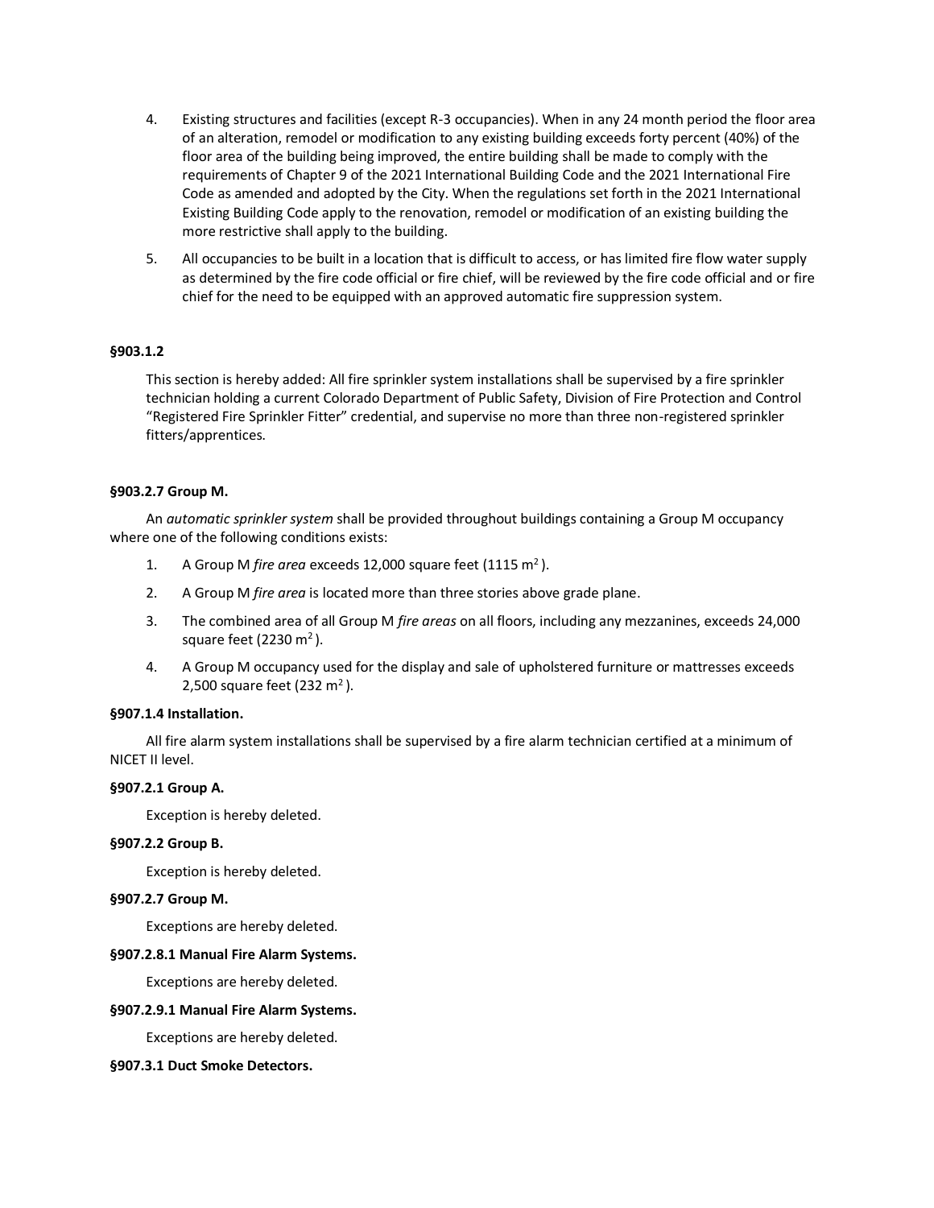4. Existing structures and facilities (except R-3 occupancies). When in any 24 month period the floor area of an alteration, remodel or modification to any existing building exceeds forty percent (40%) of the floor area of the building being improved, the entire building shall be made to comply with the requirements of Chapter 9 of the 2021 International Building Code and the 2021 International Fire Code as amended and adopted by the City. When the regulations set forth in the 2021 International Existing Building Code apply to the renovation, remodel or modification of an existing building the more restrictive shall apply to the building.

5. All occupancies to be built in a location that is difficult to access, or has limited fire flow water supply as determined by the fire code official or fire chief, will be reviewed by the fire code official and or fire chief for the need to be equipped with an approved automatic fire suppression system.

**§903.1.2**

This section is hereby added: All fire sprinkler system installations shall be supervised by a fire sprinkler technician holding a current Colorado Department of Public Safety, Division of Fire Protection and Control "Registered Fire Sprinkler Fitter" credential, and supervise no more than three non-registered sprinkler fitters/apprentices.

**§903.2.7 Group M.**

An *automatic sprinkler system* shall be provided throughout buildings containing a Group M occupancy where one of the following conditions exists:

1. A Group M *fire area* exceeds 12,000 square feet (1115 $m^2$).
2. A Group M *fire area* is located more than three stories above grade plane.
3. The combined area of all Group M *fire areas* on all floors, including any mezzanines, exceeds 24,000 square feet (2230 $m^2$).
4. A Group M occupancy used for the display and sale of upholstered furniture or mattresses exceeds 2,500 square feet (232 $m^2$).

**§907.1.4 Installation.**

All fire alarm system installations shall be supervised by a fire alarm technician certified at a minimum of NICET II level.

**§907.2.1 Group A.**

Exception is hereby deleted.

**§907.2.2 Group B.**

Exception is hereby deleted.

**§907.2.7 Group M.**

Exceptions are hereby deleted.

**§907.2.8.1 Manual Fire Alarm Systems.**

Exceptions are hereby deleted.

**§907.2.9.1 Manual Fire Alarm Systems.**

Exceptions are hereby deleted.

**§907.3.1 Duct Smoke Detectors.**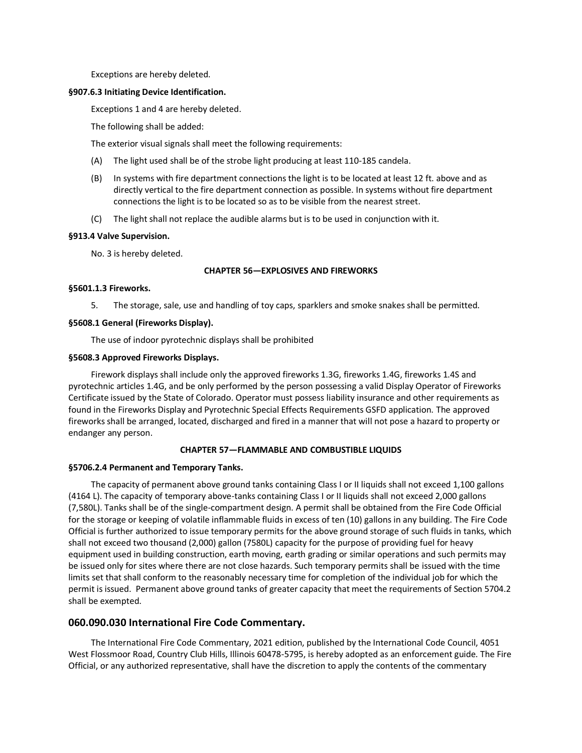Exceptions are hereby deleted.

**§907.6.3 Initiating Device Identification.**

Exceptions 1 and 4 are hereby deleted.

The following shall be added:

The exterior visual signals shall meet the following requirements:

(A) The light used shall be of the strobe light producing at least 110-185 candela.

(B) In systems with fire department connections the light is to be located at least 12 ft. above and as directly vertical to the fire department connection as possible. In systems without fire department connections the light is to be located so as to be visible from the nearest street.

(C) The light shall not replace the audible alarms but is to be used in conjunction with it.

**§913.4 Valve Supervision.**

No. 3 is hereby deleted.

**CHAPTER 56—EXPLOSIVES AND FIREWORKS**

**§5601.1.3 Fireworks.**

5. The storage, sale, use and handling of toy caps, sparklers and smoke snakes shall be permitted.

**§5608.1 General (Fireworks Display).**

The use of indoor pyrotechnic displays shall be prohibited

**§5608.3 Approved Fireworks Displays.**

Firework displays shall include only the approved fireworks 1.3G, fireworks 1.4G, fireworks 1.4S and pyrotechnic articles 1.4G, and be only performed by the person possessing a valid Display Operator of Fireworks Certificate issued by the State of Colorado. Operator must possess liability insurance and other requirements as found in the Fireworks Display and Pyrotechnic Special Effects Requirements GSFD application. The approved fireworks shall be arranged, located, discharged and fired in a manner that will not pose a hazard to property or endanger any person.

**CHAPTER 57—FLAMMABLE AND COMBUSTIBLE LIQUIDS**

**§5706.2.4 Permanent and Temporary Tanks.**

The capacity of permanent above ground tanks containing Class I or II liquids shall not exceed 1,100 gallons (4164 L). The capacity of temporary above-tanks containing Class I or II liquids shall not exceed 2,000 gallons (7,580L). Tanks shall be of the single-compartment design. A permit shall be obtained from the Fire Code Official for the storage or keeping of volatile inflammable fluids in excess of ten (10) gallons in any building. The Fire Code Official is further authorized to issue temporary permits for the above ground storage of such fluids in tanks, which shall not exceed two thousand (2,000) gallon (7580L) capacity for the purpose of providing fuel for heavy equipment used in building construction, earth moving, earth grading or similar operations and such permits may be issued only for sites where there are not close hazards. Such temporary permits shall be issued with the time limits set that shall conform to the reasonably necessary time for completion of the individual job for which the permit is issued. Permanent above ground tanks of greater capacity that meet the requirements of Section 5704.2 shall be exempted.

## 060.090.030 International Fire Code Commentary.

The International Fire Code Commentary, 2021 edition, published by the International Code Council, 4051 West Flossmoor Road, Country Club Hills, Illinois 60478-5795, is hereby adopted as an enforcement guide. The Fire Official, or any authorized representative, shall have the discretion to apply the contents of the commentary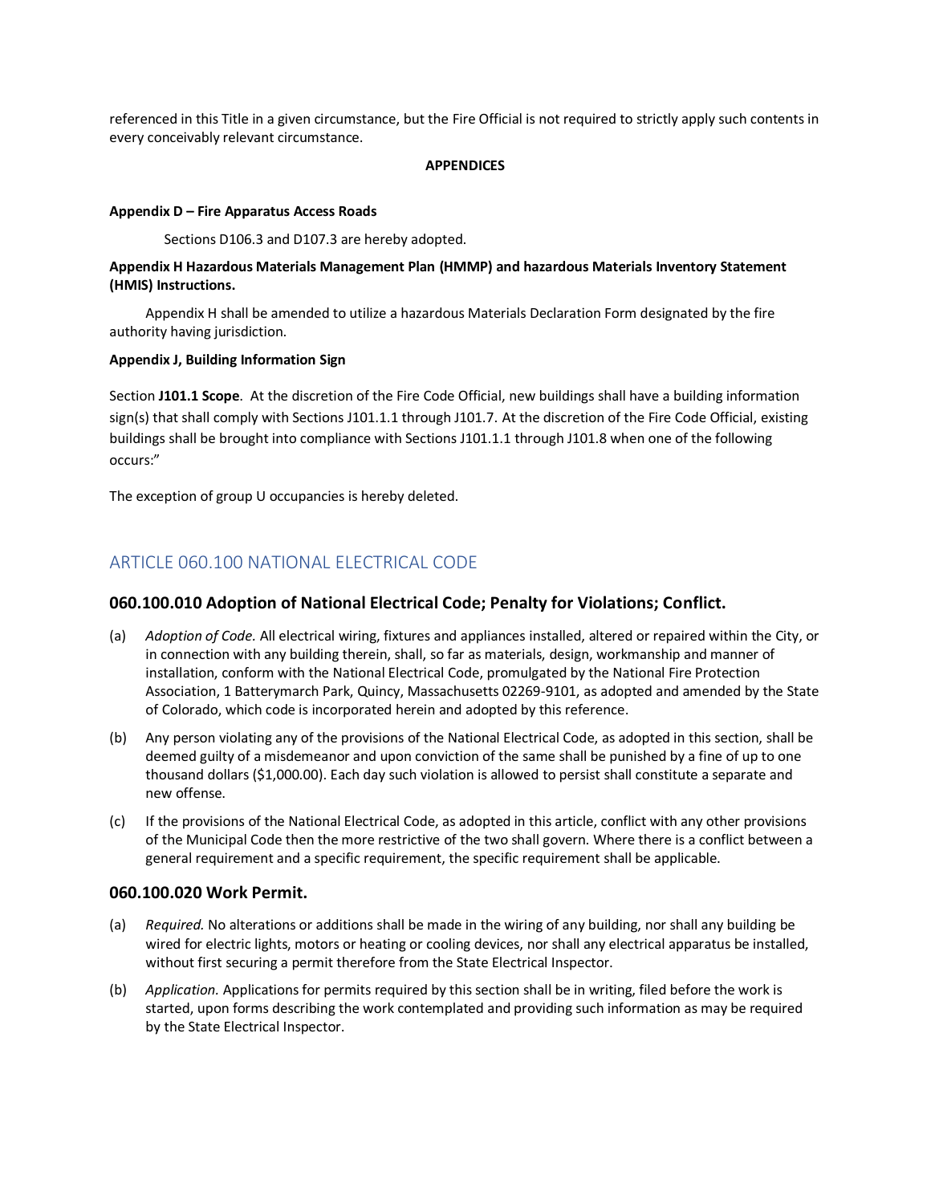referenced in this Title in a given circumstance, but the Fire Official is not required to strictly apply such contents in every conceivably relevant circumstance.

**APPENDICES**

**Appendix D – Fire Apparatus Access Roads**

Sections D106.3 and D107.3 are hereby adopted.

**Appendix H Hazardous Materials Management Plan (HMMP) and hazardous Materials Inventory Statement (HMIS) Instructions.**

Appendix H shall be amended to utilize a hazardous Materials Declaration Form designated by the fire authority having jurisdiction.

**Appendix J, Building Information Sign**

Section **J101.1 Scope**. At the discretion of the Fire Code Official, new buildings shall have a building information sign(s) that shall comply with Sections J101.1.1 through J101.7. At the discretion of the Fire Code Official, existing buildings shall be brought into compliance with Sections J101.1.1 through J101.8 when one of the following occurs:"

The exception of group U occupancies is hereby deleted.

## ARTICLE 060.100 NATIONAL ELECTRICAL CODE

### 060.100.010 Adoption of National Electrical Code; Penalty for Violations; Conflict.

(a) *Adoption of Code.* All electrical wiring, fixtures and appliances installed, altered or repaired within the City, or in connection with any building therein, shall, so far as materials, design, workmanship and manner of installation, conform with the National Electrical Code, promulgated by the National Fire Protection Association, 1 Batterymarch Park, Quincy, Massachusetts 02269-9101, as adopted and amended by the State of Colorado, which code is incorporated herein and adopted by this reference.

(b) Any person violating any of the provisions of the National Electrical Code, as adopted in this section, shall be deemed guilty of a misdemeanor and upon conviction of the same shall be punished by a fine of up to one thousand dollars ($1,000.00). Each day such violation is allowed to persist shall constitute a separate and new offense.

(c) If the provisions of the National Electrical Code, as adopted in this article, conflict with any other provisions of the Municipal Code then the more restrictive of the two shall govern. Where there is a conflict between a general requirement and a specific requirement, the specific requirement shall be applicable.

### 060.100.020 Work Permit.

(a) *Required.* No alterations or additions shall be made in the wiring of any building, nor shall any building be wired for electric lights, motors or heating or cooling devices, nor shall any electrical apparatus be installed, without first securing a permit therefore from the State Electrical Inspector.

(b) *Application.* Applications for permits required by this section shall be in writing, filed before the work is started, upon forms describing the work contemplated and providing such information as may be required by the State Electrical Inspector.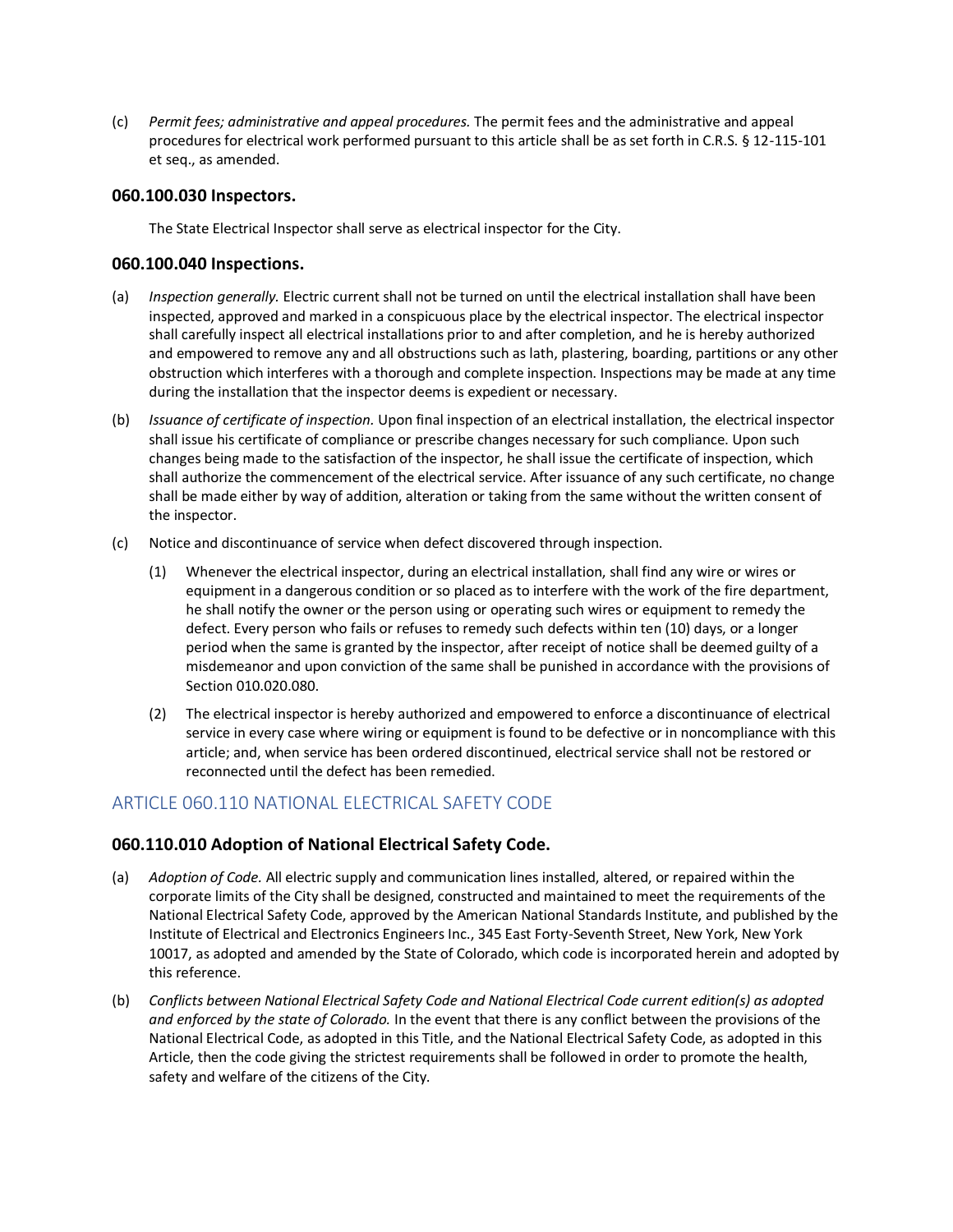(c) *Permit fees; administrative and appeal procedures.* The permit fees and the administrative and appeal procedures for electrical work performed pursuant to this article shall be as set forth in C.R.S. § 12-115-101 et seq., as amended.

### 060.100.030 Inspectors.

The State Electrical Inspector shall serve as electrical inspector for the City.

### 060.100.040 Inspections.

(a) *Inspection generally.* Electric current shall not be turned on until the electrical installation shall have been inspected, approved and marked in a conspicuous place by the electrical inspector. The electrical inspector shall carefully inspect all electrical installations prior to and after completion, and he is hereby authorized and empowered to remove any and all obstructions such as lath, plastering, boarding, partitions or any other obstruction which interferes with a thorough and complete inspection. Inspections may be made at any time during the installation that the inspector deems is expedient or necessary.

(b) *Issuance of certificate of inspection.* Upon final inspection of an electrical installation, the electrical inspector shall issue his certificate of compliance or prescribe changes necessary for such compliance. Upon such changes being made to the satisfaction of the inspector, he shall issue the certificate of inspection, which shall authorize the commencement of the electrical service. After issuance of any such certificate, no change shall be made either by way of addition, alteration or taking from the same without the written consent of the inspector.

(c) Notice and discontinuance of service when defect discovered through inspection.

(1) Whenever the electrical inspector, during an electrical installation, shall find any wire or wires or equipment in a dangerous condition or so placed as to interfere with the work of the fire department, he shall notify the owner or the person using or operating such wires or equipment to remedy the defect. Every person who fails or refuses to remedy such defects within ten (10) days, or a longer period when the same is granted by the inspector, after receipt of notice shall be deemed guilty of a misdemeanor and upon conviction of the same shall be punished in accordance with the provisions of Section 010.020.080.

(2) The electrical inspector is hereby authorized and empowered to enforce a discontinuance of electrical service in every case where wiring or equipment is found to be defective or in noncompliance with this article; and, when service has been ordered discontinued, electrical service shall not be restored or reconnected until the defect has been remedied.

## ARTICLE 060.110 NATIONAL ELECTRICAL SAFETY CODE

### 060.110.010 Adoption of National Electrical Safety Code.

(a) *Adoption of Code.* All electric supply and communication lines installed, altered, or repaired within the corporate limits of the City shall be designed, constructed and maintained to meet the requirements of the National Electrical Safety Code, approved by the American National Standards Institute, and published by the Institute of Electrical and Electronics Engineers Inc., 345 East Forty-Seventh Street, New York, New York 10017, as adopted and amended by the State of Colorado, which code is incorporated herein and adopted by this reference.

(b) *Conflicts between National Electrical Safety Code and National Electrical Code current edition(s) as adopted and enforced by the state of Colorado.* In the event that there is any conflict between the provisions of the National Electrical Code, as adopted in this Title, and the National Electrical Safety Code, as adopted in this Article, then the code giving the strictest requirements shall be followed in order to promote the health, safety and welfare of the citizens of the City.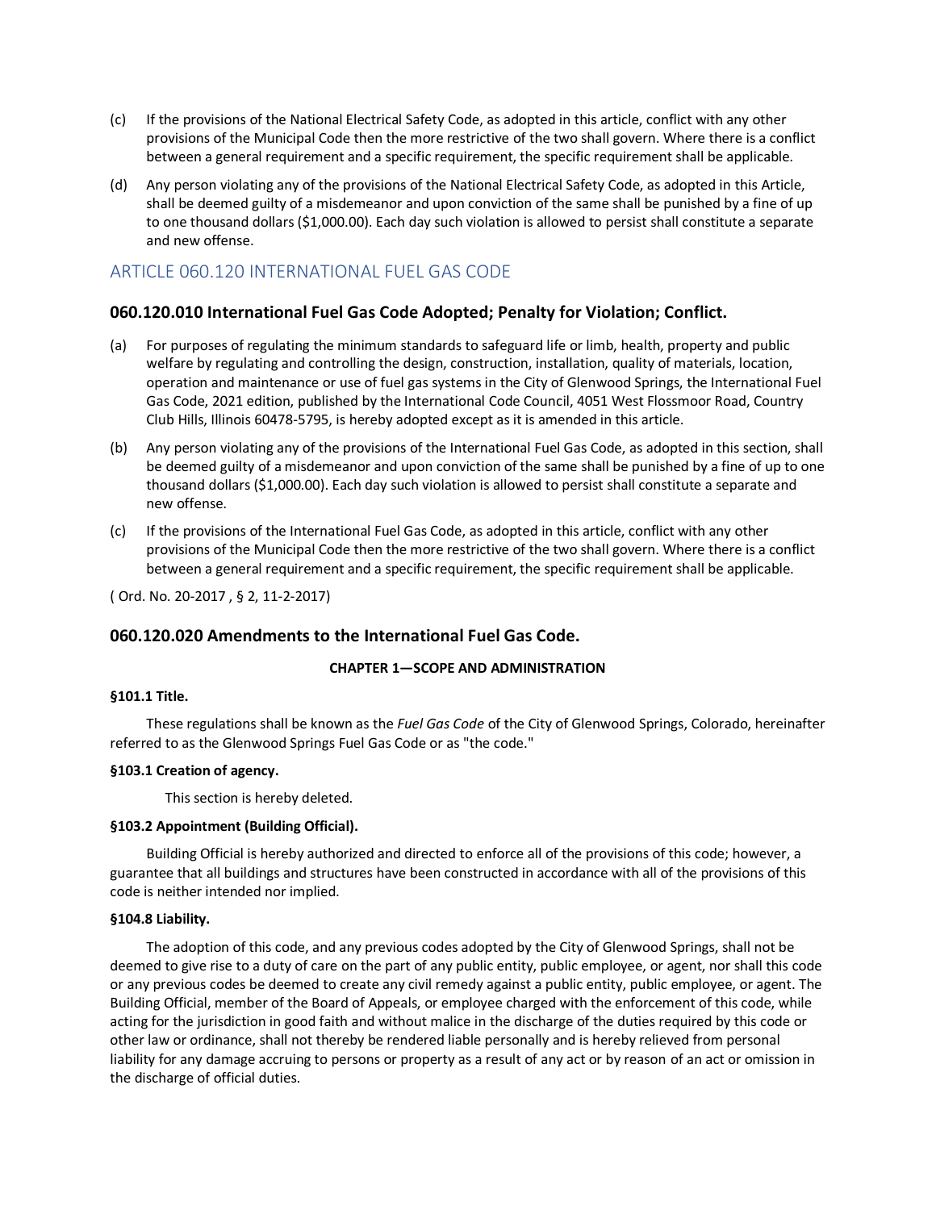(c) If the provisions of the National Electrical Safety Code, as adopted in this article, conflict with any other provisions of the Municipal Code then the more restrictive of the two shall govern. Where there is a conflict between a general requirement and a specific requirement, the specific requirement shall be applicable.

(d) Any person violating any of the provisions of the National Electrical Safety Code, as adopted in this Article, shall be deemed guilty of a misdemeanor and upon conviction of the same shall be punished by a fine of up to one thousand dollars ($1,000.00). Each day such violation is allowed to persist shall constitute a separate and new offense.

## ARTICLE 060.120 INTERNATIONAL FUEL GAS CODE

### 060.120.010 International Fuel Gas Code Adopted; Penalty for Violation; Conflict.

(a) For purposes of regulating the minimum standards to safeguard life or limb, health, property and public welfare by regulating and controlling the design, construction, installation, quality of materials, location, operation and maintenance or use of fuel gas systems in the City of Glenwood Springs, the International Fuel Gas Code, 2021 edition, published by the International Code Council, 4051 West Flossmoor Road, Country Club Hills, Illinois 60478-5795, is hereby adopted except as it is amended in this article.

(b) Any person violating any of the provisions of the International Fuel Gas Code, as adopted in this section, shall be deemed guilty of a misdemeanor and upon conviction of the same shall be punished by a fine of up to one thousand dollars ($1,000.00). Each day such violation is allowed to persist shall constitute a separate and new offense.

(c) If the provisions of the International Fuel Gas Code, as adopted in this article, conflict with any other provisions of the Municipal Code then the more restrictive of the two shall govern. Where there is a conflict between a general requirement and a specific requirement, the specific requirement shall be applicable.

( Ord. No. 20-2017 , § 2, 11-2-2017)

### 060.120.020 Amendments to the International Fuel Gas Code.

**CHAPTER 1—SCOPE AND ADMINISTRATION**

**§101.1 Title.**

These regulations shall be known as the *Fuel Gas Code* of the City of Glenwood Springs, Colorado, hereinafter referred to as the Glenwood Springs Fuel Gas Code or as "the code."

**§103.1 Creation of agency.**

This section is hereby deleted.

**§103.2 Appointment (Building Official).**

Building Official is hereby authorized and directed to enforce all of the provisions of this code; however, a guarantee that all buildings and structures have been constructed in accordance with all of the provisions of this code is neither intended nor implied.

**§104.8 Liability.**

The adoption of this code, and any previous codes adopted by the City of Glenwood Springs, shall not be deemed to give rise to a duty of care on the part of any public entity, public employee, or agent, nor shall this code or any previous codes be deemed to create any civil remedy against a public entity, public employee, or agent. The Building Official, member of the Board of Appeals, or employee charged with the enforcement of this code, while acting for the jurisdiction in good faith and without malice in the discharge of the duties required by this code or other law or ordinance, shall not thereby be rendered liable personally and is hereby relieved from personal liability for any damage accruing to persons or property as a result of any act or by reason of an act or omission in the discharge of official duties.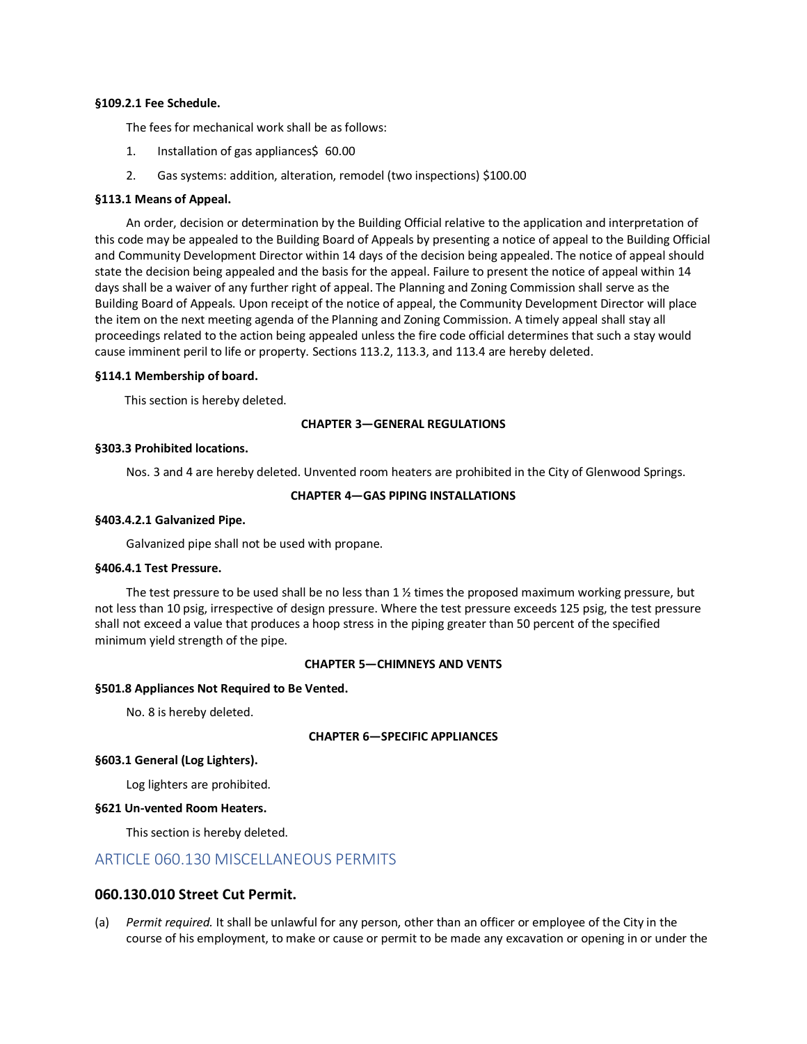**§109.2.1 Fee Schedule.**

The fees for mechanical work shall be as follows:

1. Installation of gas appliances$ 60.00
2. Gas systems: addition, alteration, remodel (two inspections) $100.00

**§113.1 Means of Appeal.**

An order, decision or determination by the Building Official relative to the application and interpretation of this code may be appealed to the Building Board of Appeals by presenting a notice of appeal to the Building Official and Community Development Director within 14 days of the decision being appealed. The notice of appeal should state the decision being appealed and the basis for the appeal. Failure to present the notice of appeal within 14 days shall be a waiver of any further right of appeal. The Planning and Zoning Commission shall serve as the Building Board of Appeals. Upon receipt of the notice of appeal, the Community Development Director will place the item on the next meeting agenda of the Planning and Zoning Commission. A timely appeal shall stay all proceedings related to the action being appealed unless the fire code official determines that such a stay would cause imminent peril to life or property. Sections 113.2, 113.3, and 113.4 are hereby deleted.

**§114.1 Membership of board.**

This section is hereby deleted.

**CHAPTER 3—GENERAL REGULATIONS**

**§303.3 Prohibited locations.**

Nos. 3 and 4 are hereby deleted. Unvented room heaters are prohibited in the City of Glenwood Springs.

**CHAPTER 4—GAS PIPING INSTALLATIONS**

**§403.4.2.1 Galvanized Pipe.**

Galvanized pipe shall not be used with propane.

**§406.4.1 Test Pressure.**

The test pressure to be used shall be no less than 1 ½ times the proposed maximum working pressure, but not less than 10 psig, irrespective of design pressure. Where the test pressure exceeds 125 psig, the test pressure shall not exceed a value that produces a hoop stress in the piping greater than 50 percent of the specified minimum yield strength of the pipe.

**CHAPTER 5—CHIMNEYS AND VENTS**

**§501.8 Appliances Not Required to Be Vented.**

No. 8 is hereby deleted.

**CHAPTER 6—SPECIFIC APPLIANCES**

**§603.1 General (Log Lighters).**

Log lighters are prohibited.

**§621 Un-vented Room Heaters.**

This section is hereby deleted.

## ARTICLE 060.130 MISCELLANEOUS PERMITS

### 060.130.010 Street Cut Permit.

(a) *Permit required.* It shall be unlawful for any person, other than an officer or employee of the City in the course of his employment, to make or cause or permit to be made any excavation or opening in or under the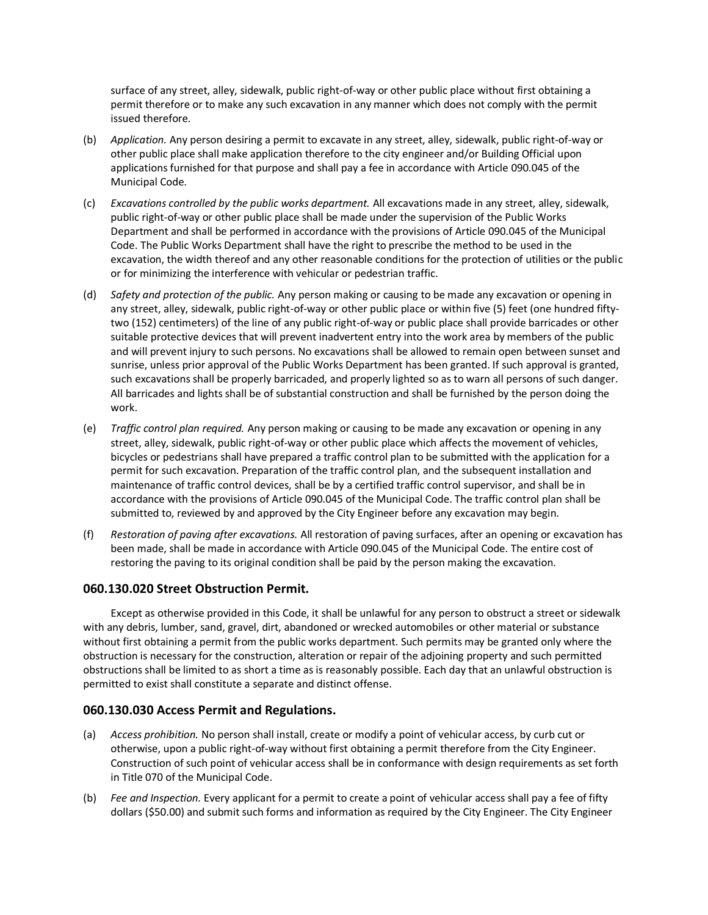surface of any street, alley, sidewalk, public right-of-way or other public place without first obtaining a permit therefore or to make any such excavation in any manner which does not comply with the permit issued therefore.

(b) *Application.* Any person desiring a permit to excavate in any street, alley, sidewalk, public right-of-way or other public place shall make application therefore to the city engineer and/or Building Official upon applications furnished for that purpose and shall pay a fee in accordance with Article 090.045 of the Municipal Code.

(c) *Excavations controlled by the public works department.* All excavations made in any street, alley, sidewalk, public right-of-way or other public place shall be made under the supervision of the Public Works Department and shall be performed in accordance with the provisions of Article 090.045 of the Municipal Code. The Public Works Department shall have the right to prescribe the method to be used in the excavation, the width thereof and any other reasonable conditions for the protection of utilities or the public or for minimizing the interference with vehicular or pedestrian traffic.

(d) *Safety and protection of the public.* Any person making or causing to be made any excavation or opening in any street, alley, sidewalk, public right-of-way or other public place or within five (5) feet (one hundred fifty-two (152) centimeters) of the line of any public right-of-way or public place shall provide barricades or other suitable protective devices that will prevent inadvertent entry into the work area by members of the public and will prevent injury to such persons. No excavations shall be allowed to remain open between sunset and sunrise, unless prior approval of the Public Works Department has been granted. If such approval is granted, such excavations shall be properly barricaded, and properly lighted so as to warn all persons of such danger. All barricades and lights shall be of substantial construction and shall be furnished by the person doing the work.

(e) *Traffic control plan required.* Any person making or causing to be made any excavation or opening in any street, alley, sidewalk, public right-of-way or other public place which affects the movement of vehicles, bicycles or pedestrians shall have prepared a traffic control plan to be submitted with the application for a permit for such excavation. Preparation of the traffic control plan, and the subsequent installation and maintenance of traffic control devices, shall be by a certified traffic control supervisor, and shall be in accordance with the provisions of Article 090.045 of the Municipal Code. The traffic control plan shall be submitted to, reviewed by and approved by the City Engineer before any excavation may begin.

(f) *Restoration of paving after excavations.* All restoration of paving surfaces, after an opening or excavation has been made, shall be made in accordance with Article 090.045 of the Municipal Code. The entire cost of restoring the paving to its original condition shall be paid by the person making the excavation.

### 060.130.020 Street Obstruction Permit.

Except as otherwise provided in this Code, it shall be unlawful for any person to obstruct a street or sidewalk with any debris, lumber, sand, gravel, dirt, abandoned or wrecked automobiles or other material or substance without first obtaining a permit from the public works department. Such permits may be granted only where the obstruction is necessary for the construction, alteration or repair of the adjoining property and such permitted obstructions shall be limited to as short a time as is reasonably possible. Each day that an unlawful obstruction is permitted to exist shall constitute a separate and distinct offense.

### 060.130.030 Access Permit and Regulations.

(a) *Access prohibition.* No person shall install, create or modify a point of vehicular access, by curb cut or otherwise, upon a public right-of-way without first obtaining a permit therefore from the City Engineer. Construction of such point of vehicular access shall be in conformance with design requirements as set forth in Title 070 of the Municipal Code.

(b) *Fee and Inspection.* Every applicant for a permit to create a point of vehicular access shall pay a fee of fifty dollars ($50.00) and submit such forms and information as required by the City Engineer. The City Engineer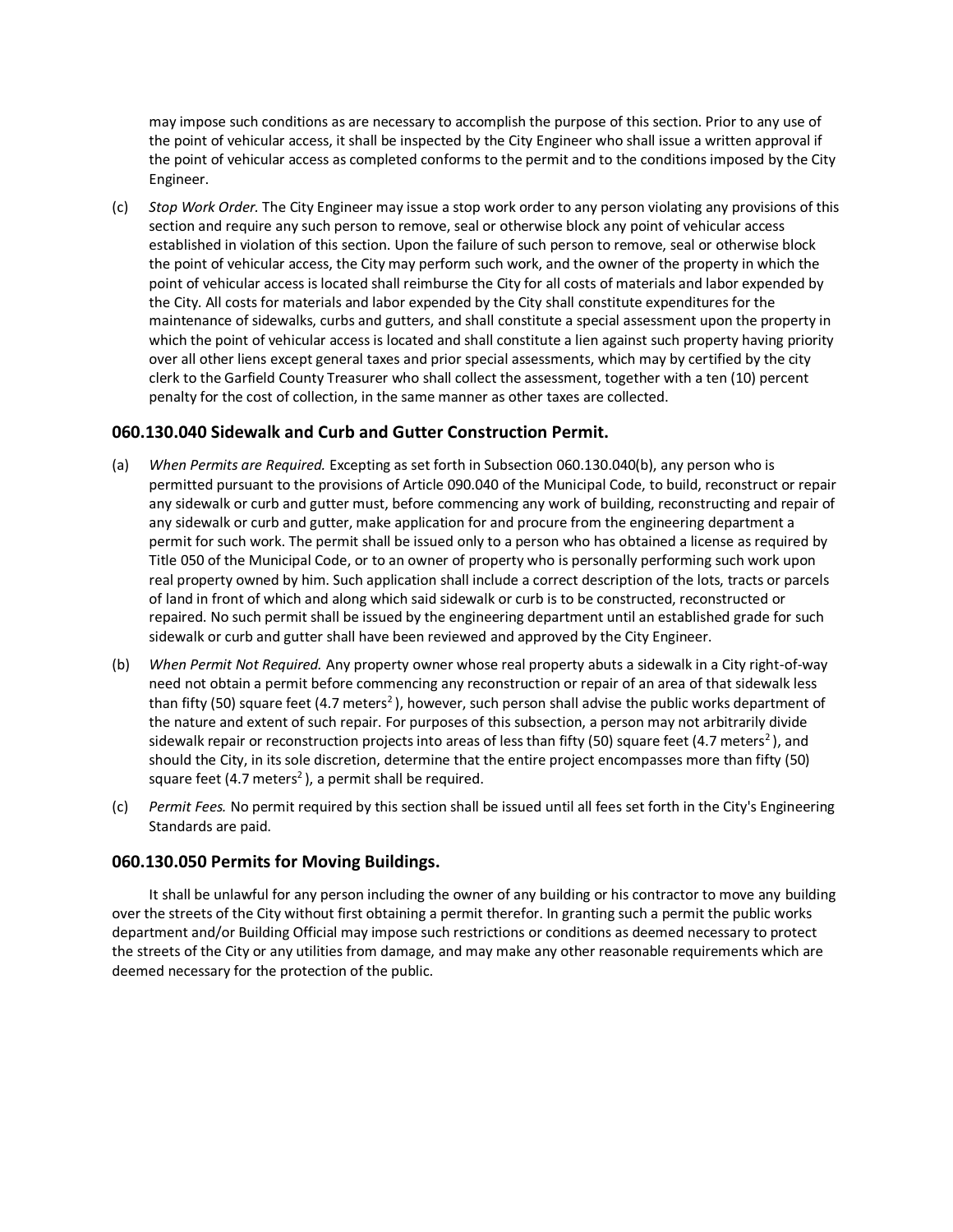may impose such conditions as are necessary to accomplish the purpose of this section. Prior to any use of the point of vehicular access, it shall be inspected by the City Engineer who shall issue a written approval if the point of vehicular access as completed conforms to the permit and to the conditions imposed by the City Engineer.

(c) *Stop Work Order.* The City Engineer may issue a stop work order to any person violating any provisions of this section and require any such person to remove, seal or otherwise block any point of vehicular access established in violation of this section. Upon the failure of such person to remove, seal or otherwise block the point of vehicular access, the City may perform such work, and the owner of the property in which the point of vehicular access is located shall reimburse the City for all costs of materials and labor expended by the City. All costs for materials and labor expended by the City shall constitute expenditures for the maintenance of sidewalks, curbs and gutters, and shall constitute a special assessment upon the property in which the point of vehicular access is located and shall constitute a lien against such property having priority over all other liens except general taxes and prior special assessments, which may by certified by the city clerk to the Garfield County Treasurer who shall collect the assessment, together with a ten (10) percent penalty for the cost of collection, in the same manner as other taxes are collected.

### 060.130.040 Sidewalk and Curb and Gutter Construction Permit.

(a) *When Permits are Required.* Excepting as set forth in Subsection 060.130.040(b), any person who is permitted pursuant to the provisions of Article 090.040 of the Municipal Code, to build, reconstruct or repair any sidewalk or curb and gutter must, before commencing any work of building, reconstructing and repair of any sidewalk or curb and gutter, make application for and procure from the engineering department a permit for such work. The permit shall be issued only to a person who has obtained a license as required by Title 050 of the Municipal Code, or to an owner of property who is personally performing such work upon real property owned by him. Such application shall include a correct description of the lots, tracts or parcels of land in front of which and along which said sidewalk or curb is to be constructed, reconstructed or repaired. No such permit shall be issued by the engineering department until an established grade for such sidewalk or curb and gutter shall have been reviewed and approved by the City Engineer.

(b) *When Permit Not Required.* Any property owner whose real property abuts a sidewalk in a City right-of-way need not obtain a permit before commencing any reconstruction or repair of an area of that sidewalk less than fifty (50) square feet (4.7 meters$^2$), however, such person shall advise the public works department of the nature and extent of such repair. For purposes of this subsection, a person may not arbitrarily divide sidewalk repair or reconstruction projects into areas of less than fifty (50) square feet (4.7 meters$^2$), and should the City, in its sole discretion, determine that the entire project encompasses more than fifty (50) square feet (4.7 meters$^2$), a permit shall be required.

(c) *Permit Fees.* No permit required by this section shall be issued until all fees set forth in the City's Engineering Standards are paid.

### 060.130.050 Permits for Moving Buildings.

It shall be unlawful for any person including the owner of any building or his contractor to move any building over the streets of the City without first obtaining a permit therefor. In granting such a permit the public works department and/or Building Official may impose such restrictions or conditions as deemed necessary to protect the streets of the City or any utilities from damage, and may make any other reasonable requirements which are deemed necessary for the protection of the public.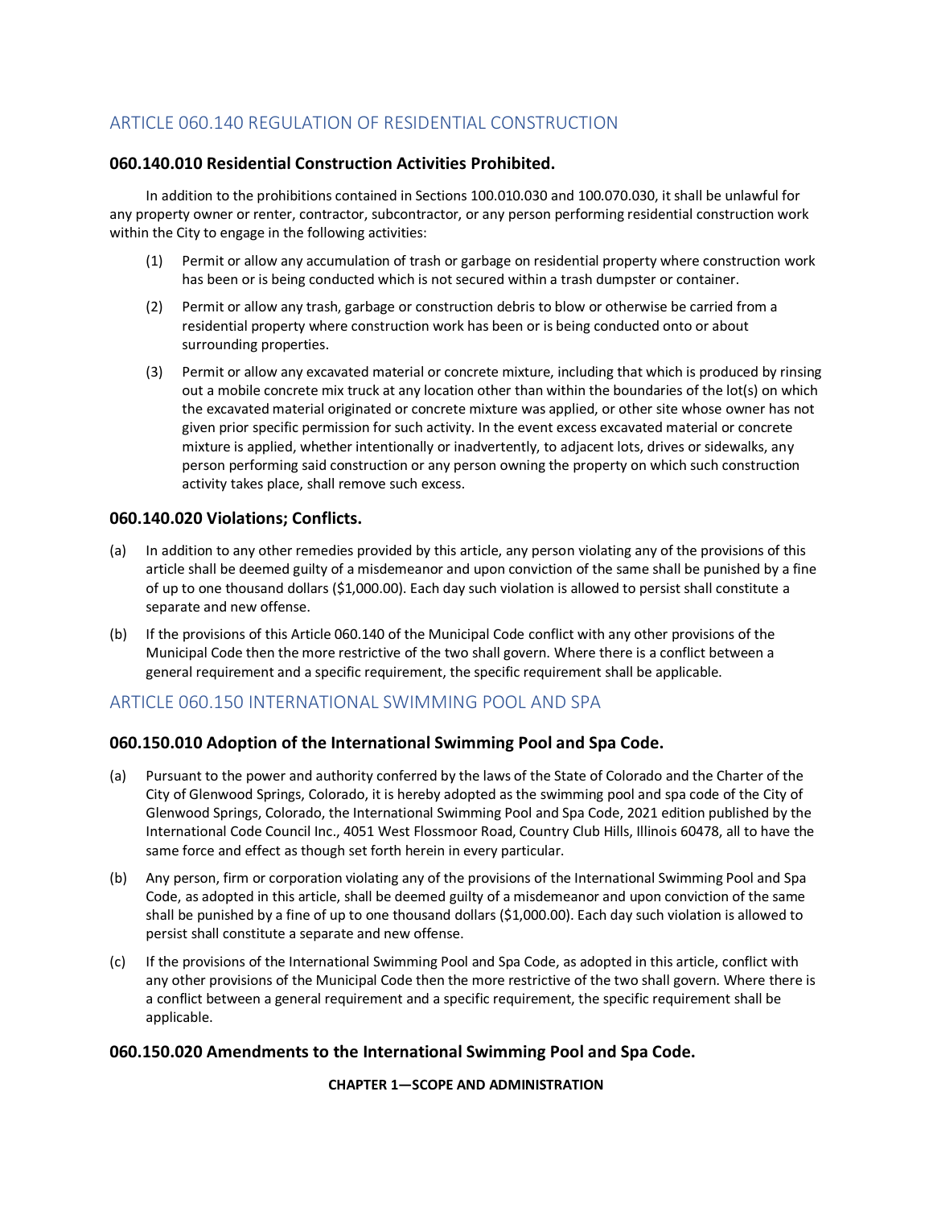## ARTICLE 060.140 REGULATION OF RESIDENTIAL CONSTRUCTION

### 060.140.010 Residential Construction Activities Prohibited.

In addition to the prohibitions contained in Sections 100.010.030 and 100.070.030, it shall be unlawful for any property owner or renter, contractor, subcontractor, or any person performing residential construction work within the City to engage in the following activities:

(1) Permit or allow any accumulation of trash or garbage on residential property where construction work has been or is being conducted which is not secured within a trash dumpster or container.

(2) Permit or allow any trash, garbage or construction debris to blow or otherwise be carried from a residential property where construction work has been or is being conducted onto or about surrounding properties.

(3) Permit or allow any excavated material or concrete mixture, including that which is produced by rinsing out a mobile concrete mix truck at any location other than within the boundaries of the lot(s) on which the excavated material originated or concrete mixture was applied, or other site whose owner has not given prior specific permission for such activity. In the event excess excavated material or concrete mixture is applied, whether intentionally or inadvertently, to adjacent lots, drives or sidewalks, any person performing said construction or any person owning the property on which such construction activity takes place, shall remove such excess.

### 060.140.020 Violations; Conflicts.

(a) In addition to any other remedies provided by this article, any person violating any of the provisions of this article shall be deemed guilty of a misdemeanor and upon conviction of the same shall be punished by a fine of up to one thousand dollars ($1,000.00). Each day such violation is allowed to persist shall constitute a separate and new offense.

(b) If the provisions of this Article 060.140 of the Municipal Code conflict with any other provisions of the Municipal Code then the more restrictive of the two shall govern. Where there is a conflict between a general requirement and a specific requirement, the specific requirement shall be applicable.

## ARTICLE 060.150 INTERNATIONAL SWIMMING POOL AND SPA

### 060.150.010 Adoption of the International Swimming Pool and Spa Code.

(a) Pursuant to the power and authority conferred by the laws of the State of Colorado and the Charter of the City of Glenwood Springs, Colorado, it is hereby adopted as the swimming pool and spa code of the City of Glenwood Springs, Colorado, the International Swimming Pool and Spa Code, 2021 edition published by the International Code Council Inc., 4051 West Flossmoor Road, Country Club Hills, Illinois 60478, all to have the same force and effect as though set forth herein in every particular.

(b) Any person, firm or corporation violating any of the provisions of the International Swimming Pool and Spa Code, as adopted in this article, shall be deemed guilty of a misdemeanor and upon conviction of the same shall be punished by a fine of up to one thousand dollars ($1,000.00). Each day such violation is allowed to persist shall constitute a separate and new offense.

(c) If the provisions of the International Swimming Pool and Spa Code, as adopted in this article, conflict with any other provisions of the Municipal Code then the more restrictive of the two shall govern. Where there is a conflict between a general requirement and a specific requirement, the specific requirement shall be applicable.

### 060.150.020 Amendments to the International Swimming Pool and Spa Code.

**CHAPTER 1—SCOPE AND ADMINISTRATION**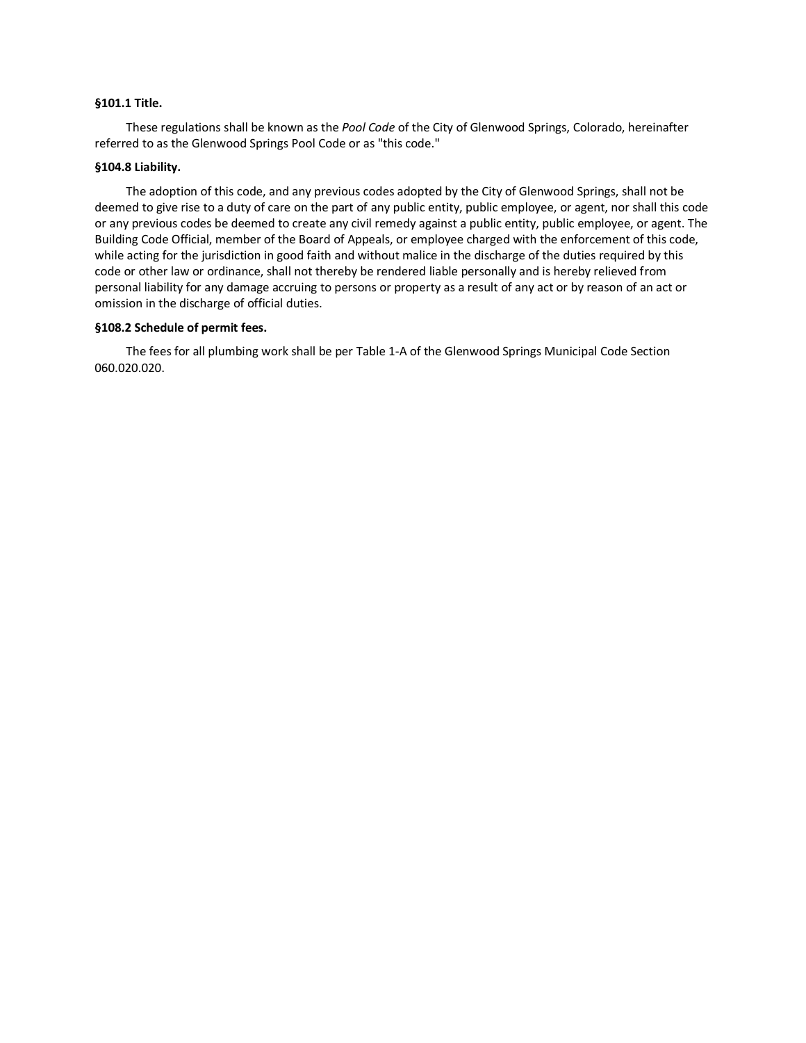**§101.1 Title.**

These regulations shall be known as the *Pool Code* of the City of Glenwood Springs, Colorado, hereinafter referred to as the Glenwood Springs Pool Code or as "this code."

**§104.8 Liability.**

The adoption of this code, and any previous codes adopted by the City of Glenwood Springs, shall not be deemed to give rise to a duty of care on the part of any public entity, public employee, or agent, nor shall this code or any previous codes be deemed to create any civil remedy against a public entity, public employee, or agent. The Building Code Official, member of the Board of Appeals, or employee charged with the enforcement of this code, while acting for the jurisdiction in good faith and without malice in the discharge of the duties required by this code or other law or ordinance, shall not thereby be rendered liable personally and is hereby relieved from personal liability for any damage accruing to persons or property as a result of any act or by reason of an act or omission in the discharge of official duties.

**§108.2 Schedule of permit fees.**

The fees for all plumbing work shall be per Table 1-A of the Glenwood Springs Municipal Code Section 060.020.020.